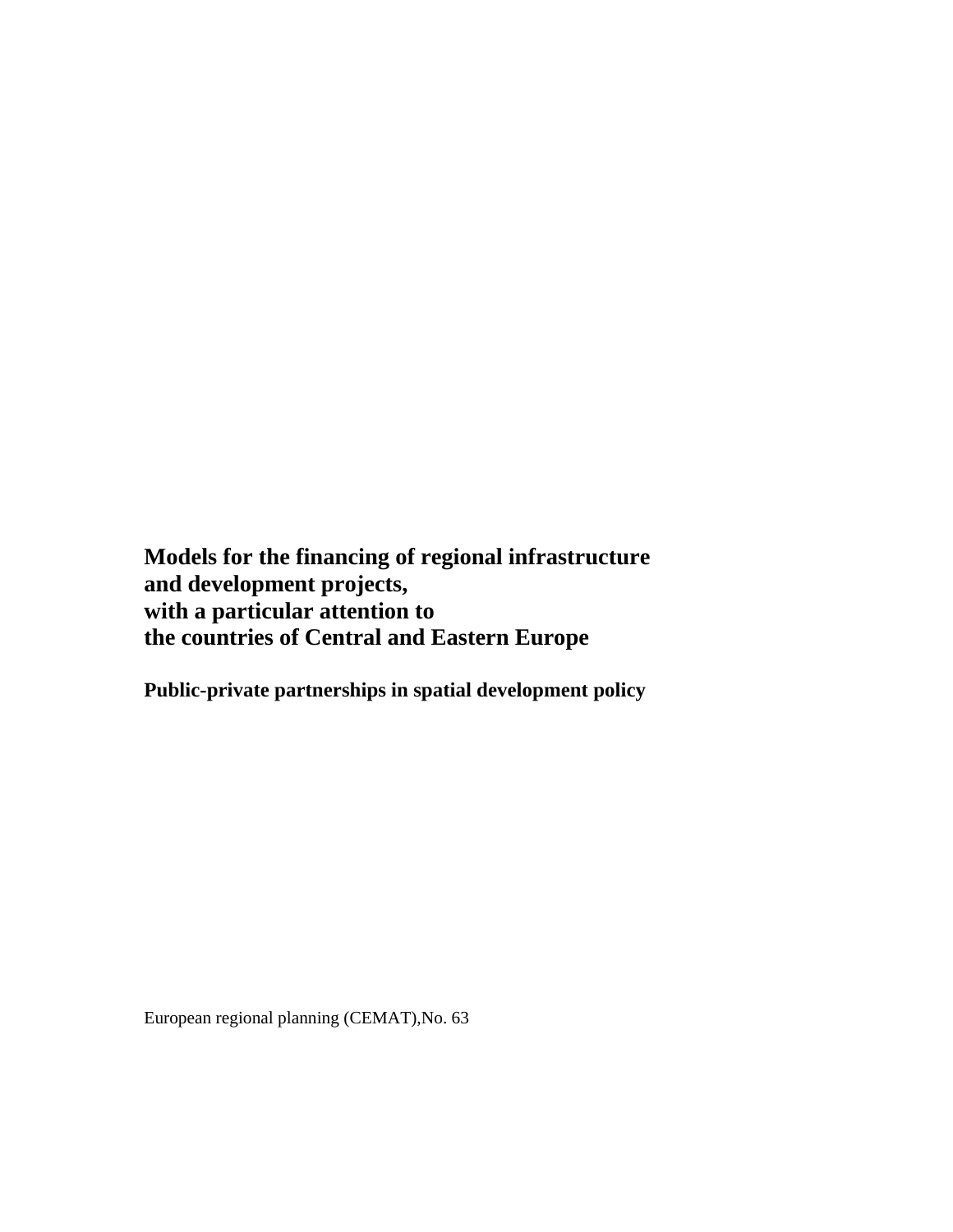# Models for the financing of regional infrastructure and development projects, with a particular attention to the countries of Central and Eastern Europe

## Public-private partnerships in spatial development policy

European regional planning (CEMAT),No. 63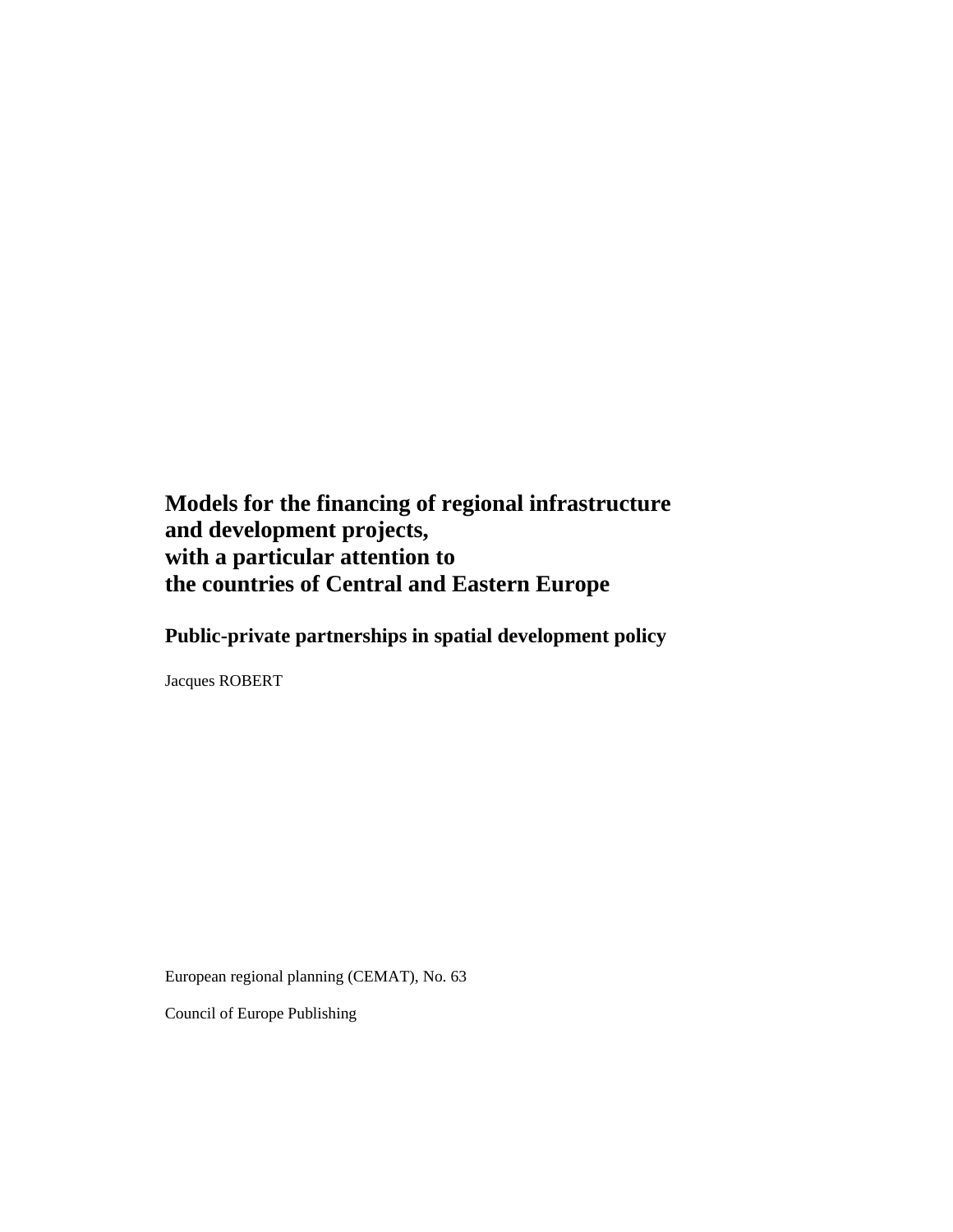# Models for the financing of regional infrastructure and development projects, with a particular attention to the countries of Central and Eastern Europe

## Public-private partnerships in spatial development policy

Jacques ROBERT

European regional planning (CEMAT), No. 63

Council of Europe Publishing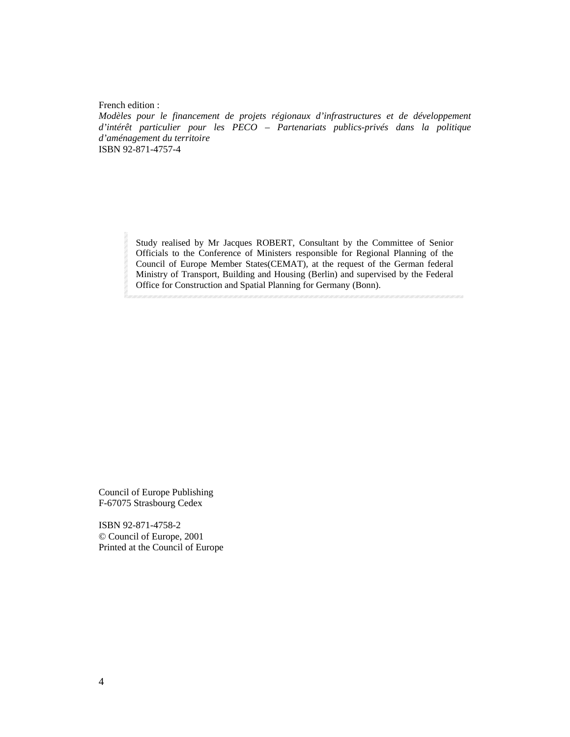French edition :
*Modèles pour le financement de projets régionaux d'infrastructures et de développement d'intérêt particulier pour les PECO – Partenariats publics-privés dans la politique d'aménagement du territoire*
ISBN 92-871-4757-4

Study realised by Mr Jacques ROBERT, Consultant by the Committee of Senior Officials to the Conference of Ministers responsible for Regional Planning of the Council of Europe Member States(CEMAT), at the request of the German federal Ministry of Transport, Building and Housing (Berlin) and supervised by the Federal Office for Construction and Spatial Planning for Germany (Bonn).

Council of Europe Publishing
F-67075 Strasbourg Cedex

ISBN 92-871-4758-2
© Council of Europe, 2001
Printed at the Council of Europe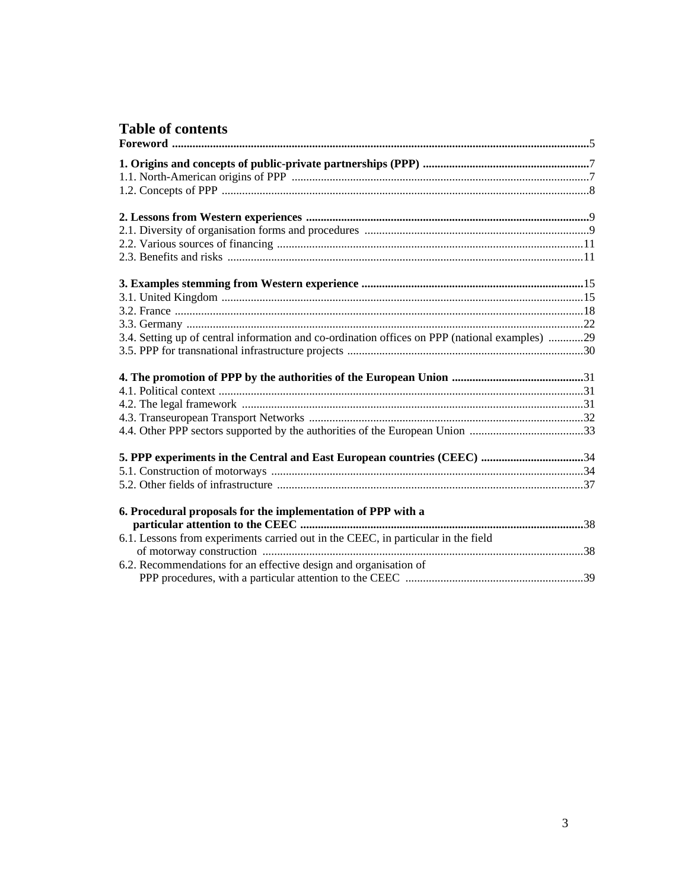# Table of contents

**Foreword** ..... 5

**1. Origins and concepts of public-private partnerships (PPP)** ..... 7
1.1. North-American origins of PPP ..... 7
1.2. Concepts of PPP ..... 8

**2. Lessons from Western experiences** ..... 9
2.1. Diversity of organisation forms and procedures ..... 9
2.2. Various sources of financing ..... 11
2.3. Benefits and risks ..... 11

**3. Examples stemming from Western experience** ..... 15
3.1. United Kingdom ..... 15
3.2. France ..... 18
3.3. Germany ..... 22
3.4. Setting up of central information and co-ordination offices on PPP (national examples) ..... 29
3.5. PPP for transnational infrastructure projects ..... 30

**4. The promotion of PPP by the authorities of the European Union** ..... 31
4.1. Political context ..... 31
4.2. The legal framework ..... 31
4.3. Transeuropean Transport Networks ..... 32
4.4. Other PPP sectors supported by the authorities of the European Union ..... 33

**5. PPP experiments in the Central and East European countries (CEEC)** ..... 34
5.1. Construction of motorways ..... 34
5.2. Other fields of infrastructure ..... 37

**6. Procedural proposals for the implementation of PPP with a particular attention to the CEEC** ..... 38
6.1. Lessons from experiments carried out in the CEEC, in particular in the field of motorway construction ..... 38
6.2. Recommendations for an effective design and organisation of PPP procedures, with a particular attention to the CEEC ..... 39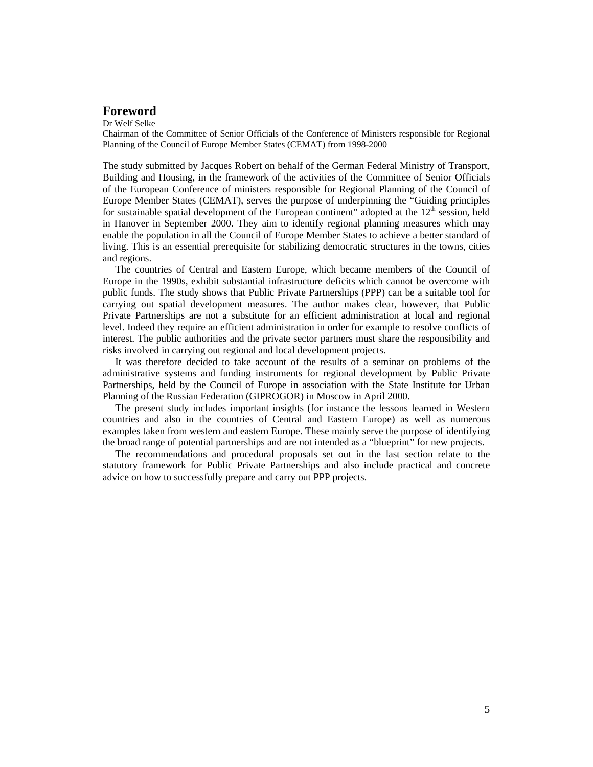# Foreword

Dr Welf Selke

Chairman of the Committee of Senior Officials of the Conference of Ministers responsible for Regional Planning of the Council of Europe Member States (CEMAT) from 1998-2000

The study submitted by Jacques Robert on behalf of the German Federal Ministry of Transport, Building and Housing, in the framework of the activities of the Committee of Senior Officials of the European Conference of ministers responsible for Regional Planning of the Council of Europe Member States (CEMAT), serves the purpose of underpinning the "Guiding principles for sustainable spatial development of the European continent" adopted at the 12th session, held in Hanover in September 2000. They aim to identify regional planning measures which may enable the population in all the Council of Europe Member States to achieve a better standard of living. This is an essential prerequisite for stabilizing democratic structures in the towns, cities and regions.

The countries of Central and Eastern Europe, which became members of the Council of Europe in the 1990s, exhibit substantial infrastructure deficits which cannot be overcome with public funds. The study shows that Public Private Partnerships (PPP) can be a suitable tool for carrying out spatial development measures. The author makes clear, however, that Public Private Partnerships are not a substitute for an efficient administration at local and regional level. Indeed they require an efficient administration in order for example to resolve conflicts of interest. The public authorities and the private sector partners must share the responsibility and risks involved in carrying out regional and local development projects.

It was therefore decided to take account of the results of a seminar on problems of the administrative systems and funding instruments for regional development by Public Private Partnerships, held by the Council of Europe in association with the State Institute for Urban Planning of the Russian Federation (GIPROGOR) in Moscow in April 2000.

The present study includes important insights (for instance the lessons learned in Western countries and also in the countries of Central and Eastern Europe) as well as numerous examples taken from western and eastern Europe. These mainly serve the purpose of identifying the broad range of potential partnerships and are not intended as a "blueprint" for new projects.

The recommendations and procedural proposals set out in the last section relate to the statutory framework for Public Private Partnerships and also include practical and concrete advice on how to successfully prepare and carry out PPP projects.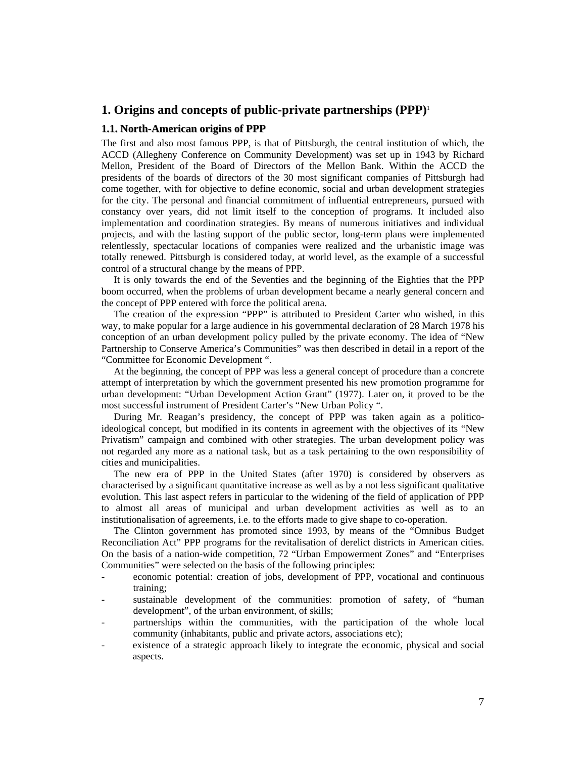# 1. Origins and concepts of public-private partnerships (PPP)[1]

## 1.1. North-American origins of PPP

The first and also most famous PPP, is that of Pittsburgh, the central institution of which, the ACCD (Allegheny Conference on Community Development) was set up in 1943 by Richard Mellon, President of the Board of Directors of the Mellon Bank. Within the ACCD the presidents of the boards of directors of the 30 most significant companies of Pittsburgh had come together, with for objective to define economic, social and urban development strategies for the city. The personal and financial commitment of influential entrepreneurs, pursued with constancy over years, did not limit itself to the conception of programs. It included also implementation and coordination strategies. By means of numerous initiatives and individual projects, and with the lasting support of the public sector, long-term plans were implemented relentlessly, spectacular locations of companies were realized and the urbanistic image was totally renewed. Pittsburgh is considered today, at world level, as the example of a successful control of a structural change by the means of PPP.

It is only towards the end of the Seventies and the beginning of the Eighties that the PPP boom occurred, when the problems of urban development became a nearly general concern and the concept of PPP entered with force the political arena.

The creation of the expression "PPP" is attributed to President Carter who wished, in this way, to make popular for a large audience in his governmental declaration of 28 March 1978 his conception of an urban development policy pulled by the private economy. The idea of "New Partnership to Conserve America's Communities" was then described in detail in a report of the "Committee for Economic Development ".

At the beginning, the concept of PPP was less a general concept of procedure than a concrete attempt of interpretation by which the government presented his new promotion programme for urban development: "Urban Development Action Grant" (1977). Later on, it proved to be the most successful instrument of President Carter's "New Urban Policy ".

During Mr. Reagan's presidency, the concept of PPP was taken again as a politico-ideological concept, but modified in its contents in agreement with the objectives of its "New Privatism" campaign and combined with other strategies. The urban development policy was not regarded any more as a national task, but as a task pertaining to the own responsibility of cities and municipalities.

The new era of PPP in the United States (after 1970) is considered by observers as characterised by a significant quantitative increase as well as by a not less significant qualitative evolution. This last aspect refers in particular to the widening of the field of application of PPP to almost all areas of municipal and urban development activities as well as to an institutionalisation of agreements, i.e. to the efforts made to give shape to co-operation.

The Clinton government has promoted since 1993, by means of the "Omnibus Budget Reconciliation Act" PPP programs for the revitalisation of derelict districts in American cities. On the basis of a nation-wide competition, 72 "Urban Empowerment Zones" and "Enterprises Communities" were selected on the basis of the following principles:

- economic potential: creation of jobs, development of PPP, vocational and continuous training;
- sustainable development of the communities: promotion of safety, of "human development", of the urban environment, of skills;
- partnerships within the communities, with the participation of the whole local community (inhabitants, public and private actors, associations etc);
- existence of a strategic approach likely to integrate the economic, physical and social aspects.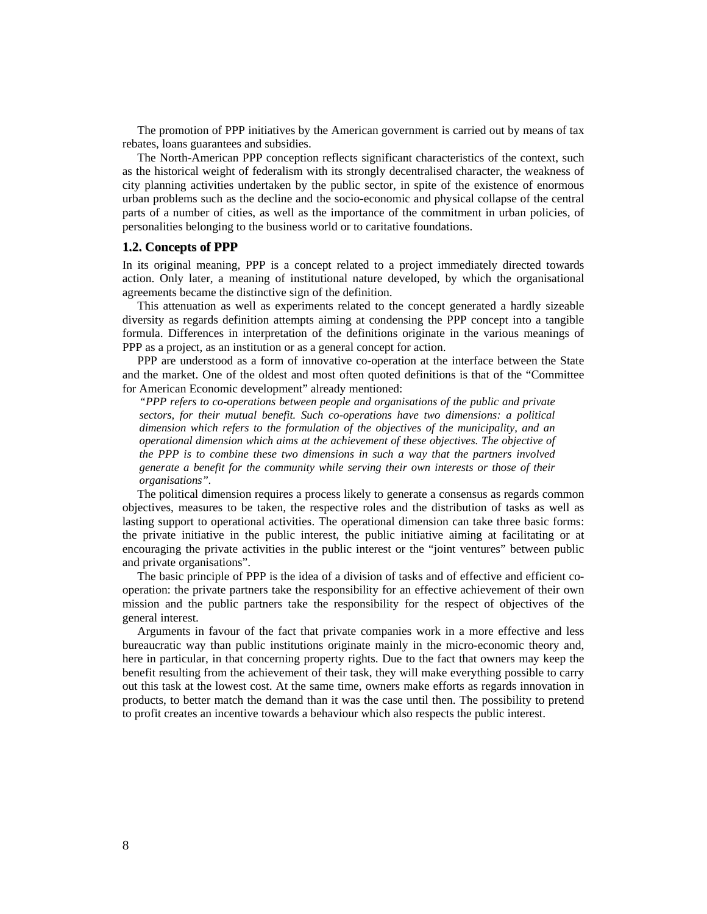The promotion of PPP initiatives by the American government is carried out by means of tax rebates, loans guarantees and subsidies.

The North-American PPP conception reflects significant characteristics of the context, such as the historical weight of federalism with its strongly decentralised character, the weakness of city planning activities undertaken by the public sector, in spite of the existence of enormous urban problems such as the decline and the socio-economic and physical collapse of the central parts of a number of cities, as well as the importance of the commitment in urban policies, of personalities belonging to the business world or to caritative foundations.

### 1.2. Concepts of PPP

In its original meaning, PPP is a concept related to a project immediately directed towards action. Only later, a meaning of institutional nature developed, by which the organisational agreements became the distinctive sign of the definition.

This attenuation as well as experiments related to the concept generated a hardly sizeable diversity as regards definition attempts aiming at condensing the PPP concept into a tangible formula. Differences in interpretation of the definitions originate in the various meanings of PPP as a project, as an institution or as a general concept for action.

PPP are understood as a form of innovative co-operation at the interface between the State and the market. One of the oldest and most often quoted definitions is that of the "Committee for American Economic development" already mentioned:

> *"PPP refers to co-operations between people and organisations of the public and private sectors, for their mutual benefit. Such co-operations have two dimensions: a political dimension which refers to the formulation of the objectives of the municipality, and an operational dimension which aims at the achievement of these objectives. The objective of the PPP is to combine these two dimensions in such a way that the partners involved generate a benefit for the community while serving their own interests or those of their organisations".*

The political dimension requires a process likely to generate a consensus as regards common objectives, measures to be taken, the respective roles and the distribution of tasks as well as lasting support to operational activities. The operational dimension can take three basic forms: the private initiative in the public interest, the public initiative aiming at facilitating or at encouraging the private activities in the public interest or the "joint ventures" between public and private organisations".

The basic principle of PPP is the idea of a division of tasks and of effective and efficient co-operation: the private partners take the responsibility for an effective achievement of their own mission and the public partners take the responsibility for the respect of objectives of the general interest.

Arguments in favour of the fact that private companies work in a more effective and less bureaucratic way than public institutions originate mainly in the micro-economic theory and, here in particular, in that concerning property rights. Due to the fact that owners may keep the benefit resulting from the achievement of their task, they will make everything possible to carry out this task at the lowest cost. At the same time, owners make efforts as regards innovation in products, to better match the demand than it was the case until then. The possibility to pretend to profit creates an incentive towards a behaviour which also respects the public interest.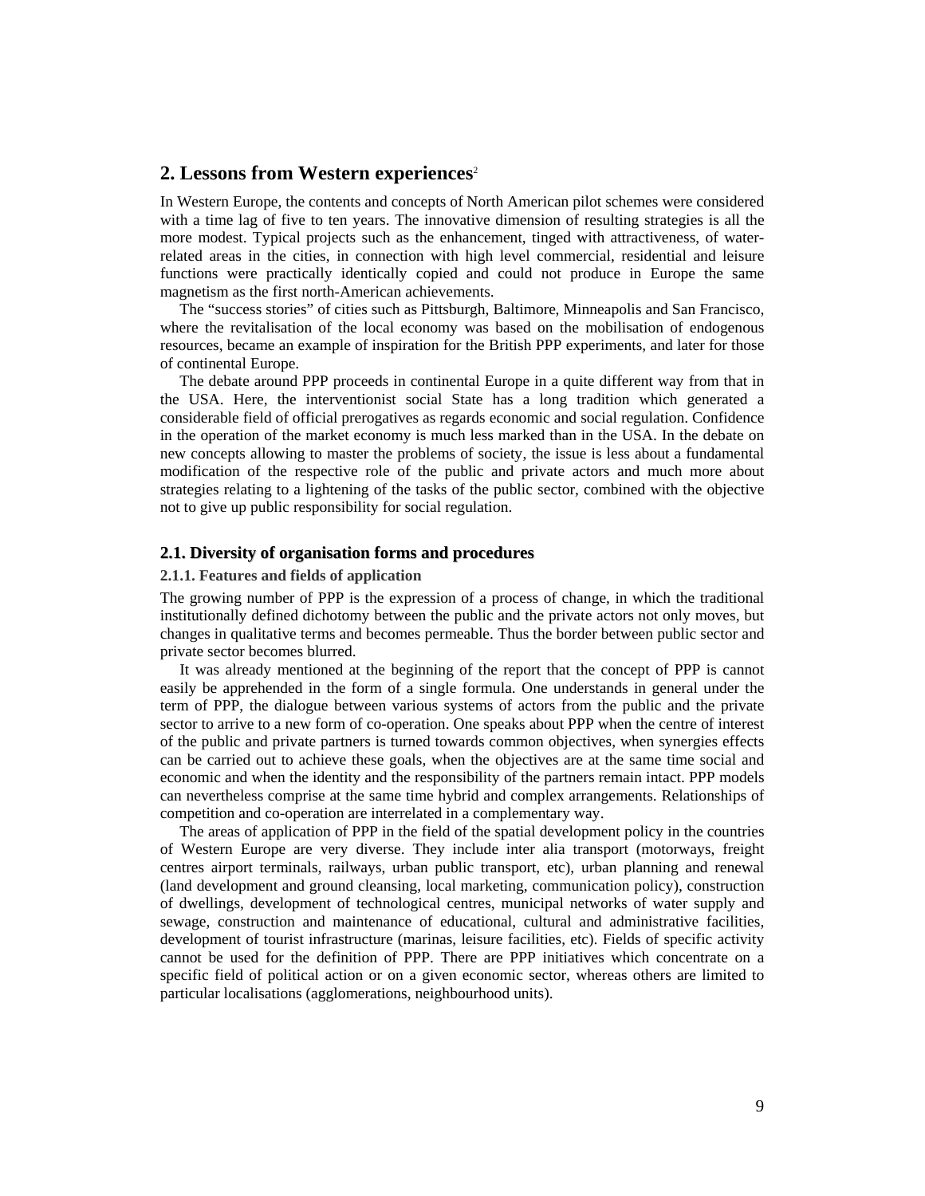## 2. Lessons from Western experiences[2]

In Western Europe, the contents and concepts of North American pilot schemes were considered with a time lag of five to ten years. The innovative dimension of resulting strategies is all the more modest. Typical projects such as the enhancement, tinged with attractiveness, of water-related areas in the cities, in connection with high level commercial, residential and leisure functions were practically identically copied and could not produce in Europe the same magnetism as the first north-American achievements.

The "success stories" of cities such as Pittsburgh, Baltimore, Minneapolis and San Francisco, where the revitalisation of the local economy was based on the mobilisation of endogenous resources, became an example of inspiration for the British PPP experiments, and later for those of continental Europe.

The debate around PPP proceeds in continental Europe in a quite different way from that in the USA. Here, the interventionist social State has a long tradition which generated a considerable field of official prerogatives as regards economic and social regulation. Confidence in the operation of the market economy is much less marked than in the USA. In the debate on new concepts allowing to master the problems of society, the issue is less about a fundamental modification of the respective role of the public and private actors and much more about strategies relating to a lightening of the tasks of the public sector, combined with the objective not to give up public responsibility for social regulation.

### 2.1. Diversity of organisation forms and procedures

#### 2.1.1. Features and fields of application

The growing number of PPP is the expression of a process of change, in which the traditional institutionally defined dichotomy between the public and the private actors not only moves, but changes in qualitative terms and becomes permeable. Thus the border between public sector and private sector becomes blurred.

It was already mentioned at the beginning of the report that the concept of PPP is cannot easily be apprehended in the form of a single formula. One understands in general under the term of PPP, the dialogue between various systems of actors from the public and the private sector to arrive to a new form of co-operation. One speaks about PPP when the centre of interest of the public and private partners is turned towards common objectives, when synergies effects can be carried out to achieve these goals, when the objectives are at the same time social and economic and when the identity and the responsibility of the partners remain intact. PPP models can nevertheless comprise at the same time hybrid and complex arrangements. Relationships of competition and co-operation are interrelated in a complementary way.

The areas of application of PPP in the field of the spatial development policy in the countries of Western Europe are very diverse. They include inter alia transport (motorways, freight centres airport terminals, railways, urban public transport, etc), urban planning and renewal (land development and ground cleansing, local marketing, communication policy), construction of dwellings, development of technological centres, municipal networks of water supply and sewage, construction and maintenance of educational, cultural and administrative facilities, development of tourist infrastructure (marinas, leisure facilities, etc). Fields of specific activity cannot be used for the definition of PPP. There are PPP initiatives which concentrate on a specific field of political action or on a given economic sector, whereas others are limited to particular localisations (agglomerations, neighbourhood units).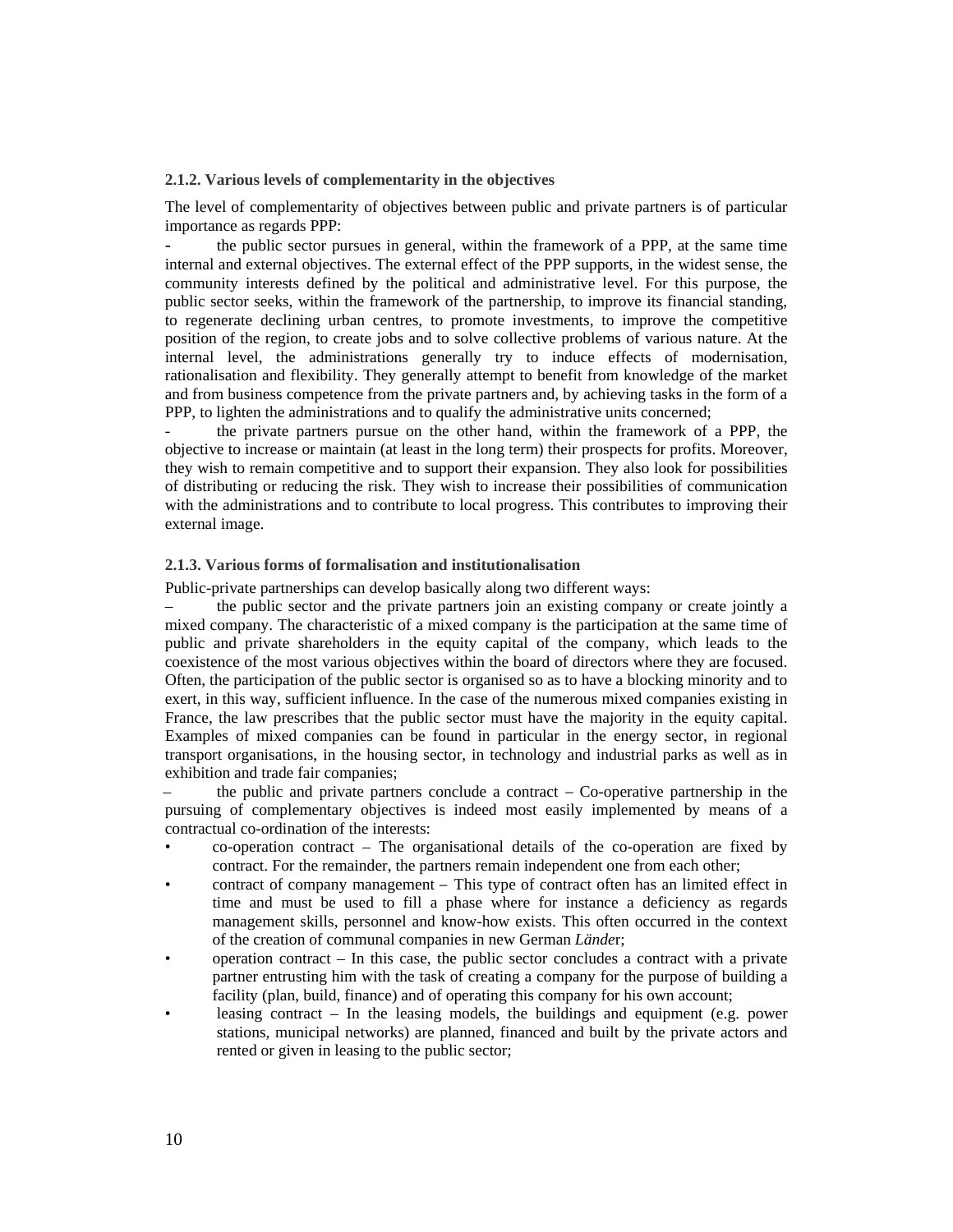### 2.1.2. Various levels of complementarity in the objectives

The level of complementarity of objectives between public and private partners is of particular importance as regards PPP:

- the public sector pursues in general, within the framework of a PPP, at the same time internal and external objectives. The external effect of the PPP supports, in the widest sense, the community interests defined by the political and administrative level. For this purpose, the public sector seeks, within the framework of the partnership, to improve its financial standing, to regenerate declining urban centres, to promote investments, to improve the competitive position of the region, to create jobs and to solve collective problems of various nature. At the internal level, the administrations generally try to induce effects of modernisation, rationalisation and flexibility. They generally attempt to benefit from knowledge of the market and from business competence from the private partners and, by achieving tasks in the form of a PPP, to lighten the administrations and to qualify the administrative units concerned;
- the private partners pursue on the other hand, within the framework of a PPP, the objective to increase or maintain (at least in the long term) their prospects for profits. Moreover, they wish to remain competitive and to support their expansion. They also look for possibilities of distributing or reducing the risk. They wish to increase their possibilities of communication with the administrations and to contribute to local progress. This contributes to improving their external image.

### 2.1.3. Various forms of formalisation and institutionalisation

Public-private partnerships can develop basically along two different ways:

– the public sector and the private partners join an existing company or create jointly a mixed company. The characteristic of a mixed company is the participation at the same time of public and private shareholders in the equity capital of the company, which leads to the coexistence of the most various objectives within the board of directors where they are focused. Often, the participation of the public sector is organised so as to have a blocking minority and to exert, in this way, sufficient influence. In the case of the numerous mixed companies existing in France, the law prescribes that the public sector must have the majority in the equity capital. Examples of mixed companies can be found in particular in the energy sector, in regional transport organisations, in the housing sector, in technology and industrial parks as well as in exhibition and trade fair companies;

– the public and private partners conclude a contract – Co-operative partnership in the pursuing of complementary objectives is indeed most easily implemented by means of a contractual co-ordination of the interests:

- co-operation contract – The organisational details of the co-operation are fixed by contract. For the remainder, the partners remain independent one from each other;
- contract of company management – This type of contract often has an limited effect in time and must be used to fill a phase where for instance a deficiency as regards management skills, personnel and know-how exists. This often occurred in the context of the creation of communal companies in new German *Länder*;
- operation contract – In this case, the public sector concludes a contract with a private partner entrusting him with the task of creating a company for the purpose of building a facility (plan, build, finance) and of operating this company for his own account;
- leasing contract – In the leasing models, the buildings and equipment (e.g. power stations, municipal networks) are planned, financed and built by the private actors and rented or given in leasing to the public sector;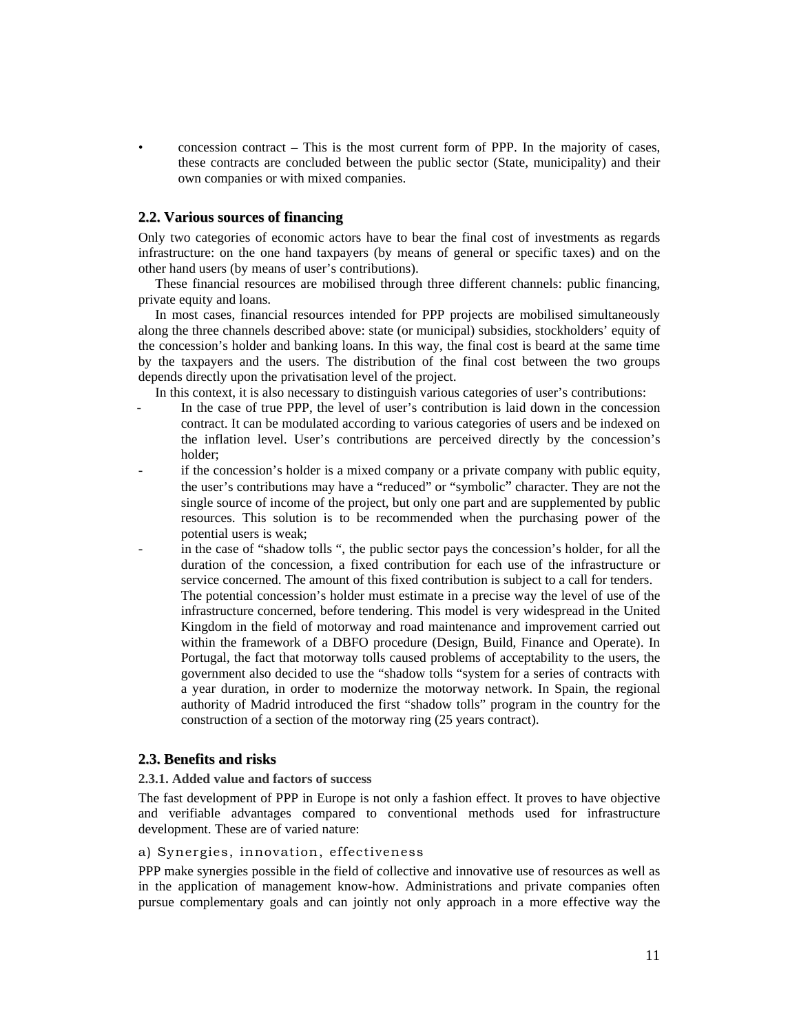- concession contract – This is the most current form of PPP. In the majority of cases, these contracts are concluded between the public sector (State, municipality) and their own companies or with mixed companies.

## 2.2. Various sources of financing

Only two categories of economic actors have to bear the final cost of investments as regards infrastructure: on the one hand taxpayers (by means of general or specific taxes) and on the other hand users (by means of user's contributions).

These financial resources are mobilised through three different channels: public financing, private equity and loans.

In most cases, financial resources intended for PPP projects are mobilised simultaneously along the three channels described above: state (or municipal) subsidies, stockholders' equity of the concession's holder and banking loans. In this way, the final cost is beard at the same time by the taxpayers and the users. The distribution of the final cost between the two groups depends directly upon the privatisation level of the project.

In this context, it is also necessary to distinguish various categories of user's contributions:

- In the case of true PPP, the level of user's contribution is laid down in the concession contract. It can be modulated according to various categories of users and be indexed on the inflation level. User's contributions are perceived directly by the concession's holder;
- if the concession's holder is a mixed company or a private company with public equity, the user's contributions may have a "reduced" or "symbolic" character. They are not the single source of income of the project, but only one part and are supplemented by public resources. This solution is to be recommended when the purchasing power of the potential users is weak;
- in the case of "shadow tolls ", the public sector pays the concession's holder, for all the duration of the concession, a fixed contribution for each use of the infrastructure or service concerned. The amount of this fixed contribution is subject to a call for tenders.
  The potential concession's holder must estimate in a precise way the level of use of the infrastructure concerned, before tendering. This model is very widespread in the United Kingdom in the field of motorway and road maintenance and improvement carried out within the framework of a DBFO procedure (Design, Build, Finance and Operate). In Portugal, the fact that motorway tolls caused problems of acceptability to the users, the government also decided to use the "shadow tolls "system for a series of contracts with a year duration, in order to modernize the motorway network. In Spain, the regional authority of Madrid introduced the first "shadow tolls" program in the country for the construction of a section of the motorway ring (25 years contract).

## 2.3. Benefits and risks

### 2.3.1. Added value and factors of success

The fast development of PPP in Europe is not only a fashion effect. It proves to have objective and verifiable advantages compared to conventional methods used for infrastructure development. These are of varied nature:

a) Synergies, innovation, effectiveness

PPP make synergies possible in the field of collective and innovative use of resources as well as in the application of management know-how. Administrations and private companies often pursue complementary goals and can jointly not only approach in a more effective way the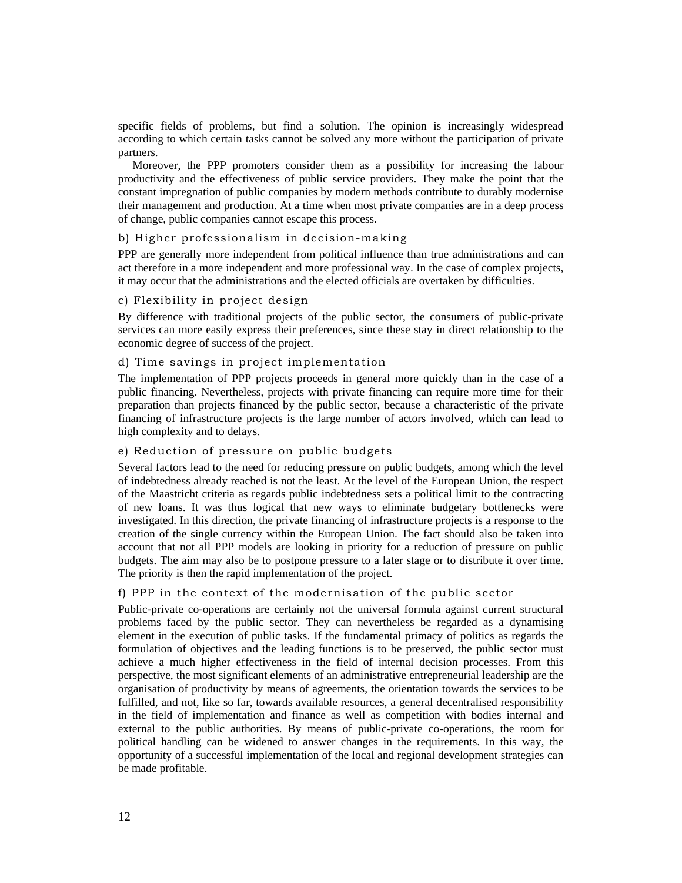specific fields of problems, but find a solution. The opinion is increasingly widespread according to which certain tasks cannot be solved any more without the participation of private partners.

Moreover, the PPP promoters consider them as a possibility for increasing the labour productivity and the effectiveness of public service providers. They make the point that the constant impregnation of public companies by modern methods contribute to durably modernise their management and production. At a time when most private companies are in a deep process of change, public companies cannot escape this process.

#### b) Higher professionalism in decision-making

PPP are generally more independent from political influence than true administrations and can act therefore in a more independent and more professional way. In the case of complex projects, it may occur that the administrations and the elected officials are overtaken by difficulties.

#### c) Flexibility in project design

By difference with traditional projects of the public sector, the consumers of public-private services can more easily express their preferences, since these stay in direct relationship to the economic degree of success of the project.

#### d) Time savings in project implementation

The implementation of PPP projects proceeds in general more quickly than in the case of a public financing. Nevertheless, projects with private financing can require more time for their preparation than projects financed by the public sector, because a characteristic of the private financing of infrastructure projects is the large number of actors involved, which can lead to high complexity and to delays.

#### e) Reduction of pressure on public budgets

Several factors lead to the need for reducing pressure on public budgets, among which the level of indebtedness already reached is not the least. At the level of the European Union, the respect of the Maastricht criteria as regards public indebtedness sets a political limit to the contracting of new loans. It was thus logical that new ways to eliminate budgetary bottlenecks were investigated. In this direction, the private financing of infrastructure projects is a response to the creation of the single currency within the European Union. The fact should also be taken into account that not all PPP models are looking in priority for a reduction of pressure on public budgets. The aim may also be to postpone pressure to a later stage or to distribute it over time. The priority is then the rapid implementation of the project.

#### f) PPP in the context of the modernisation of the public sector

Public-private co-operations are certainly not the universal formula against current structural problems faced by the public sector. They can nevertheless be regarded as a dynamising element in the execution of public tasks. If the fundamental primacy of politics as regards the formulation of objectives and the leading functions is to be preserved, the public sector must achieve a much higher effectiveness in the field of internal decision processes. From this perspective, the most significant elements of an administrative entrepreneurial leadership are the organisation of productivity by means of agreements, the orientation towards the services to be fulfilled, and not, like so far, towards available resources, a general decentralised responsibility in the field of implementation and finance as well as competition with bodies internal and external to the public authorities. By means of public-private co-operations, the room for political handling can be widened to answer changes in the requirements. In this way, the opportunity of a successful implementation of the local and regional development strategies can be made profitable.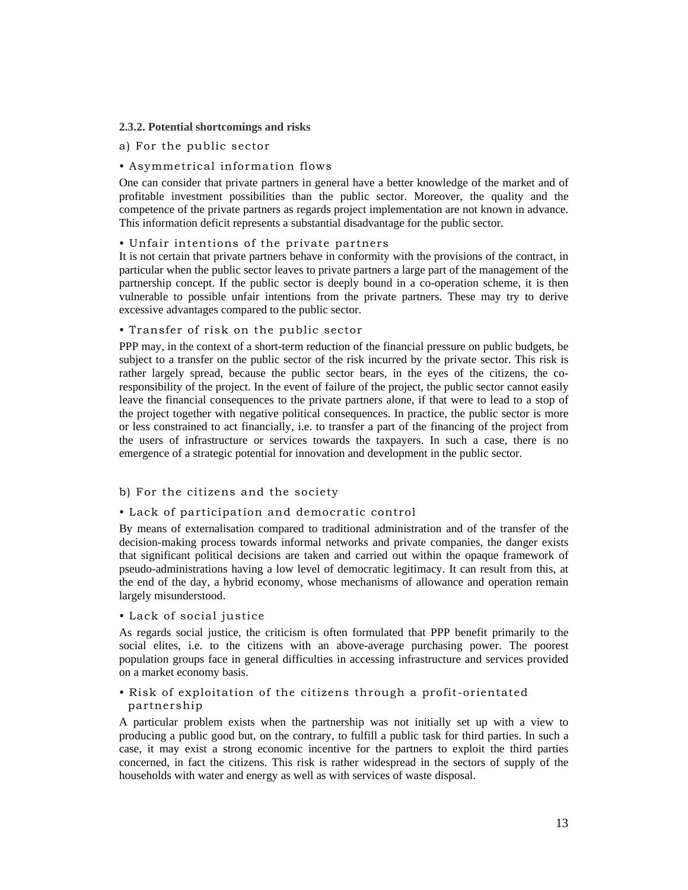### 2.3.2. Potential shortcomings and risks

a) For the public sector

• Asymmetrical information flows

One can consider that private partners in general have a better knowledge of the market and of profitable investment possibilities than the public sector. Moreover, the quality and the competence of the private partners as regards project implementation are not known in advance. This information deficit represents a substantial disadvantage for the public sector.

• Unfair intentions of the private partners

It is not certain that private partners behave in conformity with the provisions of the contract, in particular when the public sector leaves to private partners a large part of the management of the partnership concept. If the public sector is deeply bound in a co-operation scheme, it is then vulnerable to possible unfair intentions from the private partners. These may try to derive excessive advantages compared to the public sector.

• Transfer of risk on the public sector

PPP may, in the context of a short-term reduction of the financial pressure on public budgets, be subject to a transfer on the public sector of the risk incurred by the private sector. This risk is rather largely spread, because the public sector bears, in the eyes of the citizens, the co-responsibility of the project. In the event of failure of the project, the public sector cannot easily leave the financial consequences to the private partners alone, if that were to lead to a stop of the project together with negative political consequences. In practice, the public sector is more or less constrained to act financially, i.e. to transfer a part of the financing of the project from the users of infrastructure or services towards the taxpayers. In such a case, there is no emergence of a strategic potential for innovation and development in the public sector.

b) For the citizens and the society

• Lack of participation and democratic control

By means of externalisation compared to traditional administration and of the transfer of the decision-making process towards informal networks and private companies, the danger exists that significant political decisions are taken and carried out within the opaque framework of pseudo-administrations having a low level of democratic legitimacy. It can result from this, at the end of the day, a hybrid economy, whose mechanisms of allowance and operation remain largely misunderstood.

• Lack of social justice

As regards social justice, the criticism is often formulated that PPP benefit primarily to the social elites, i.e. to the citizens with an above-average purchasing power. The poorest population groups face in general difficulties in accessing infrastructure and services provided on a market economy basis.

• Risk of exploitation of the citizens through a profit-orientated partnership

A particular problem exists when the partnership was not initially set up with a view to producing a public good but, on the contrary, to fulfill a public task for third parties. In such a case, it may exist a strong economic incentive for the partners to exploit the third parties concerned, in fact the citizens. This risk is rather widespread in the sectors of supply of the households with water and energy as well as with services of waste disposal.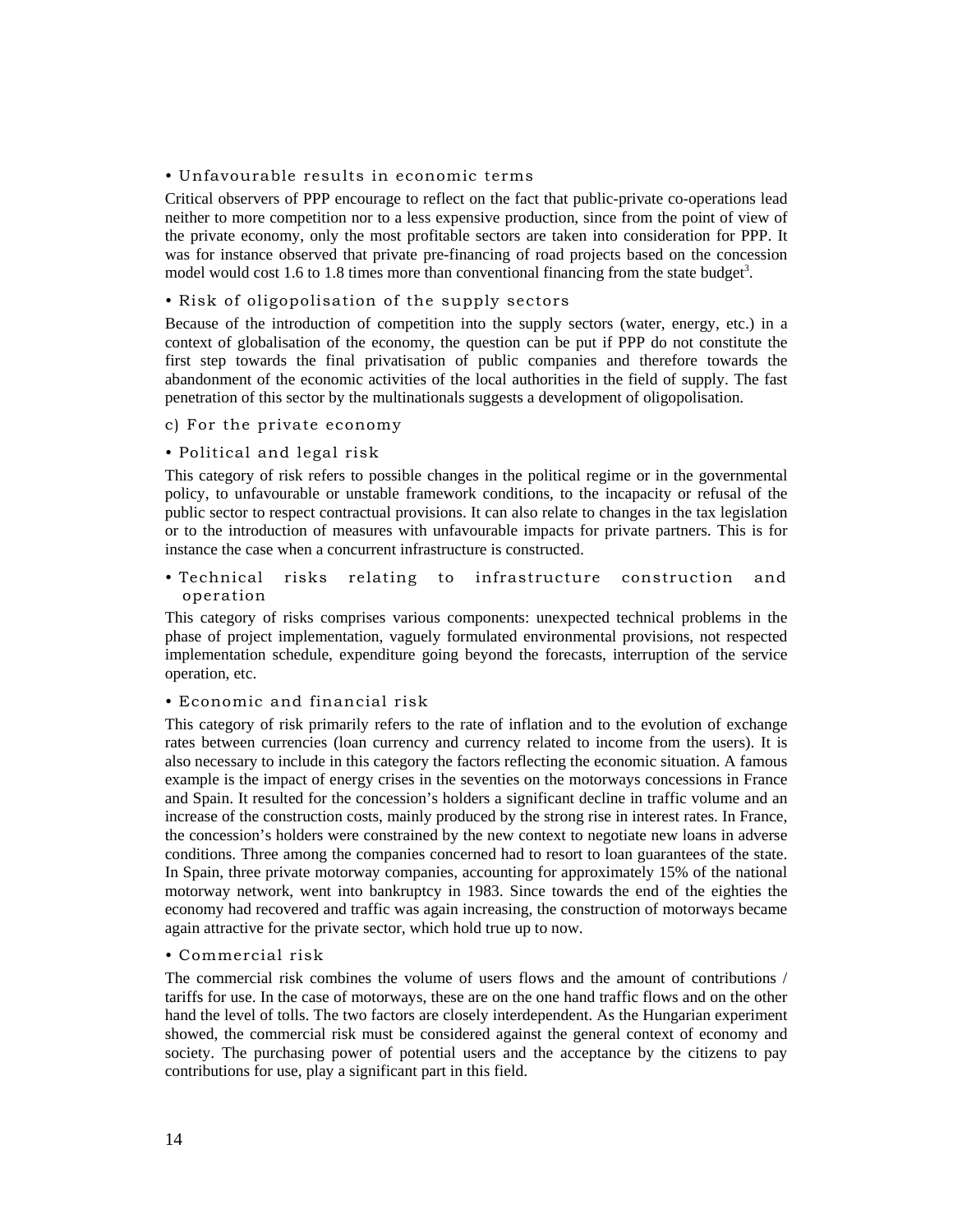• Unfavourable results in economic terms

Critical observers of PPP encourage to reflect on the fact that public-private co-operations lead neither to more competition nor to a less expensive production, since from the point of view of the private economy, only the most profitable sectors are taken into consideration for PPP. It was for instance observed that private pre-financing of road projects based on the concession model would cost 1.6 to 1.8 times more than conventional financing from the state budget[3].

• Risk of oligopolisation of the supply sectors

Because of the introduction of competition into the supply sectors (water, energy, etc.) in a context of globalisation of the economy, the question can be put if PPP do not constitute the first step towards the final privatisation of public companies and therefore towards the abandonment of the economic activities of the local authorities in the field of supply. The fast penetration of this sector by the multinationals suggests a development of oligopolisation.

c) For the private economy

• Political and legal risk

This category of risk refers to possible changes in the political regime or in the governmental policy, to unfavourable or unstable framework conditions, to the incapacity or refusal of the public sector to respect contractual provisions. It can also relate to changes in the tax legislation or to the introduction of measures with unfavourable impacts for private partners. This is for instance the case when a concurrent infrastructure is constructed.

• Technical risks relating to infrastructure construction and operation

This category of risks comprises various components: unexpected technical problems in the phase of project implementation, vaguely formulated environmental provisions, not respected implementation schedule, expenditure going beyond the forecasts, interruption of the service operation, etc.

• Economic and financial risk

This category of risk primarily refers to the rate of inflation and to the evolution of exchange rates between currencies (loan currency and currency related to income from the users). It is also necessary to include in this category the factors reflecting the economic situation. A famous example is the impact of energy crises in the seventies on the motorways concessions in France and Spain. It resulted for the concession's holders a significant decline in traffic volume and an increase of the construction costs, mainly produced by the strong rise in interest rates. In France, the concession's holders were constrained by the new context to negotiate new loans in adverse conditions. Three among the companies concerned had to resort to loan guarantees of the state. In Spain, three private motorway companies, accounting for approximately 15% of the national motorway network, went into bankruptcy in 1983. Since towards the end of the eighties the economy had recovered and traffic was again increasing, the construction of motorways became again attractive for the private sector, which hold true up to now.

• Commercial risk

The commercial risk combines the volume of users flows and the amount of contributions / tariffs for use. In the case of motorways, these are on the one hand traffic flows and on the other hand the level of tolls. The two factors are closely interdependent. As the Hungarian experiment showed, the commercial risk must be considered against the general context of economy and society. The purchasing power of potential users and the acceptance by the citizens to pay contributions for use, play a significant part in this field.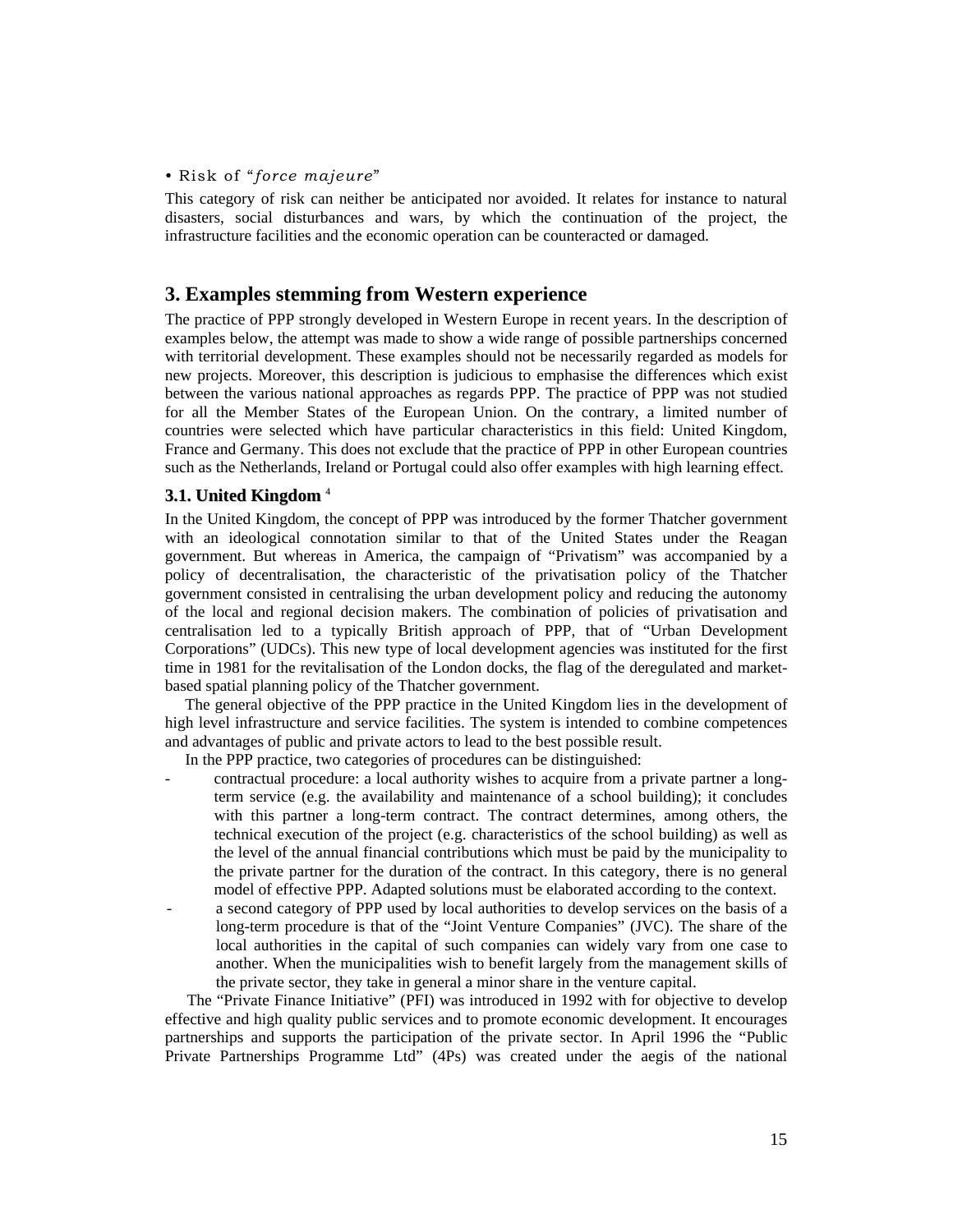• Risk of “*force majeure*”

This category of risk can neither be anticipated nor avoided. It relates for instance to natural disasters, social disturbances and wars, by which the continuation of the project, the infrastructure facilities and the economic operation can be counteracted or damaged.

## 3. Examples stemming from Western experience

The practice of PPP strongly developed in Western Europe in recent years. In the description of examples below, the attempt was made to show a wide range of possible partnerships concerned with territorial development. These examples should not be necessarily regarded as models for new projects. Moreover, this description is judicious to emphasise the differences which exist between the various national approaches as regards PPP. The practice of PPP was not studied for all the Member States of the European Union. On the contrary, a limited number of countries were selected which have particular characteristics in this field: United Kingdom, France and Germany. This does not exclude that the practice of PPP in other European countries such as the Netherlands, Ireland or Portugal could also offer examples with high learning effect.

### 3.1. United Kingdom [4]

In the United Kingdom, the concept of PPP was introduced by the former Thatcher government with an ideological connotation similar to that of the United States under the Reagan government. But whereas in America, the campaign of “Privatism” was accompanied by a policy of decentralisation, the characteristic of the privatisation policy of the Thatcher government consisted in centralising the urban development policy and reducing the autonomy of the local and regional decision makers. The combination of policies of privatisation and centralisation led to a typically British approach of PPP, that of “Urban Development Corporations” (UDCs). This new type of local development agencies was instituted for the first time in 1981 for the revitalisation of the London docks, the flag of the deregulated and market-based spatial planning policy of the Thatcher government.

The general objective of the PPP practice in the United Kingdom lies in the development of high level infrastructure and service facilities. The system is intended to combine competences and advantages of public and private actors to lead to the best possible result.

In the PPP practice, two categories of procedures can be distinguished:

- contractual procedure: a local authority wishes to acquire from a private partner a long-term service (e.g. the availability and maintenance of a school building); it concludes with this partner a long-term contract. The contract determines, among others, the technical execution of the project (e.g. characteristics of the school building) as well as the level of the annual financial contributions which must be paid by the municipality to the private partner for the duration of the contract. In this category, there is no general model of effective PPP. Adapted solutions must be elaborated according to the context.
- a second category of PPP used by local authorities to develop services on the basis of a long-term procedure is that of the “Joint Venture Companies” (JVC). The share of the local authorities in the capital of such companies can widely vary from one case to another. When the municipalities wish to benefit largely from the management skills of the private sector, they take in general a minor share in the venture capital.

The “Private Finance Initiative” (PFI) was introduced in 1992 with for objective to develop effective and high quality public services and to promote economic development. It encourages partnerships and supports the participation of the private sector. In April 1996 the “Public Private Partnerships Programme Ltd” (4Ps) was created under the aegis of the national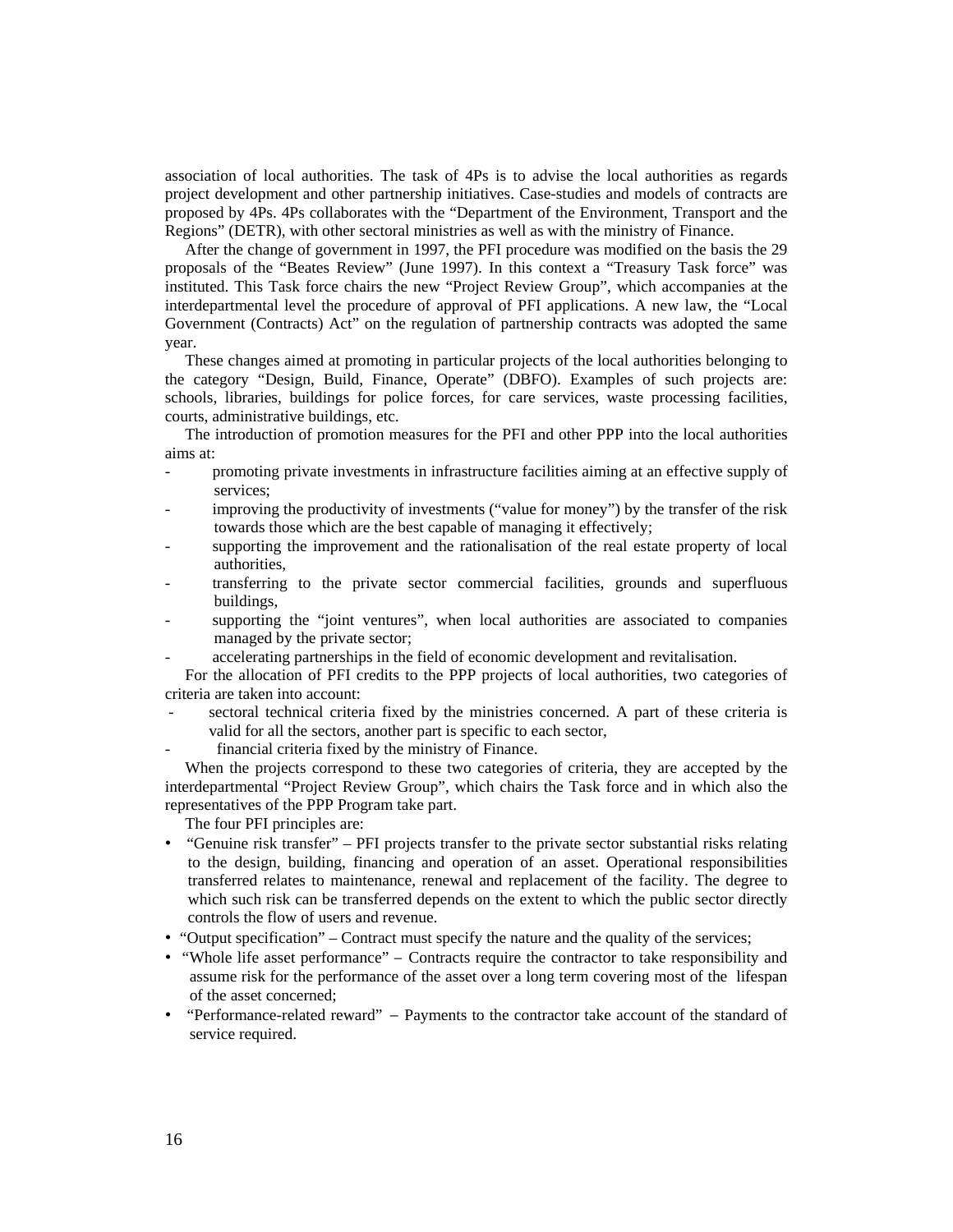association of local authorities. The task of 4Ps is to advise the local authorities as regards project development and other partnership initiatives. Case-studies and models of contracts are proposed by 4Ps. 4Ps collaborates with the "Department of the Environment, Transport and the Regions" (DETR), with other sectoral ministries as well as with the ministry of Finance.

After the change of government in 1997, the PFI procedure was modified on the basis the 29 proposals of the "Beates Review" (June 1997). In this context a "Treasury Task force" was instituted. This Task force chairs the new "Project Review Group", which accompanies at the interdepartmental level the procedure of approval of PFI applications. A new law, the "Local Government (Contracts) Act" on the regulation of partnership contracts was adopted the same year.

These changes aimed at promoting in particular projects of the local authorities belonging to the category "Design, Build, Finance, Operate" (DBFO). Examples of such projects are: schools, libraries, buildings for police forces, for care services, waste processing facilities, courts, administrative buildings, etc.

The introduction of promotion measures for the PFI and other PPP into the local authorities aims at:

- promoting private investments in infrastructure facilities aiming at an effective supply of services;
- improving the productivity of investments ("value for money") by the transfer of the risk towards those which are the best capable of managing it effectively;
- supporting the improvement and the rationalisation of the real estate property of local authorities,
- transferring to the private sector commercial facilities, grounds and superfluous buildings,
- supporting the "joint ventures", when local authorities are associated to companies managed by the private sector;
- accelerating partnerships in the field of economic development and revitalisation.

For the allocation of PFI credits to the PPP projects of local authorities, two categories of criteria are taken into account:

- sectoral technical criteria fixed by the ministries concerned. A part of these criteria is valid for all the sectors, another part is specific to each sector,
- financial criteria fixed by the ministry of Finance.

When the projects correspond to these two categories of criteria, they are accepted by the interdepartmental "Project Review Group", which chairs the Task force and in which also the representatives of the PPP Program take part.

The four PFI principles are:

- "Genuine risk transfer" – PFI projects transfer to the private sector substantial risks relating to the design, building, financing and operation of an asset. Operational responsibilities transferred relates to maintenance, renewal and replacement of the facility. The degree to which such risk can be transferred depends on the extent to which the public sector directly controls the flow of users and revenue.
- "Output specification" – Contract must specify the nature and the quality of the services;
- "Whole life asset performance" – Contracts require the contractor to take responsibility and assume risk for the performance of the asset over a long term covering most of the lifespan of the asset concerned;
- "Performance-related reward" – Payments to the contractor take account of the standard of service required.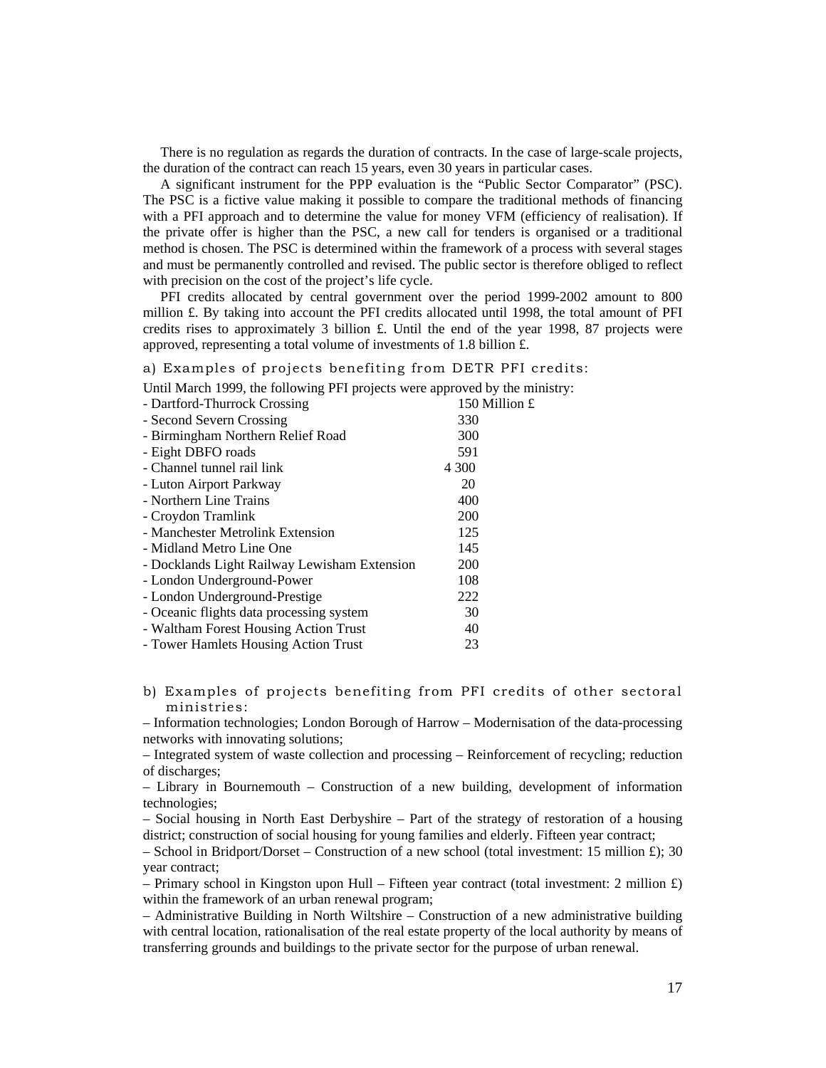There is no regulation as regards the duration of contracts. In the case of large-scale projects, the duration of the contract can reach 15 years, even 30 years in particular cases.

A significant instrument for the PPP evaluation is the "Public Sector Comparator" (PSC). The PSC is a fictive value making it possible to compare the traditional methods of financing with a PFI approach and to determine the value for money VFM (efficiency of realisation). If the private offer is higher than the PSC, a new call for tenders is organised or a traditional method is chosen. The PSC is determined within the framework of a process with several stages and must be permanently controlled and revised. The public sector is therefore obliged to reflect with precision on the cost of the project's life cycle.

PFI credits allocated by central government over the period 1999-2002 amount to 800 million £. By taking into account the PFI credits allocated until 1998, the total amount of PFI credits rises to approximately 3 billion £. Until the end of the year 1998, 87 projects were approved, representing a total volume of investments of 1.8 billion £.

### a) Examples of projects benefiting from DETR PFI credits:

Until March 1999, the following PFI projects were approved by the ministry:

| Project | Amount |
|---|---|
| - Dartford-Thurrock Crossing | 150 Million £ |
| - Second Severn Crossing | 330 |
| - Birmingham Northern Relief Road | 300 |
| - Eight DBFO roads | 591 |
| - Channel tunnel rail link | 4 300 |
| - Luton Airport Parkway | 20 |
| - Northern Line Trains | 400 |
| - Croydon Tramlink | 200 |
| - Manchester Metrolink Extension | 125 |
| - Midland Metro Line One | 145 |
| - Docklands Light Railway Lewisham Extension | 200 |
| - London Underground-Power | 108 |
| - London Underground-Prestige | 222 |
| - Oceanic flights data processing system | 30 |
| - Waltham Forest Housing Action Trust | 40 |
| - Tower Hamlets Housing Action Trust | 23 |

### b) Examples of projects benefiting from PFI credits of other sectoral ministries:

– Information technologies; London Borough of Harrow – Modernisation of the data-processing networks with innovating solutions;

– Integrated system of waste collection and processing – Reinforcement of recycling; reduction of discharges;

– Library in Bournemouth – Construction of a new building, development of information technologies;

– Social housing in North East Derbyshire – Part of the strategy of restoration of a housing district; construction of social housing for young families and elderly. Fifteen year contract;

– School in Bridport/Dorset – Construction of a new school (total investment: 15 million £); 30 year contract;

– Primary school in Kingston upon Hull – Fifteen year contract (total investment: 2 million £) within the framework of an urban renewal program;

– Administrative Building in North Wiltshire – Construction of a new administrative building with central location, rationalisation of the real estate property of the local authority by means of transferring grounds and buildings to the private sector for the purpose of urban renewal.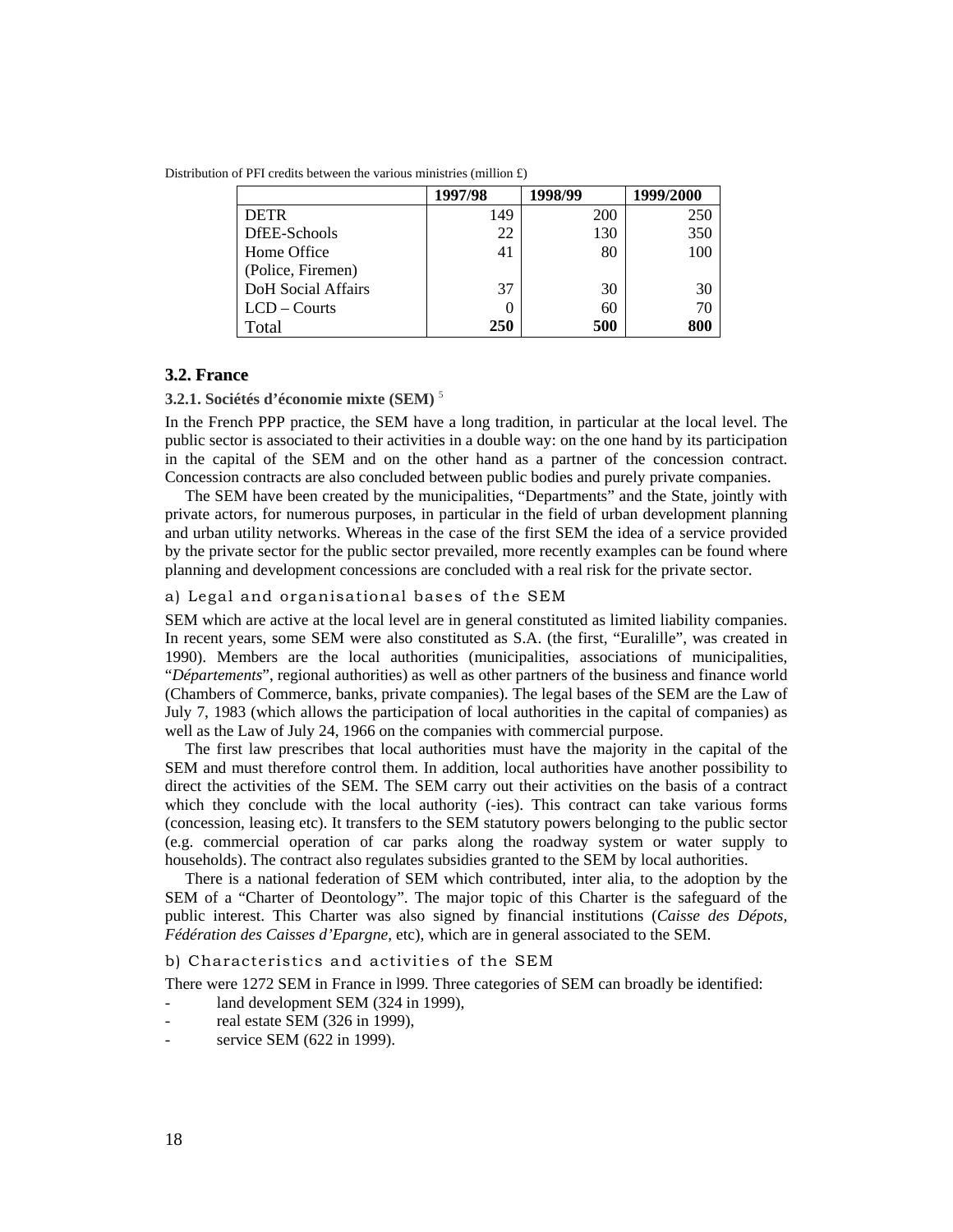Distribution of PFI credits between the various ministries (million £)

| | 1997/98 | 1998/99 | 1999/2000 |
|---|---|---|---|
| DETR | 149 | 200 | 250 |
| DfEE-Schools | 22 | 130 | 350 |
| Home Office (Police, Firemen) | 41 | 80 | 100 |
| DoH Social Affairs | 37 | 30 | 30 |
| LCD – Courts | 0 | 60 | 70 |
| Total | **250** | **500** | **800** |

## 3.2. France

### 3.2.1. Sociétés d'économie mixte (SEM) [5]

In the French PPP practice, the SEM have a long tradition, in particular at the local level. The public sector is associated to their activities in a double way: on the one hand by its participation in the capital of the SEM and on the other hand as a partner of the concession contract. Concession contracts are also concluded between public bodies and purely private companies.

The SEM have been created by the municipalities, "Departments" and the State, jointly with private actors, for numerous purposes, in particular in the field of urban development planning and urban utility networks. Whereas in the case of the first SEM the idea of a service provided by the private sector for the public sector prevailed, more recently examples can be found where planning and development concessions are concluded with a real risk for the private sector.

#### a) Legal and organisational bases of the SEM

SEM which are active at the local level are in general constituted as limited liability companies. In recent years, some SEM were also constituted as S.A. (the first, "Euralille", was created in 1990). Members are the local authorities (municipalities, associations of municipalities, "*Départements*", regional authorities) as well as other partners of the business and finance world (Chambers of Commerce, banks, private companies). The legal bases of the SEM are the Law of July 7, 1983 (which allows the participation of local authorities in the capital of companies) as well as the Law of July 24, 1966 on the companies with commercial purpose.

The first law prescribes that local authorities must have the majority in the capital of the SEM and must therefore control them. In addition, local authorities have another possibility to direct the activities of the SEM. The SEM carry out their activities on the basis of a contract which they conclude with the local authority (-ies). This contract can take various forms (concession, leasing etc). It transfers to the SEM statutory powers belonging to the public sector (e.g. commercial operation of car parks along the roadway system or water supply to households). The contract also regulates subsidies granted to the SEM by local authorities.

There is a national federation of SEM which contributed, inter alia, to the adoption by the SEM of a "Charter of Deontology". The major topic of this Charter is the safeguard of the public interest. This Charter was also signed by financial institutions (*Caisse des Dépots, Fédération des Caisses d'Epargne*, etc), which are in general associated to the SEM.

#### b) Characteristics and activities of the SEM

There were 1272 SEM in France in l999. Three categories of SEM can broadly be identified:

- land development SEM (324 in 1999),
- real estate SEM (326 in 1999),
- service SEM (622 in 1999).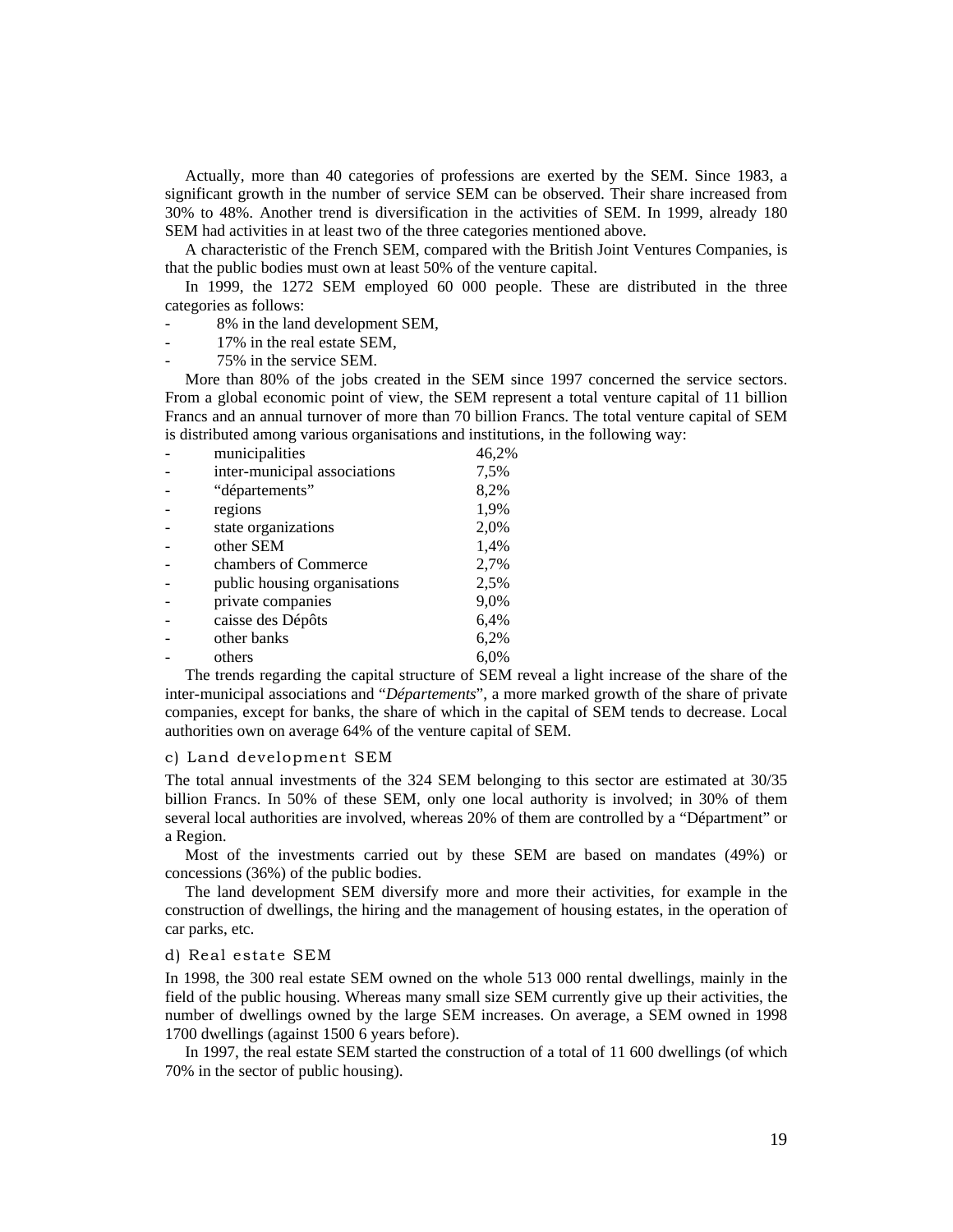Actually, more than 40 categories of professions are exerted by the SEM. Since 1983, a significant growth in the number of service SEM can be observed. Their share increased from 30% to 48%. Another trend is diversification in the activities of SEM. In 1999, already 180 SEM had activities in at least two of the three categories mentioned above.

A characteristic of the French SEM, compared with the British Joint Ventures Companies, is that the public bodies must own at least 50% of the venture capital.

In 1999, the 1272 SEM employed 60 000 people. These are distributed in the three categories as follows:

- 8% in the land development SEM,
- 17% in the real estate SEM,
- 75% in the service SEM.

More than 80% of the jobs created in the SEM since 1997 concerned the service sectors. From a global economic point of view, the SEM represent a total venture capital of 11 billion Francs and an annual turnover of more than 70 billion Francs. The total venture capital of SEM is distributed among various organisations and institutions, in the following way:

- municipalities 46,2%
- inter-municipal associations 7,5%
- "départements" 8,2%
- regions 1,9%
- state organizations 2,0%
- other SEM 1,4%
- chambers of Commerce 2,7%
- public housing organisations 2,5%
- private companies 9,0%
- caisse des Dépôts 6,4%
- other banks 6,2%
- others 6,0%

The trends regarding the capital structure of SEM reveal a light increase of the share of the inter-municipal associations and "*Départements*", a more marked growth of the share of private companies, except for banks, the share of which in the capital of SEM tends to decrease. Local authorities own on average 64% of the venture capital of SEM.

### c) Land development SEM

The total annual investments of the 324 SEM belonging to this sector are estimated at 30/35 billion Francs. In 50% of these SEM, only one local authority is involved; in 30% of them several local authorities are involved, whereas 20% of them are controlled by a "Départment" or a Region.

Most of the investments carried out by these SEM are based on mandates (49%) or concessions (36%) of the public bodies.

The land development SEM diversify more and more their activities, for example in the construction of dwellings, the hiring and the management of housing estates, in the operation of car parks, etc.

### d) Real estate SEM

In 1998, the 300 real estate SEM owned on the whole 513 000 rental dwellings, mainly in the field of the public housing. Whereas many small size SEM currently give up their activities, the number of dwellings owned by the large SEM increases. On average, a SEM owned in 1998 1700 dwellings (against 1500 6 years before).

In 1997, the real estate SEM started the construction of a total of 11 600 dwellings (of which 70% in the sector of public housing).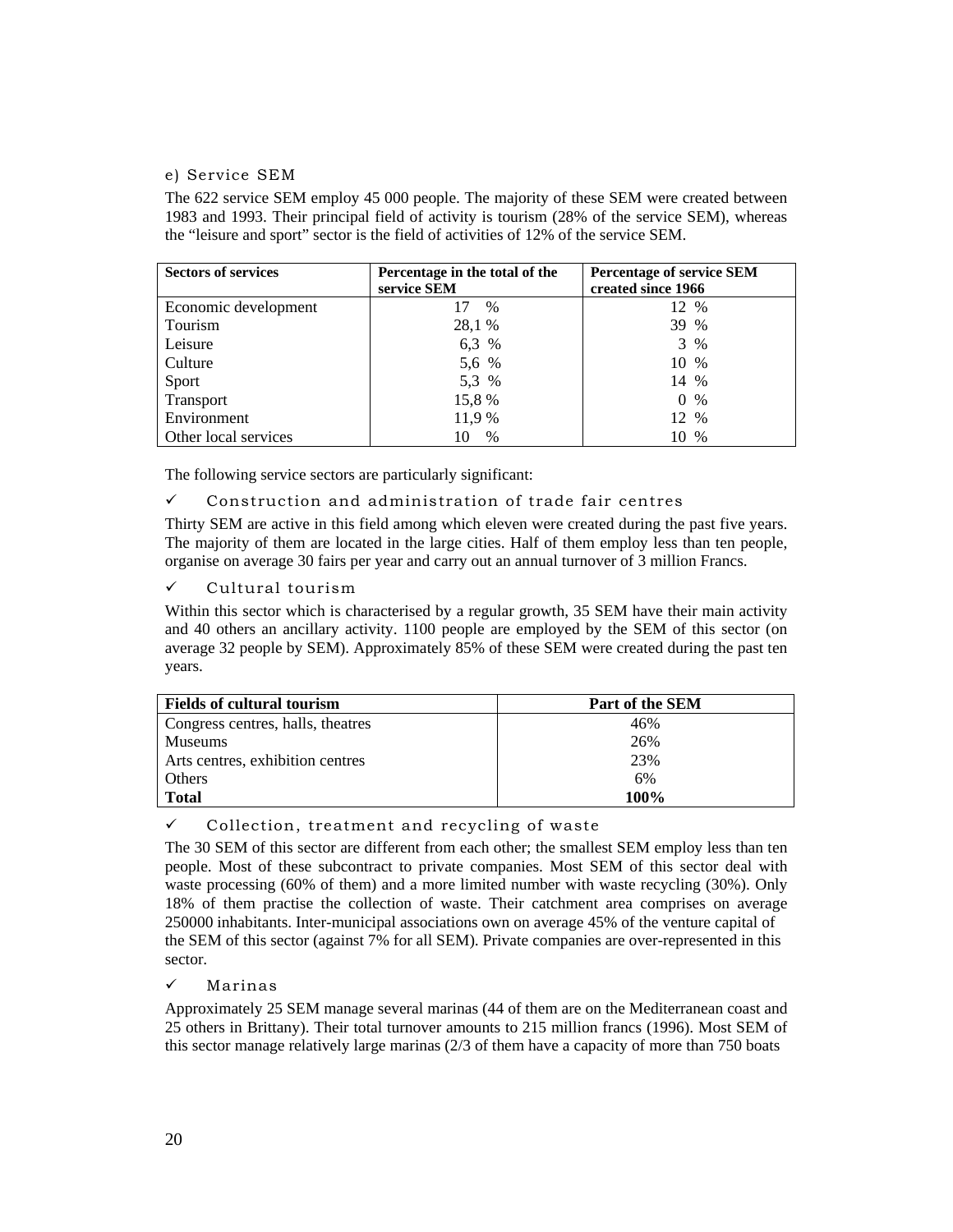#### e) Service SEM

The 622 service SEM employ 45 000 people. The majority of these SEM were created between 1983 and 1993. Their principal field of activity is tourism (28% of the service SEM), whereas the "leisure and sport" sector is the field of activities of 12% of the service SEM.

| Sectors of services | Percentage in the total of the service SEM | Percentage of service SEM created since 1966 |
|---|---|---|
| Economic development | 17 % | 12 % |
| Tourism | 28,1 % | 39 % |
| Leisure | 6,3 % | 3 % |
| Culture | 5,6 % | 10 % |
| Sport | 5,3 % | 14 % |
| Transport | 15,8 % | 0 % |
| Environment | 11,9 % | 12 % |
| Other local services | 10 % | 10 % |

The following service sectors are particularly significant:

✓ Construction and administration of trade fair centres

Thirty SEM are active in this field among which eleven were created during the past five years. The majority of them are located in the large cities. Half of them employ less than ten people, organise on average 30 fairs per year and carry out an annual turnover of 3 million Francs.

✓ Cultural tourism

Within this sector which is characterised by a regular growth, 35 SEM have their main activity and 40 others an ancillary activity. 1100 people are employed by the SEM of this sector (on average 32 people by SEM). Approximately 85% of these SEM were created during the past ten years.

| Fields of cultural tourism | Part of the SEM |
|---|---|
| Congress centres, halls, theatres | 46% |
| Museums | 26% |
| Arts centres, exhibition centres | 23% |
| Others | 6% |
| **Total** | **100%** |

✓ Collection, treatment and recycling of waste

The 30 SEM of this sector are different from each other; the smallest SEM employ less than ten people. Most of these subcontract to private companies. Most SEM of this sector deal with waste processing (60% of them) and a more limited number with waste recycling (30%). Only 18% of them practise the collection of waste. Their catchment area comprises on average 250000 inhabitants. Inter-municipal associations own on average 45% of the venture capital of the SEM of this sector (against 7% for all SEM). Private companies are over-represented in this sector.

✓ Marinas

Approximately 25 SEM manage several marinas (44 of them are on the Mediterranean coast and 25 others in Brittany). Their total turnover amounts to 215 million francs (1996). Most SEM of this sector manage relatively large marinas (2/3 of them have a capacity of more than 750 boats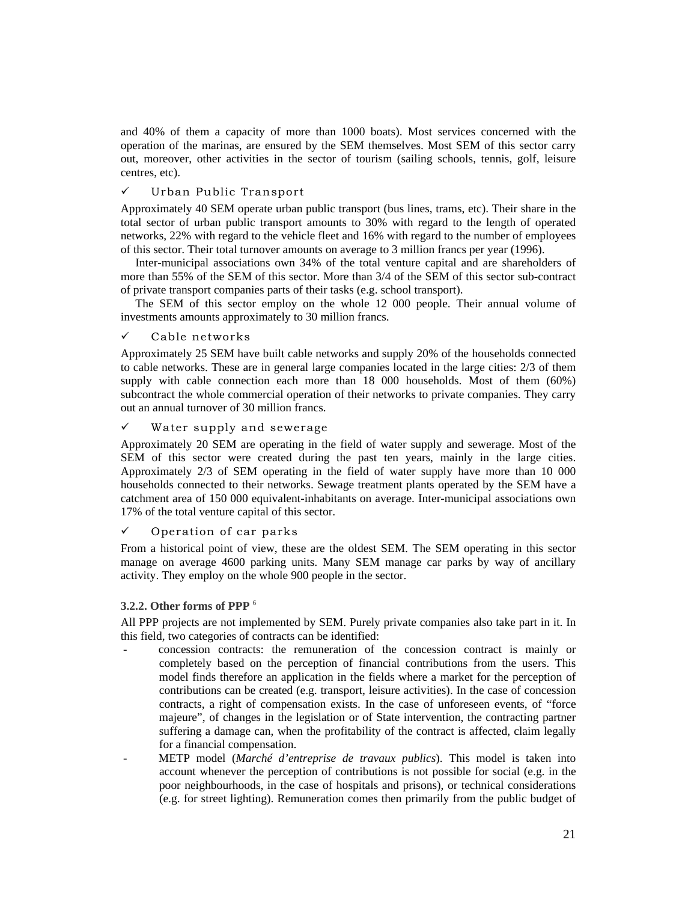and 40% of them a capacity of more than 1000 boats). Most services concerned with the operation of the marinas, are ensured by the SEM themselves. Most SEM of this sector carry out, moreover, other activities in the sector of tourism (sailing schools, tennis, golf, leisure centres, etc).

✓ Urban Public Transport

Approximately 40 SEM operate urban public transport (bus lines, trams, etc). Their share in the total sector of urban public transport amounts to 30% with regard to the length of operated networks, 22% with regard to the vehicle fleet and 16% with regard to the number of employees of this sector. Their total turnover amounts on average to 3 million francs per year (1996).

Inter-municipal associations own 34% of the total venture capital and are shareholders of more than 55% of the SEM of this sector. More than 3/4 of the SEM of this sector sub-contract of private transport companies parts of their tasks (e.g. school transport).

The SEM of this sector employ on the whole 12 000 people. Their annual volume of investments amounts approximately to 30 million francs.

✓ Cable networks

Approximately 25 SEM have built cable networks and supply 20% of the households connected to cable networks. These are in general large companies located in the large cities: 2/3 of them supply with cable connection each more than 18 000 households. Most of them (60%) subcontract the whole commercial operation of their networks to private companies. They carry out an annual turnover of 30 million francs.

✓ Water supply and sewerage

Approximately 20 SEM are operating in the field of water supply and sewerage. Most of the SEM of this sector were created during the past ten years, mainly in the large cities. Approximately 2/3 of SEM operating in the field of water supply have more than 10 000 households connected to their networks. Sewage treatment plants operated by the SEM have a catchment area of 150 000 equivalent-inhabitants on average. Inter-municipal associations own 17% of the total venture capital of this sector.

✓ Operation of car parks

From a historical point of view, these are the oldest SEM. The SEM operating in this sector manage on average 4600 parking units. Many SEM manage car parks by way of ancillary activity. They employ on the whole 900 people in the sector.

#### 3.2.2. Other forms of PPP [6]

All PPP projects are not implemented by SEM. Purely private companies also take part in it. In this field, two categories of contracts can be identified:

- concession contracts: the remuneration of the concession contract is mainly or completely based on the perception of financial contributions from the users. This model finds therefore an application in the fields where a market for the perception of contributions can be created (e.g. transport, leisure activities). In the case of concession contracts, a right of compensation exists. In the case of unforeseen events, of "force majeure", of changes in the legislation or of State intervention, the contracting partner suffering a damage can, when the profitability of the contract is affected, claim legally for a financial compensation.
- METP model (*Marché d'entreprise de travaux publics*). This model is taken into account whenever the perception of contributions is not possible for social (e.g. in the poor neighbourhoods, in the case of hospitals and prisons), or technical considerations (e.g. for street lighting). Remuneration comes then primarily from the public budget of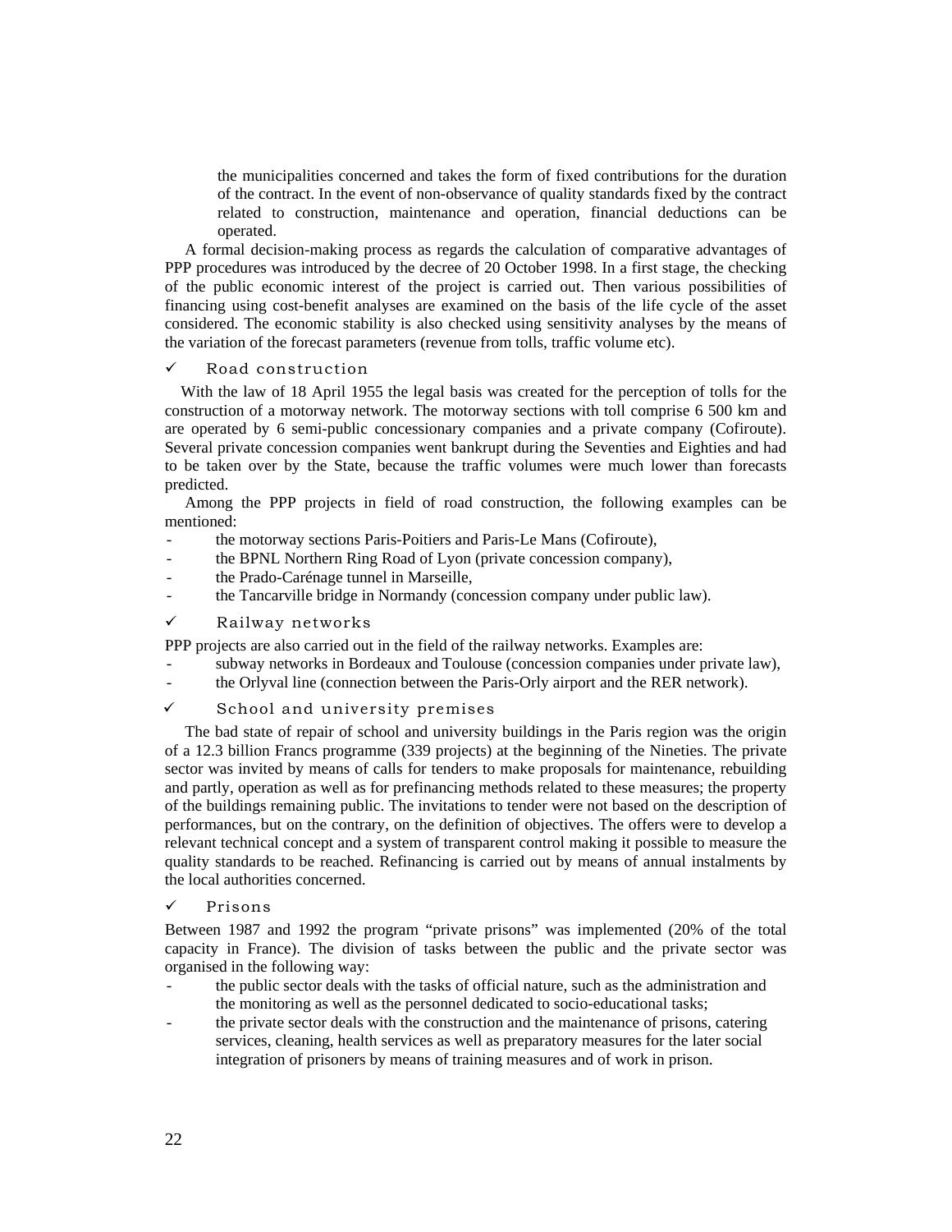the municipalities concerned and takes the form of fixed contributions for the duration of the contract. In the event of non-observance of quality standards fixed by the contract related to construction, maintenance and operation, financial deductions can be operated.

A formal decision-making process as regards the calculation of comparative advantages of PPP procedures was introduced by the decree of 20 October 1998. In a first stage, the checking of the public economic interest of the project is carried out. Then various possibilities of financing using cost-benefit analyses are examined on the basis of the life cycle of the asset considered. The economic stability is also checked using sensitivity analyses by the means of the variation of the forecast parameters (revenue from tolls, traffic volume etc).

✓ Road construction

With the law of 18 April 1955 the legal basis was created for the perception of tolls for the construction of a motorway network. The motorway sections with toll comprise 6 500 km and are operated by 6 semi-public concessionary companies and a private company (Cofiroute). Several private concession companies went bankrupt during the Seventies and Eighties and had to be taken over by the State, because the traffic volumes were much lower than forecasts predicted.

Among the PPP projects in field of road construction, the following examples can be mentioned:

- the motorway sections Paris-Poitiers and Paris-Le Mans (Cofiroute),
- the BPNL Northern Ring Road of Lyon (private concession company),
- the Prado-Carénage tunnel in Marseille,
- the Tancarville bridge in Normandy (concession company under public law).

✓ Railway networks

PPP projects are also carried out in the field of the railway networks. Examples are:

- subway networks in Bordeaux and Toulouse (concession companies under private law),
- the Orlyval line (connection between the Paris-Orly airport and the RER network).

✓ School and university premises

The bad state of repair of school and university buildings in the Paris region was the origin of a 12.3 billion Francs programme (339 projects) at the beginning of the Nineties. The private sector was invited by means of calls for tenders to make proposals for maintenance, rebuilding and partly, operation as well as for prefinancing methods related to these measures; the property of the buildings remaining public. The invitations to tender were not based on the description of performances, but on the contrary, on the definition of objectives. The offers were to develop a relevant technical concept and a system of transparent control making it possible to measure the quality standards to be reached. Refinancing is carried out by means of annual instalments by the local authorities concerned.

✓ Prisons

Between 1987 and 1992 the program "private prisons" was implemented (20% of the total capacity in France). The division of tasks between the public and the private sector was organised in the following way:

- the public sector deals with the tasks of official nature, such as the administration and the monitoring as well as the personnel dedicated to socio-educational tasks;
- the private sector deals with the construction and the maintenance of prisons, catering services, cleaning, health services as well as preparatory measures for the later social integration of prisoners by means of training measures and of work in prison.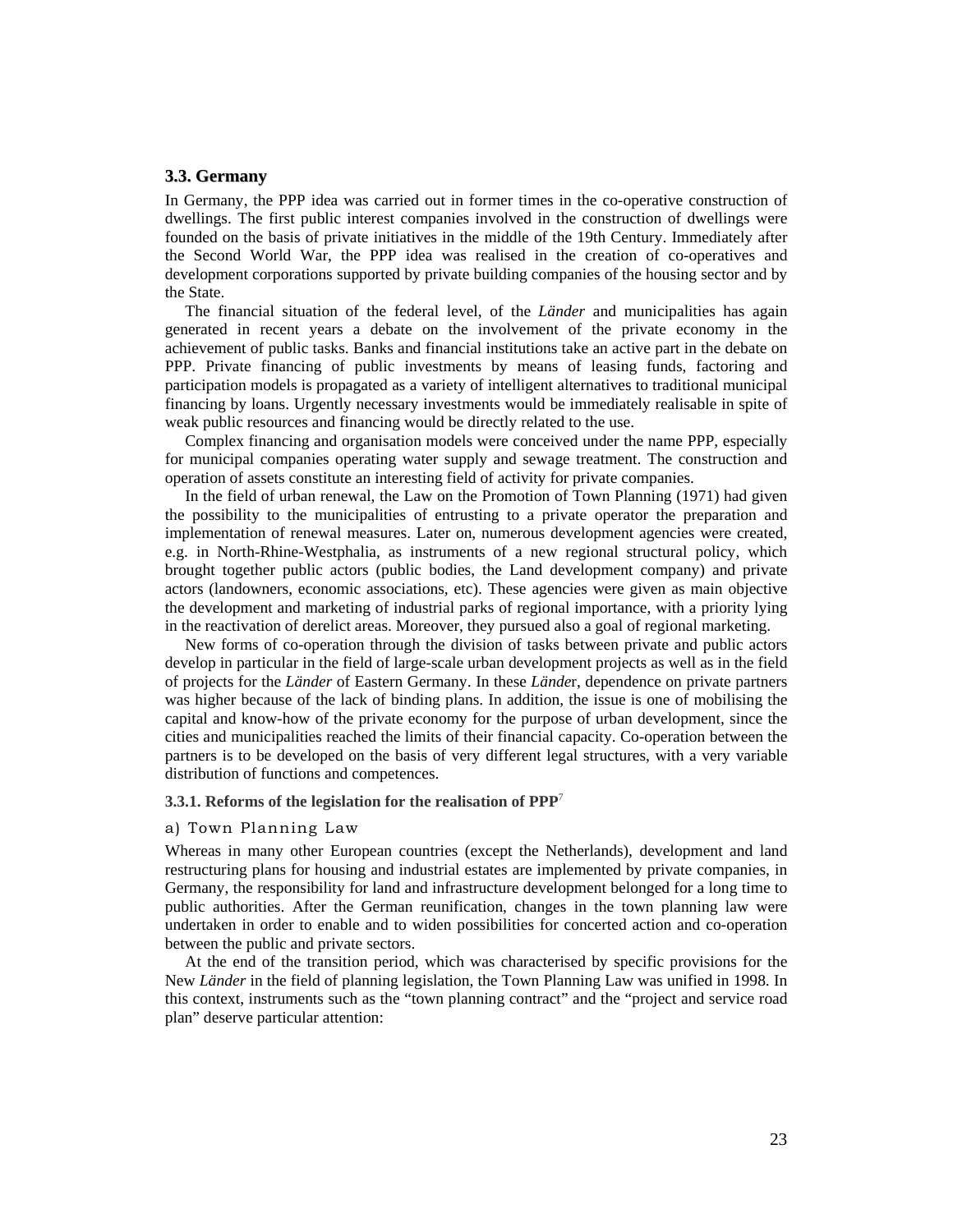### 3.3. Germany

In Germany, the PPP idea was carried out in former times in the co-operative construction of dwellings. The first public interest companies involved in the construction of dwellings were founded on the basis of private initiatives in the middle of the 19th Century. Immediately after the Second World War, the PPP idea was realised in the creation of co-operatives and development corporations supported by private building companies of the housing sector and by the State.

The financial situation of the federal level, of the *Länder* and municipalities has again generated in recent years a debate on the involvement of the private economy in the achievement of public tasks. Banks and financial institutions take an active part in the debate on PPP. Private financing of public investments by means of leasing funds, factoring and participation models is propagated as a variety of intelligent alternatives to traditional municipal financing by loans. Urgently necessary investments would be immediately realisable in spite of weak public resources and financing would be directly related to the use.

Complex financing and organisation models were conceived under the name PPP, especially for municipal companies operating water supply and sewage treatment. The construction and operation of assets constitute an interesting field of activity for private companies.

In the field of urban renewal, the Law on the Promotion of Town Planning (1971) had given the possibility to the municipalities of entrusting to a private operator the preparation and implementation of renewal measures. Later on, numerous development agencies were created, e.g. in North-Rhine-Westphalia, as instruments of a new regional structural policy, which brought together public actors (public bodies, the Land development company) and private actors (landowners, economic associations, etc). These agencies were given as main objective the development and marketing of industrial parks of regional importance, with a priority lying in the reactivation of derelict areas. Moreover, they pursued also a goal of regional marketing.

New forms of co-operation through the division of tasks between private and public actors develop in particular in the field of large-scale urban development projects as well as in the field of projects for the *Länder* of Eastern Germany. In these *Lände*r, dependence on private partners was higher because of the lack of binding plans. In addition, the issue is one of mobilising the capital and know-how of the private economy for the purpose of urban development, since the cities and municipalities reached the limits of their financial capacity. Co-operation between the partners is to be developed on the basis of very different legal structures, with a very variable distribution of functions and competences.

#### 3.3.1. Reforms of the legislation for the realisation of PPP[7]

a) Town Planning Law

Whereas in many other European countries (except the Netherlands), development and land restructuring plans for housing and industrial estates are implemented by private companies, in Germany, the responsibility for land and infrastructure development belonged for a long time to public authorities. After the German reunification, changes in the town planning law were undertaken in order to enable and to widen possibilities for concerted action and co-operation between the public and private sectors.

At the end of the transition period, which was characterised by specific provisions for the New *Länder* in the field of planning legislation, the Town Planning Law was unified in 1998. In this context, instruments such as the "town planning contract" and the "project and service road plan" deserve particular attention: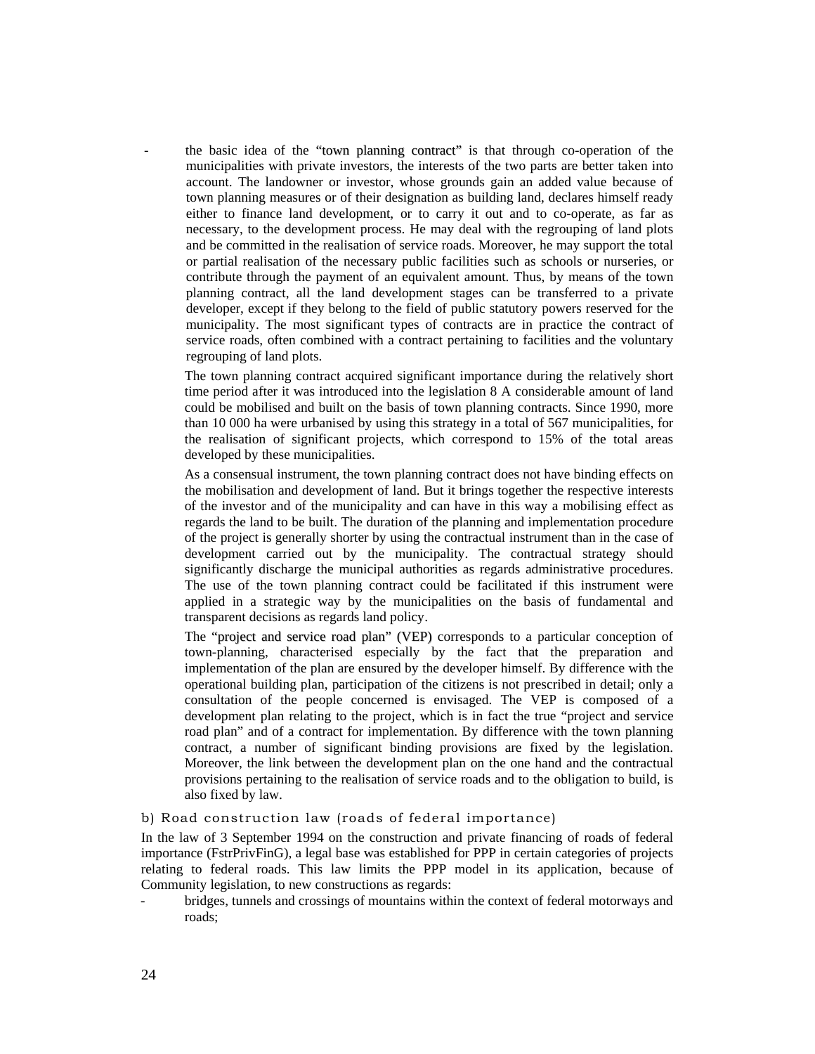- the basic idea of the "town planning contract" is that through co-operation of the municipalities with private investors, the interests of the two parts are better taken into account. The landowner or investor, whose grounds gain an added value because of town planning measures or of their designation as building land, declares himself ready either to finance land development, or to carry it out and to co-operate, as far as necessary, to the development process. He may deal with the regrouping of land plots and be committed in the realisation of service roads. Moreover, he may support the total or partial realisation of the necessary public facilities such as schools or nurseries, or contribute through the payment of an equivalent amount. Thus, by means of the town planning contract, all the land development stages can be transferred to a private developer, except if they belong to the field of public statutory powers reserved for the municipality. The most significant types of contracts are in practice the contract of service roads, often combined with a contract pertaining to facilities and the voluntary regrouping of land plots.

  The town planning contract acquired significant importance during the relatively short time period after it was introduced into the legislation 8 A considerable amount of land could be mobilised and built on the basis of town planning contracts. Since 1990, more than 10 000 ha were urbanised by using this strategy in a total of 567 municipalities, for the realisation of significant projects, which correspond to 15% of the total areas developed by these municipalities.

  As a consensual instrument, the town planning contract does not have binding effects on the mobilisation and development of land. But it brings together the respective interests of the investor and of the municipality and can have in this way a mobilising effect as regards the land to be built. The duration of the planning and implementation procedure of the project is generally shorter by using the contractual instrument than in the case of development carried out by the municipality. The contractual strategy should significantly discharge the municipal authorities as regards administrative procedures. The use of the town planning contract could be facilitated if this instrument were applied in a strategic way by the municipalities on the basis of fundamental and transparent decisions as regards land policy.

  The "project and service road plan" (VEP) corresponds to a particular conception of town-planning, characterised especially by the fact that the preparation and implementation of the plan are ensured by the developer himself. By difference with the operational building plan, participation of the citizens is not prescribed in detail; only a consultation of the people concerned is envisaged. The VEP is composed of a development plan relating to the project, which is in fact the true "project and service road plan" and of a contract for implementation. By difference with the town planning contract, a number of significant binding provisions are fixed by the legislation. Moreover, the link between the development plan on the one hand and the contractual provisions pertaining to the realisation of service roads and to the obligation to build, is also fixed by law.

### b) Road construction law (roads of federal importance)

In the law of 3 September 1994 on the construction and private financing of roads of federal importance (FstrPrivFinG), a legal base was established for PPP in certain categories of projects relating to federal roads. This law limits the PPP model in its application, because of Community legislation, to new constructions as regards:

- bridges, tunnels and crossings of mountains within the context of federal motorways and roads;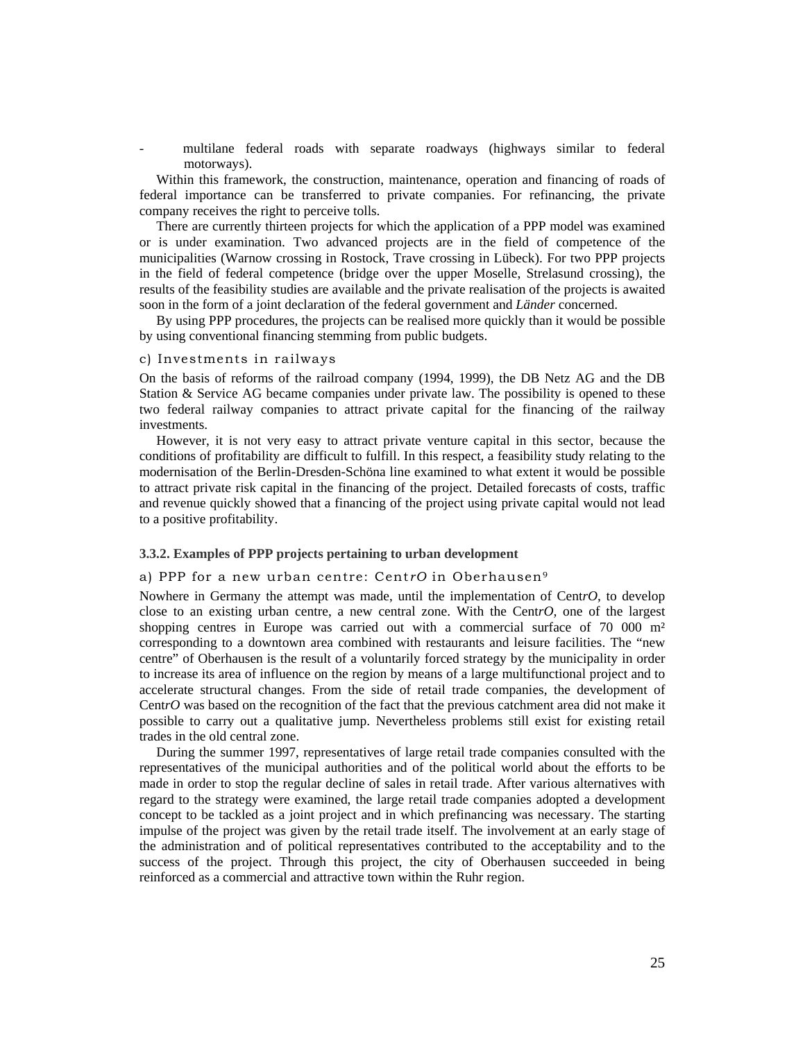- multilane federal roads with separate roadways (highways similar to federal motorways).

Within this framework, the construction, maintenance, operation and financing of roads of federal importance can be transferred to private companies. For refinancing, the private company receives the right to perceive tolls.

There are currently thirteen projects for which the application of a PPP model was examined or is under examination. Two advanced projects are in the field of competence of the municipalities (Warnow crossing in Rostock, Trave crossing in Lübeck). For two PPP projects in the field of federal competence (bridge over the upper Moselle, Strelasund crossing), the results of the feasibility studies are available and the private realisation of the projects is awaited soon in the form of a joint declaration of the federal government and *Länder* concerned.

By using PPP procedures, the projects can be realised more quickly than it would be possible by using conventional financing stemming from public budgets.

c) Investments in railways

On the basis of reforms of the railroad company (1994, 1999), the DB Netz AG and the DB Station & Service AG became companies under private law. The possibility is opened to these two federal railway companies to attract private capital for the financing of the railway investments.

However, it is not very easy to attract private venture capital in this sector, because the conditions of profitability are difficult to fulfill. In this respect, a feasibility study relating to the modernisation of the Berlin-Dresden-Schöna line examined to what extent it would be possible to attract private risk capital in the financing of the project. Detailed forecasts of costs, traffic and revenue quickly showed that a financing of the project using private capital would not lead to a positive profitability.

### 3.3.2. Examples of PPP projects pertaining to urban development

a) PPP for a new urban centre: Cent*rO* in Oberhausen[9]

Nowhere in Germany the attempt was made, until the implementation of Cent*rO*, to develop close to an existing urban centre, a new central zone. With the Cent*rO*, one of the largest shopping centres in Europe was carried out with a commercial surface of 70 000 m² corresponding to a downtown area combined with restaurants and leisure facilities. The "new centre" of Oberhausen is the result of a voluntarily forced strategy by the municipality in order to increase its area of influence on the region by means of a large multifunctional project and to accelerate structural changes. From the side of retail trade companies, the development of Cent*rO* was based on the recognition of the fact that the previous catchment area did not make it possible to carry out a qualitative jump. Nevertheless problems still exist for existing retail trades in the old central zone.

During the summer 1997, representatives of large retail trade companies consulted with the representatives of the municipal authorities and of the political world about the efforts to be made in order to stop the regular decline of sales in retail trade. After various alternatives with regard to the strategy were examined, the large retail trade companies adopted a development concept to be tackled as a joint project and in which prefinancing was necessary. The starting impulse of the project was given by the retail trade itself. The involvement at an early stage of the administration and of political representatives contributed to the acceptability and to the success of the project. Through this project, the city of Oberhausen succeeded in being reinforced as a commercial and attractive town within the Ruhr region.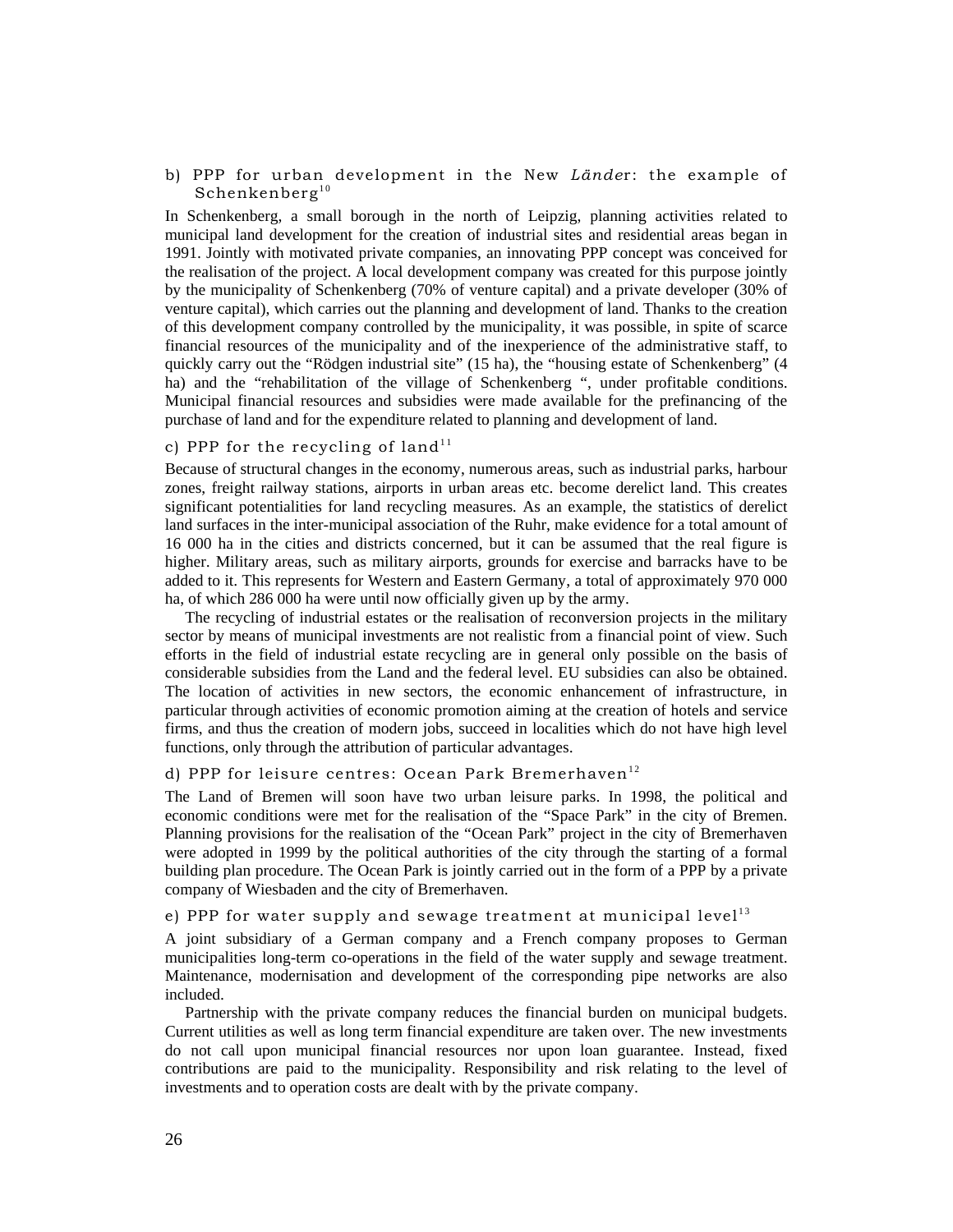### b) PPP for urban development in the New *Länder*: the example of Schenkenberg[10]

In Schenkenberg, a small borough in the north of Leipzig, planning activities related to municipal land development for the creation of industrial sites and residential areas began in 1991. Jointly with motivated private companies, an innovating PPP concept was conceived for the realisation of the project. A local development company was created for this purpose jointly by the municipality of Schenkenberg (70% of venture capital) and a private developer (30% of venture capital), which carries out the planning and development of land. Thanks to the creation of this development company controlled by the municipality, it was possible, in spite of scarce financial resources of the municipality and of the inexperience of the administrative staff, to quickly carry out the "Rödgen industrial site" (15 ha), the "housing estate of Schenkenberg" (4 ha) and the "rehabilitation of the village of Schenkenberg ", under profitable conditions. Municipal financial resources and subsidies were made available for the prefinancing of the purchase of land and for the expenditure related to planning and development of land.

### c) PPP for the recycling of land[11]

Because of structural changes in the economy, numerous areas, such as industrial parks, harbour zones, freight railway stations, airports in urban areas etc. become derelict land. This creates significant potentialities for land recycling measures. As an example, the statistics of derelict land surfaces in the inter-municipal association of the Ruhr, make evidence for a total amount of 16 000 ha in the cities and districts concerned, but it can be assumed that the real figure is higher. Military areas, such as military airports, grounds for exercise and barracks have to be added to it. This represents for Western and Eastern Germany, a total of approximately 970 000 ha, of which 286 000 ha were until now officially given up by the army.

The recycling of industrial estates or the realisation of reconversion projects in the military sector by means of municipal investments are not realistic from a financial point of view. Such efforts in the field of industrial estate recycling are in general only possible on the basis of considerable subsidies from the Land and the federal level. EU subsidies can also be obtained. The location of activities in new sectors, the economic enhancement of infrastructure, in particular through activities of economic promotion aiming at the creation of hotels and service firms, and thus the creation of modern jobs, succeed in localities which do not have high level functions, only through the attribution of particular advantages.

### d) PPP for leisure centres: Ocean Park Bremerhaven[12]

The Land of Bremen will soon have two urban leisure parks. In 1998, the political and economic conditions were met for the realisation of the "Space Park" in the city of Bremen. Planning provisions for the realisation of the "Ocean Park" project in the city of Bremerhaven were adopted in 1999 by the political authorities of the city through the starting of a formal building plan procedure. The Ocean Park is jointly carried out in the form of a PPP by a private company of Wiesbaden and the city of Bremerhaven.

### e) PPP for water supply and sewage treatment at municipal level[13]

A joint subsidiary of a German company and a French company proposes to German municipalities long-term co-operations in the field of the water supply and sewage treatment. Maintenance, modernisation and development of the corresponding pipe networks are also included.

Partnership with the private company reduces the financial burden on municipal budgets. Current utilities as well as long term financial expenditure are taken over. The new investments do not call upon municipal financial resources nor upon loan guarantee. Instead, fixed contributions are paid to the municipality. Responsibility and risk relating to the level of investments and to operation costs are dealt with by the private company.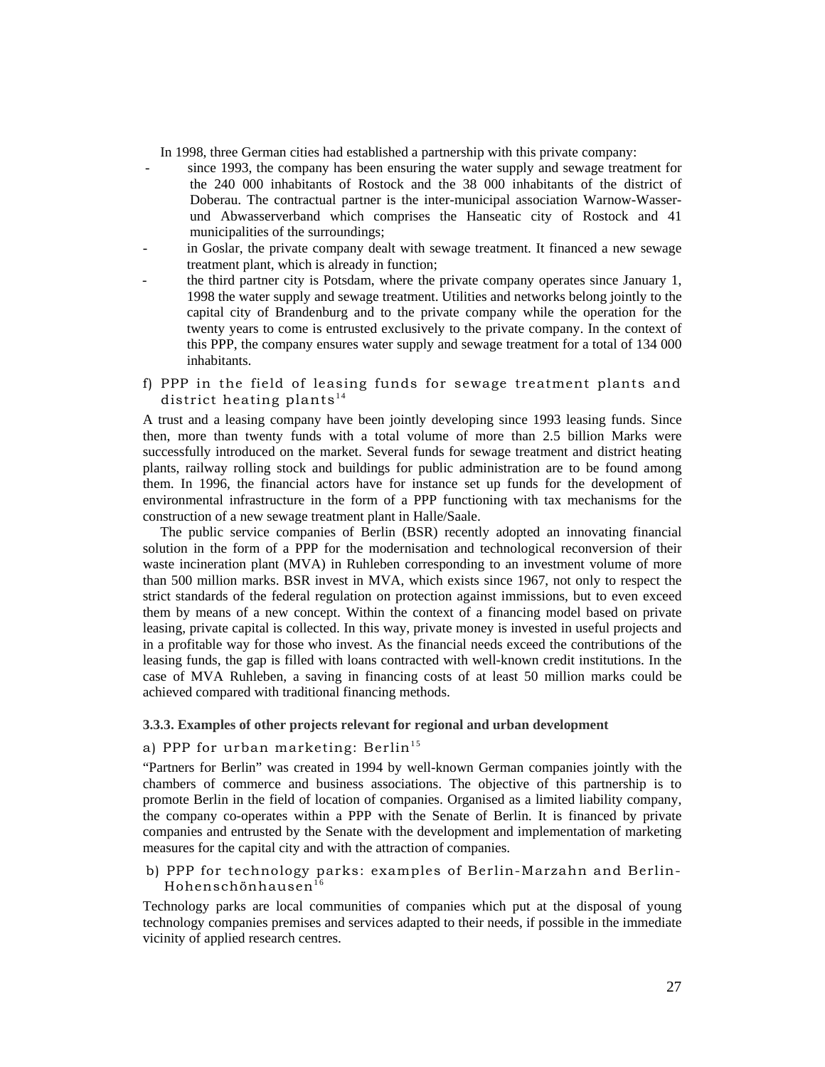In 1998, three German cities had established a partnership with this private company:

- since 1993, the company has been ensuring the water supply and sewage treatment for the 240 000 inhabitants of Rostock and the 38 000 inhabitants of the district of Doberau. The contractual partner is the inter-municipal association Warnow-Wasser- und Abwasserverband which comprises the Hanseatic city of Rostock and 41 municipalities of the surroundings;
- in Goslar, the private company dealt with sewage treatment. It financed a new sewage treatment plant, which is already in function;
- the third partner city is Potsdam, where the private company operates since January 1, 1998 the water supply and sewage treatment. Utilities and networks belong jointly to the capital city of Brandenburg and to the private company while the operation for the twenty years to come is entrusted exclusively to the private company. In the context of this PPP, the company ensures water supply and sewage treatment for a total of 134 000 inhabitants.

f) PPP in the field of leasing funds for sewage treatment plants and district heating plants[14]

A trust and a leasing company have been jointly developing since 1993 leasing funds. Since then, more than twenty funds with a total volume of more than 2.5 billion Marks were successfully introduced on the market. Several funds for sewage treatment and district heating plants, railway rolling stock and buildings for public administration are to be found among them. In 1996, the financial actors have for instance set up funds for the development of environmental infrastructure in the form of a PPP functioning with tax mechanisms for the construction of a new sewage treatment plant in Halle/Saale.

The public service companies of Berlin (BSR) recently adopted an innovating financial solution in the form of a PPP for the modernisation and technological reconversion of their waste incineration plant (MVA) in Ruhleben corresponding to an investment volume of more than 500 million marks. BSR invest in MVA, which exists since 1967, not only to respect the strict standards of the federal regulation on protection against immissions, but to even exceed them by means of a new concept. Within the context of a financing model based on private leasing, private capital is collected. In this way, private money is invested in useful projects and in a profitable way for those who invest. As the financial needs exceed the contributions of the leasing funds, the gap is filled with loans contracted with well-known credit institutions. In the case of MVA Ruhleben, a saving in financing costs of at least 50 million marks could be achieved compared with traditional financing methods.

### 3.3.3. Examples of other projects relevant for regional and urban development

a) PPP for urban marketing: Berlin[15]

"Partners for Berlin" was created in 1994 by well-known German companies jointly with the chambers of commerce and business associations. The objective of this partnership is to promote Berlin in the field of location of companies. Organised as a limited liability company, the company co-operates within a PPP with the Senate of Berlin. It is financed by private companies and entrusted by the Senate with the development and implementation of marketing measures for the capital city and with the attraction of companies.

b) PPP for technology parks: examples of Berlin-Marzahn and Berlin-Hohenschönhausen[16]

Technology parks are local communities of companies which put at the disposal of young technology companies premises and services adapted to their needs, if possible in the immediate vicinity of applied research centres.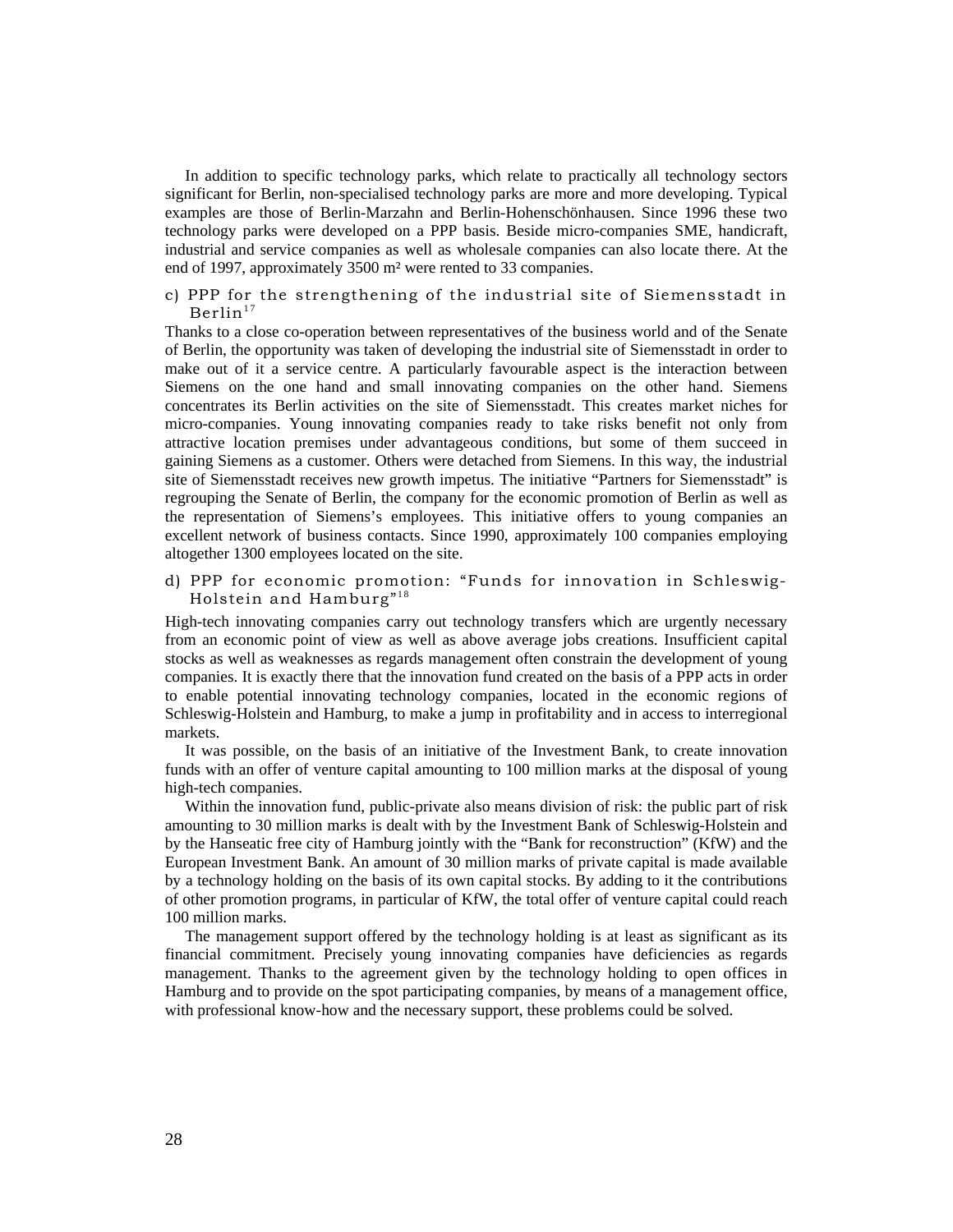In addition to specific technology parks, which relate to practically all technology sectors significant for Berlin, non-specialised technology parks are more and more developing. Typical examples are those of Berlin-Marzahn and Berlin-Hohenschönhausen. Since 1996 these two technology parks were developed on a PPP basis. Beside micro-companies SME, handicraft, industrial and service companies as well as wholesale companies can also locate there. At the end of 1997, approximately 3500 m² were rented to 33 companies.

#### c) PPP for the strengthening of the industrial site of Siemensstadt in Berlin[17]

Thanks to a close co-operation between representatives of the business world and of the Senate of Berlin, the opportunity was taken of developing the industrial site of Siemensstadt in order to make out of it a service centre. A particularly favourable aspect is the interaction between Siemens on the one hand and small innovating companies on the other hand. Siemens concentrates its Berlin activities on the site of Siemensstadt. This creates market niches for micro-companies. Young innovating companies ready to take risks benefit not only from attractive location premises under advantageous conditions, but some of them succeed in gaining Siemens as a customer. Others were detached from Siemens. In this way, the industrial site of Siemensstadt receives new growth impetus. The initiative "Partners for Siemensstadt" is regrouping the Senate of Berlin, the company for the economic promotion of Berlin as well as the representation of Siemens's employees. This initiative offers to young companies an excellent network of business contacts. Since 1990, approximately 100 companies employing altogether 1300 employees located on the site.

#### d) PPP for economic promotion: "Funds for innovation in Schleswig-Holstein and Hamburg"[18]

High-tech innovating companies carry out technology transfers which are urgently necessary from an economic point of view as well as above average jobs creations. Insufficient capital stocks as well as weaknesses as regards management often constrain the development of young companies. It is exactly there that the innovation fund created on the basis of a PPP acts in order to enable potential innovating technology companies, located in the economic regions of Schleswig-Holstein and Hamburg, to make a jump in profitability and in access to interregional markets.

It was possible, on the basis of an initiative of the Investment Bank, to create innovation funds with an offer of venture capital amounting to 100 million marks at the disposal of young high-tech companies.

Within the innovation fund, public-private also means division of risk: the public part of risk amounting to 30 million marks is dealt with by the Investment Bank of Schleswig-Holstein and by the Hanseatic free city of Hamburg jointly with the "Bank for reconstruction" (KfW) and the European Investment Bank. An amount of 30 million marks of private capital is made available by a technology holding on the basis of its own capital stocks. By adding to it the contributions of other promotion programs, in particular of KfW, the total offer of venture capital could reach 100 million marks.

The management support offered by the technology holding is at least as significant as its financial commitment. Precisely young innovating companies have deficiencies as regards management. Thanks to the agreement given by the technology holding to open offices in Hamburg and to provide on the spot participating companies, by means of a management office, with professional know-how and the necessary support, these problems could be solved.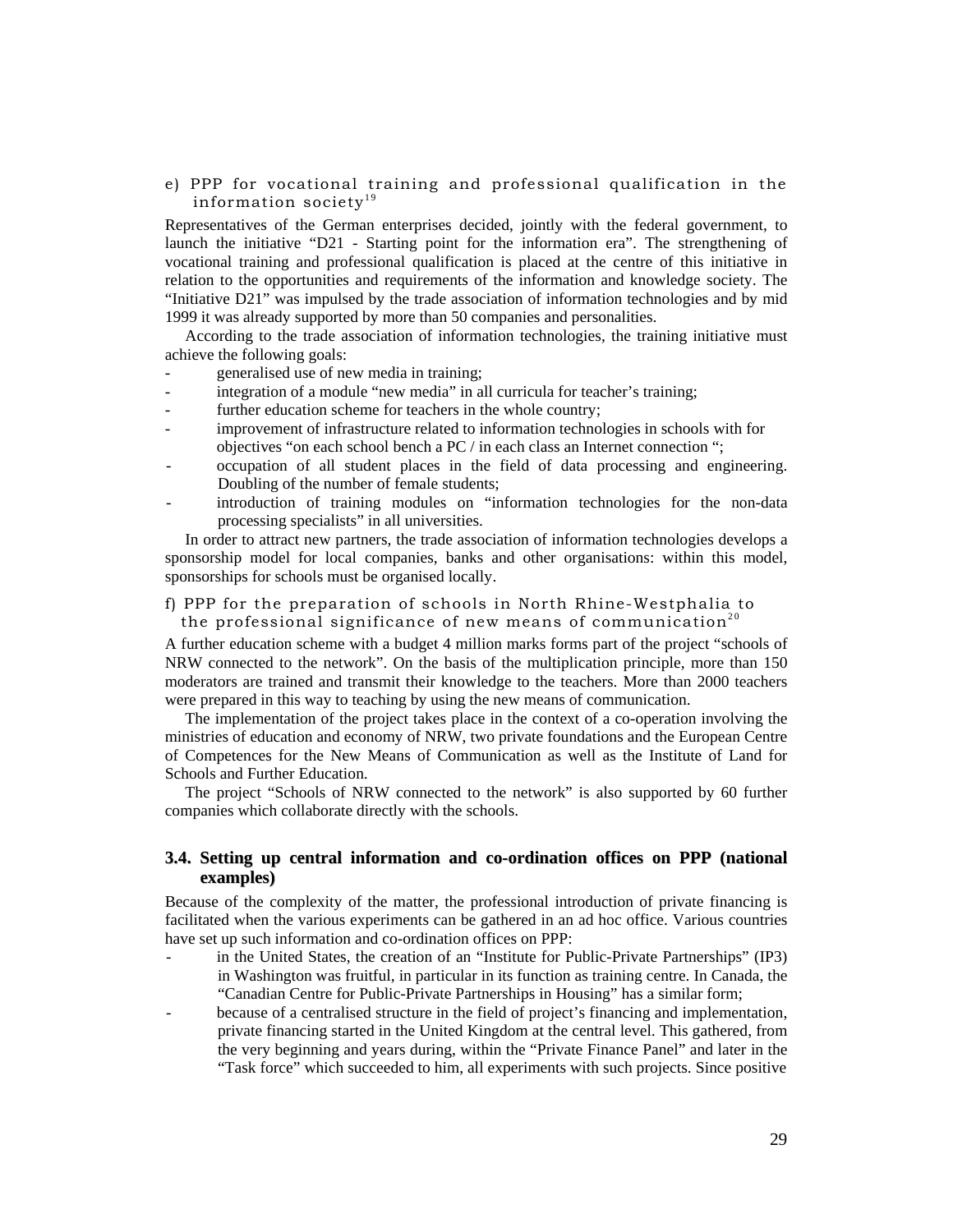e) PPP for vocational training and professional qualification in the information society[19]

Representatives of the German enterprises decided, jointly with the federal government, to launch the initiative "D21 - Starting point for the information era". The strengthening of vocational training and professional qualification is placed at the centre of this initiative in relation to the opportunities and requirements of the information and knowledge society. The "Initiative D21" was impulsed by the trade association of information technologies and by mid 1999 it was already supported by more than 50 companies and personalities.

According to the trade association of information technologies, the training initiative must achieve the following goals:

- generalised use of new media in training;
- integration of a module "new media" in all curricula for teacher's training;
- further education scheme for teachers in the whole country;
- improvement of infrastructure related to information technologies in schools with for objectives "on each school bench a PC / in each class an Internet connection ";
- occupation of all student places in the field of data processing and engineering. Doubling of the number of female students;
- introduction of training modules on "information technologies for the non-data processing specialists" in all universities.

In order to attract new partners, the trade association of information technologies develops a sponsorship model for local companies, banks and other organisations: within this model, sponsorships for schools must be organised locally.

f) PPP for the preparation of schools in North Rhine-Westphalia to the professional significance of new means of communication[20]

A further education scheme with a budget 4 million marks forms part of the project "schools of NRW connected to the network". On the basis of the multiplication principle, more than 150 moderators are trained and transmit their knowledge to the teachers. More than 2000 teachers were prepared in this way to teaching by using the new means of communication.

The implementation of the project takes place in the context of a co-operation involving the ministries of education and economy of NRW, two private foundations and the European Centre of Competences for the New Means of Communication as well as the Institute of Land for Schools and Further Education.

The project "Schools of NRW connected to the network" is also supported by 60 further companies which collaborate directly with the schools.

### 3.4. Setting up central information and co-ordination offices on PPP (national examples)

Because of the complexity of the matter, the professional introduction of private financing is facilitated when the various experiments can be gathered in an ad hoc office. Various countries have set up such information and co-ordination offices on PPP:

- in the United States, the creation of an "Institute for Public-Private Partnerships" (IP3) in Washington was fruitful, in particular in its function as training centre. In Canada, the "Canadian Centre for Public-Private Partnerships in Housing" has a similar form;
- because of a centralised structure in the field of project's financing and implementation, private financing started in the United Kingdom at the central level. This gathered, from the very beginning and years during, within the "Private Finance Panel" and later in the "Task force" which succeeded to him, all experiments with such projects. Since positive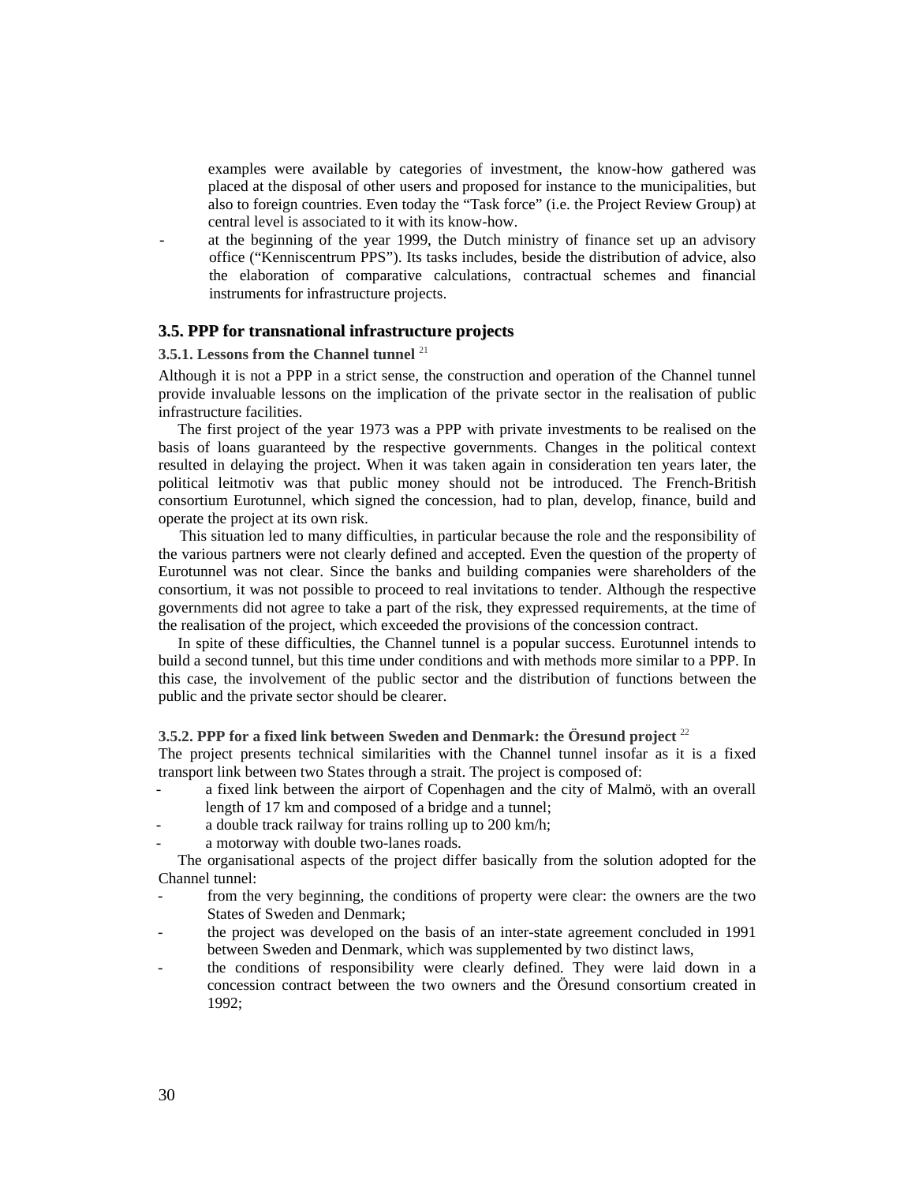examples were available by categories of investment, the know-how gathered was placed at the disposal of other users and proposed for instance to the municipalities, but also to foreign countries. Even today the "Task force" (i.e. the Project Review Group) at central level is associated to it with its know-how.

- at the beginning of the year 1999, the Dutch ministry of finance set up an advisory office ("Kenniscentrum PPS"). Its tasks includes, beside the distribution of advice, also the elaboration of comparative calculations, contractual schemes and financial instruments for infrastructure projects.

## 3.5. PPP for transnational infrastructure projects

### 3.5.1. Lessons from the Channel tunnel [21]

Although it is not a PPP in a strict sense, the construction and operation of the Channel tunnel provide invaluable lessons on the implication of the private sector in the realisation of public infrastructure facilities.

The first project of the year 1973 was a PPP with private investments to be realised on the basis of loans guaranteed by the respective governments. Changes in the political context resulted in delaying the project. When it was taken again in consideration ten years later, the political leitmotiv was that public money should not be introduced. The French-British consortium Eurotunnel, which signed the concession, had to plan, develop, finance, build and operate the project at its own risk.

This situation led to many difficulties, in particular because the role and the responsibility of the various partners were not clearly defined and accepted. Even the question of the property of Eurotunnel was not clear. Since the banks and building companies were shareholders of the consortium, it was not possible to proceed to real invitations to tender. Although the respective governments did not agree to take a part of the risk, they expressed requirements, at the time of the realisation of the project, which exceeded the provisions of the concession contract.

In spite of these difficulties, the Channel tunnel is a popular success. Eurotunnel intends to build a second tunnel, but this time under conditions and with methods more similar to a PPP. In this case, the involvement of the public sector and the distribution of functions between the public and the private sector should be clearer.

### 3.5.2. PPP for a fixed link between Sweden and Denmark: the Öresund project [22]

The project presents technical similarities with the Channel tunnel insofar as it is a fixed transport link between two States through a strait. The project is composed of:

- a fixed link between the airport of Copenhagen and the city of Malmö, with an overall length of 17 km and composed of a bridge and a tunnel;
- a double track railway for trains rolling up to 200 km/h;
- a motorway with double two-lanes roads.

The organisational aspects of the project differ basically from the solution adopted for the Channel tunnel:

- from the very beginning, the conditions of property were clear: the owners are the two States of Sweden and Denmark;
- the project was developed on the basis of an inter-state agreement concluded in 1991 between Sweden and Denmark, which was supplemented by two distinct laws,
- the conditions of responsibility were clearly defined. They were laid down in a concession contract between the two owners and the Öresund consortium created in 1992;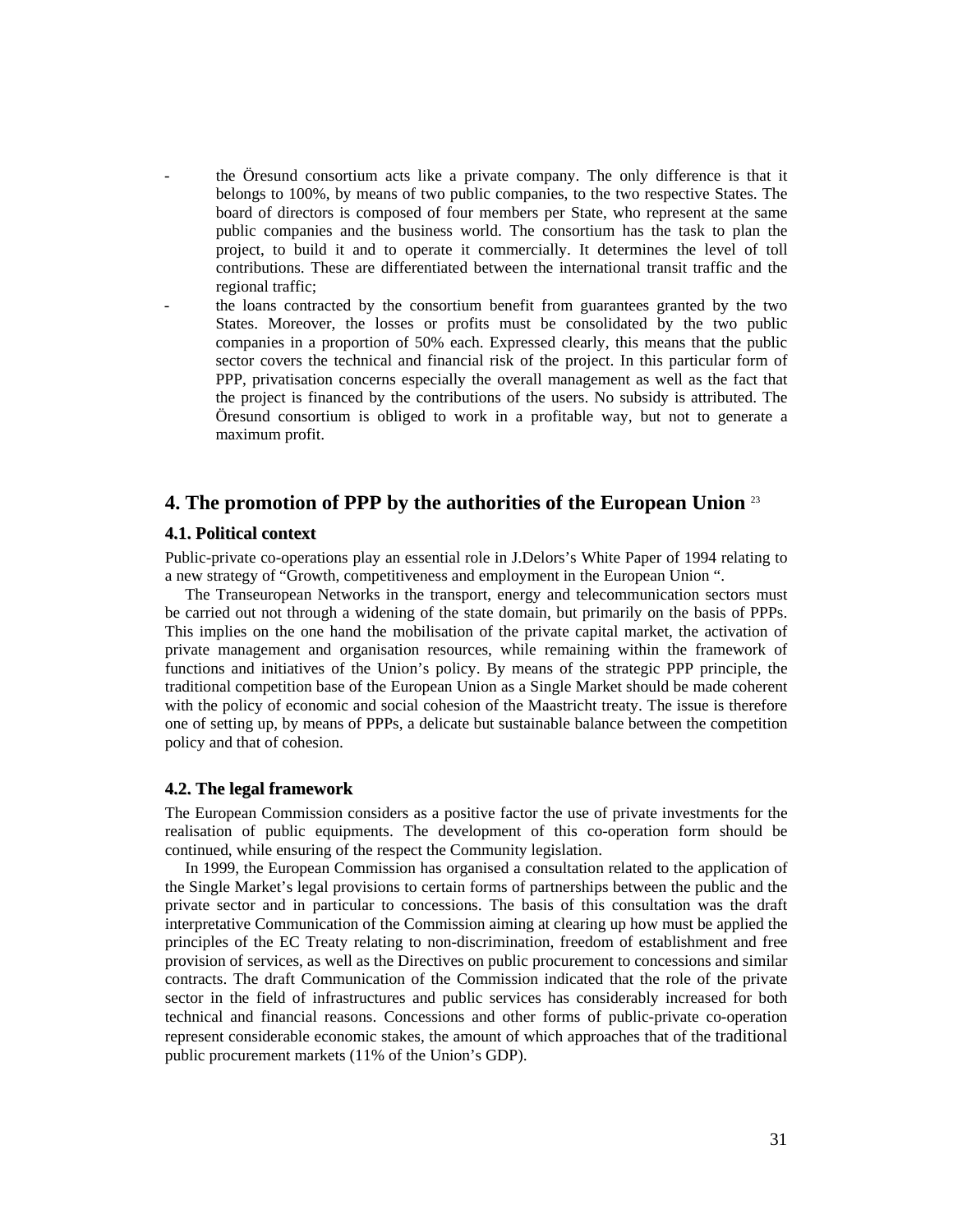- the Öresund consortium acts like a private company. The only difference is that it belongs to 100%, by means of two public companies, to the two respective States. The board of directors is composed of four members per State, who represent at the same public companies and the business world. The consortium has the task to plan the project, to build it and to operate it commercially. It determines the level of toll contributions. These are differentiated between the international transit traffic and the regional traffic;
- the loans contracted by the consortium benefit from guarantees granted by the two States. Moreover, the losses or profits must be consolidated by the two public companies in a proportion of 50% each. Expressed clearly, this means that the public sector covers the technical and financial risk of the project. In this particular form of PPP, privatisation concerns especially the overall management as well as the fact that the project is financed by the contributions of the users. No subsidy is attributed. The Öresund consortium is obliged to work in a profitable way, but not to generate a maximum profit.

## 4. The promotion of PPP by the authorities of the European Union [23]

### 4.1. Political context

Public-private co-operations play an essential role in J.Delors's White Paper of 1994 relating to a new strategy of "Growth, competitiveness and employment in the European Union ".

The Transeuropean Networks in the transport, energy and telecommunication sectors must be carried out not through a widening of the state domain, but primarily on the basis of PPPs. This implies on the one hand the mobilisation of the private capital market, the activation of private management and organisation resources, while remaining within the framework of functions and initiatives of the Union's policy. By means of the strategic PPP principle, the traditional competition base of the European Union as a Single Market should be made coherent with the policy of economic and social cohesion of the Maastricht treaty. The issue is therefore one of setting up, by means of PPPs, a delicate but sustainable balance between the competition policy and that of cohesion.

### 4.2. The legal framework

The European Commission considers as a positive factor the use of private investments for the realisation of public equipments. The development of this co-operation form should be continued, while ensuring of the respect the Community legislation.

In 1999, the European Commission has organised a consultation related to the application of the Single Market's legal provisions to certain forms of partnerships between the public and the private sector and in particular to concessions. The basis of this consultation was the draft interpretative Communication of the Commission aiming at clearing up how must be applied the principles of the EC Treaty relating to non-discrimination, freedom of establishment and free provision of services, as well as the Directives on public procurement to concessions and similar contracts. The draft Communication of the Commission indicated that the role of the private sector in the field of infrastructures and public services has considerably increased for both technical and financial reasons. Concessions and other forms of public-private co-operation represent considerable economic stakes, the amount of which approaches that of the traditional public procurement markets (11% of the Union's GDP).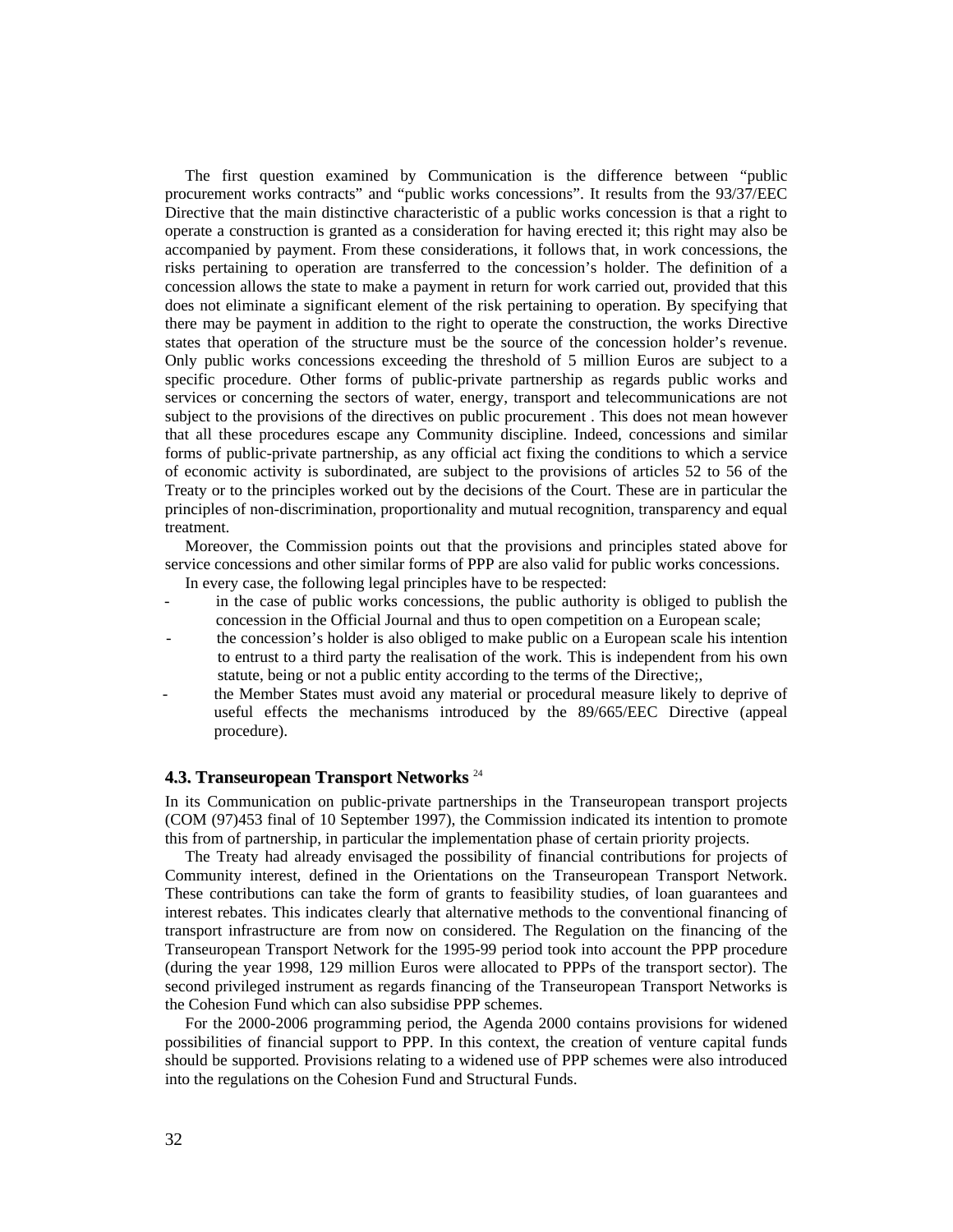The first question examined by Communication is the difference between "public procurement works contracts" and "public works concessions". It results from the 93/37/EEC Directive that the main distinctive characteristic of a public works concession is that a right to operate a construction is granted as a consideration for having erected it; this right may also be accompanied by payment. From these considerations, it follows that, in work concessions, the risks pertaining to operation are transferred to the concession's holder. The definition of a concession allows the state to make a payment in return for work carried out, provided that this does not eliminate a significant element of the risk pertaining to operation. By specifying that there may be payment in addition to the right to operate the construction, the works Directive states that operation of the structure must be the source of the concession holder's revenue. Only public works concessions exceeding the threshold of 5 million Euros are subject to a specific procedure. Other forms of public-private partnership as regards public works and services or concerning the sectors of water, energy, transport and telecommunications are not subject to the provisions of the directives on public procurement . This does not mean however that all these procedures escape any Community discipline. Indeed, concessions and similar forms of public-private partnership, as any official act fixing the conditions to which a service of economic activity is subordinated, are subject to the provisions of articles 52 to 56 of the Treaty or to the principles worked out by the decisions of the Court. These are in particular the principles of non-discrimination, proportionality and mutual recognition, transparency and equal treatment.

Moreover, the Commission points out that the provisions and principles stated above for service concessions and other similar forms of PPP are also valid for public works concessions.

In every case, the following legal principles have to be respected:

- in the case of public works concessions, the public authority is obliged to publish the concession in the Official Journal and thus to open competition on a European scale;
- the concession's holder is also obliged to make public on a European scale his intention to entrust to a third party the realisation of the work. This is independent from his own statute, being or not a public entity according to the terms of the Directive;,
- the Member States must avoid any material or procedural measure likely to deprive of useful effects the mechanisms introduced by the 89/665/EEC Directive (appeal procedure).

### 4.3. Transeuropean Transport Networks [24]

In its Communication on public-private partnerships in the Transeuropean transport projects (COM (97)453 final of 10 September 1997), the Commission indicated its intention to promote this from of partnership, in particular the implementation phase of certain priority projects.

The Treaty had already envisaged the possibility of financial contributions for projects of Community interest, defined in the Orientations on the Transeuropean Transport Network. These contributions can take the form of grants to feasibility studies, of loan guarantees and interest rebates. This indicates clearly that alternative methods to the conventional financing of transport infrastructure are from now on considered. The Regulation on the financing of the Transeuropean Transport Network for the 1995-99 period took into account the PPP procedure (during the year 1998, 129 million Euros were allocated to PPPs of the transport sector). The second privileged instrument as regards financing of the Transeuropean Transport Networks is the Cohesion Fund which can also subsidise PPP schemes.

For the 2000-2006 programming period, the Agenda 2000 contains provisions for widened possibilities of financial support to PPP. In this context, the creation of venture capital funds should be supported. Provisions relating to a widened use of PPP schemes were also introduced into the regulations on the Cohesion Fund and Structural Funds.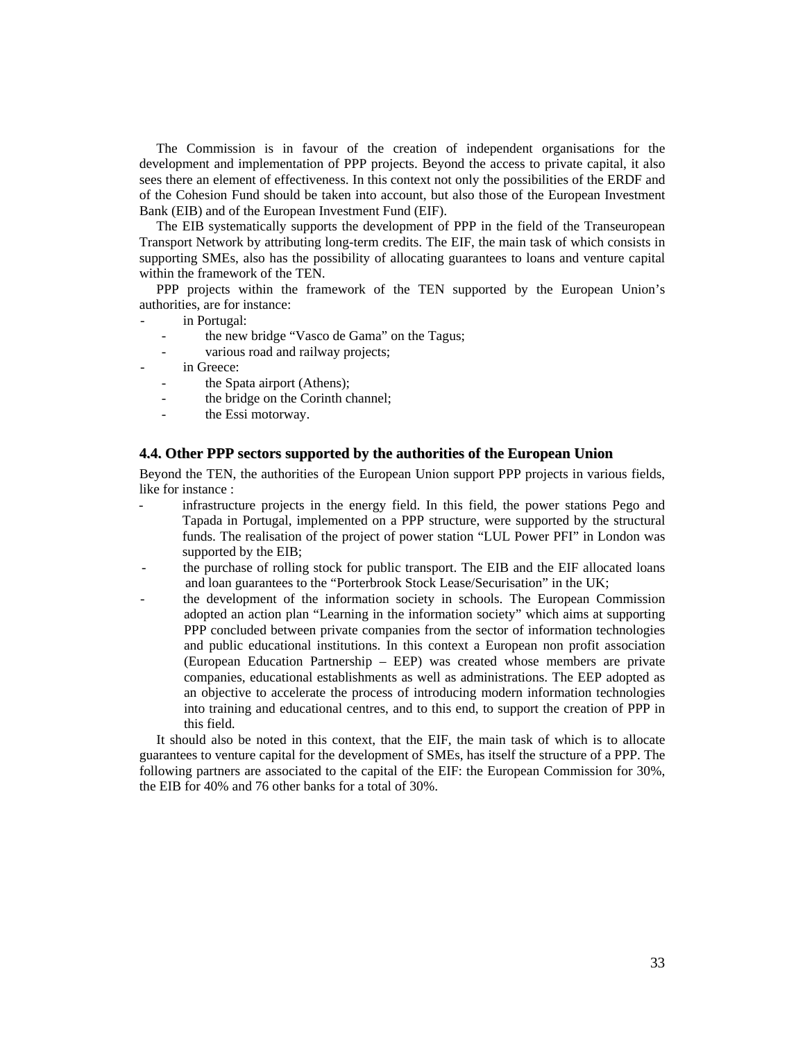The Commission is in favour of the creation of independent organisations for the development and implementation of PPP projects. Beyond the access to private capital, it also sees there an element of effectiveness. In this context not only the possibilities of the ERDF and of the Cohesion Fund should be taken into account, but also those of the European Investment Bank (EIB) and of the European Investment Fund (EIF).

The EIB systematically supports the development of PPP in the field of the Transeuropean Transport Network by attributing long-term credits. The EIF, the main task of which consists in supporting SMEs, also has the possibility of allocating guarantees to loans and venture capital within the framework of the TEN.

PPP projects within the framework of the TEN supported by the European Union's authorities, are for instance:

- in Portugal:
  - the new bridge "Vasco de Gama" on the Tagus;
  - various road and railway projects;
- in Greece:
  - the Spata airport (Athens);
  - the bridge on the Corinth channel;
  - the Essi motorway.

### 4.4. Other PPP sectors supported by the authorities of the European Union

Beyond the TEN, the authorities of the European Union support PPP projects in various fields, like for instance :

- infrastructure projects in the energy field. In this field, the power stations Pego and Tapada in Portugal, implemented on a PPP structure, were supported by the structural funds. The realisation of the project of power station "LUL Power PFI" in London was supported by the EIB;
- the purchase of rolling stock for public transport. The EIB and the EIF allocated loans and loan guarantees to the "Porterbrook Stock Lease/Securisation" in the UK;
- the development of the information society in schools. The European Commission adopted an action plan "Learning in the information society" which aims at supporting PPP concluded between private companies from the sector of information technologies and public educational institutions. In this context a European non profit association (European Education Partnership – EEP) was created whose members are private companies, educational establishments as well as administrations. The EEP adopted as an objective to accelerate the process of introducing modern information technologies into training and educational centres, and to this end, to support the creation of PPP in this field.

It should also be noted in this context, that the EIF, the main task of which is to allocate guarantees to venture capital for the development of SMEs, has itself the structure of a PPP. The following partners are associated to the capital of the EIF: the European Commission for 30%, the EIB for 40% and 76 other banks for a total of 30%.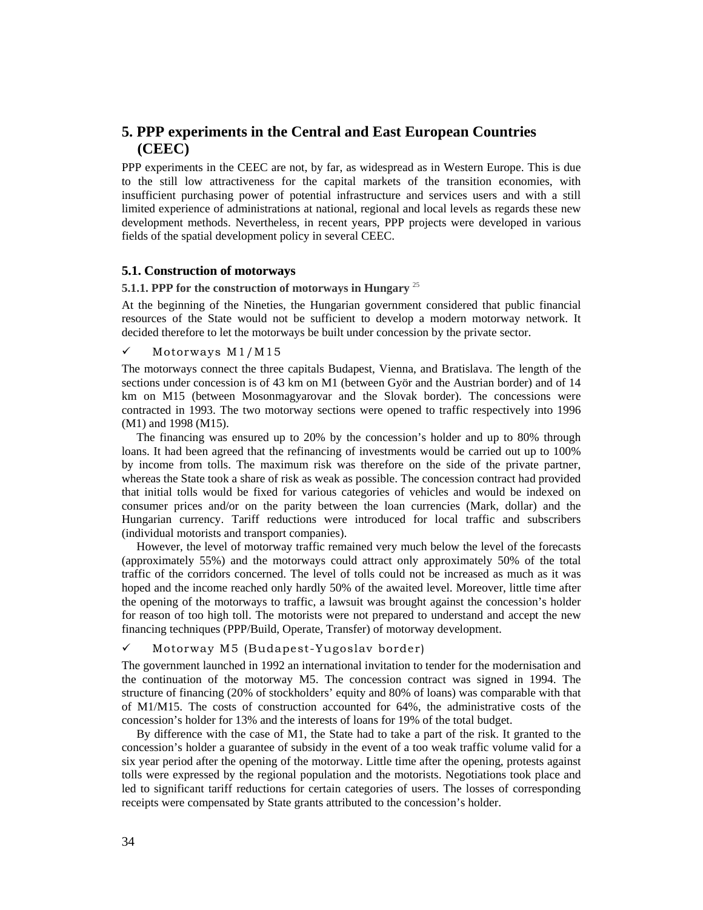# 5. PPP experiments in the Central and East European Countries (CEEC)

PPP experiments in the CEEC are not, by far, as widespread as in Western Europe. This is due to the still low attractiveness for the capital markets of the transition economies, with insufficient purchasing power of potential infrastructure and services users and with a still limited experience of administrations at national, regional and local levels as regards these new development methods. Nevertheless, in recent years, PPP projects were developed in various fields of the spatial development policy in several CEEC.

## 5.1. Construction of motorways

### 5.1.1. PPP for the construction of motorways in Hungary [25]

At the beginning of the Nineties, the Hungarian government considered that public financial resources of the State would not be sufficient to develop a modern motorway network. It decided therefore to let the motorways be built under concession by the private sector.

- ✓ Motorways M1/M15

The motorways connect the three capitals Budapest, Vienna, and Bratislava. The length of the sections under concession is of 43 km on M1 (between Györ and the Austrian border) and of 14 km on M15 (between Mosonmagyarovar and the Slovak border). The concessions were contracted in 1993. The two motorway sections were opened to traffic respectively into 1996 (M1) and 1998 (M15).

The financing was ensured up to 20% by the concession's holder and up to 80% through loans. It had been agreed that the refinancing of investments would be carried out up to 100% by income from tolls. The maximum risk was therefore on the side of the private partner, whereas the State took a share of risk as weak as possible. The concession contract had provided that initial tolls would be fixed for various categories of vehicles and would be indexed on consumer prices and/or on the parity between the loan currencies (Mark, dollar) and the Hungarian currency. Tariff reductions were introduced for local traffic and subscribers (individual motorists and transport companies).

However, the level of motorway traffic remained very much below the level of the forecasts (approximately 55%) and the motorways could attract only approximately 50% of the total traffic of the corridors concerned. The level of tolls could not be increased as much as it was hoped and the income reached only hardly 50% of the awaited level. Moreover, little time after the opening of the motorways to traffic, a lawsuit was brought against the concession's holder for reason of too high toll. The motorists were not prepared to understand and accept the new financing techniques (PPP/Build, Operate, Transfer) of motorway development.

- ✓ Motorway M5 (Budapest-Yugoslav border)

The government launched in 1992 an international invitation to tender for the modernisation and the continuation of the motorway M5. The concession contract was signed in 1994. The structure of financing (20% of stockholders' equity and 80% of loans) was comparable with that of M1/M15. The costs of construction accounted for 64%, the administrative costs of the concession's holder for 13% and the interests of loans for 19% of the total budget.

By difference with the case of M1, the State had to take a part of the risk. It granted to the concession's holder a guarantee of subsidy in the event of a too weak traffic volume valid for a six year period after the opening of the motorway. Little time after the opening, protests against tolls were expressed by the regional population and the motorists. Negotiations took place and led to significant tariff reductions for certain categories of users. The losses of corresponding receipts were compensated by State grants attributed to the concession's holder.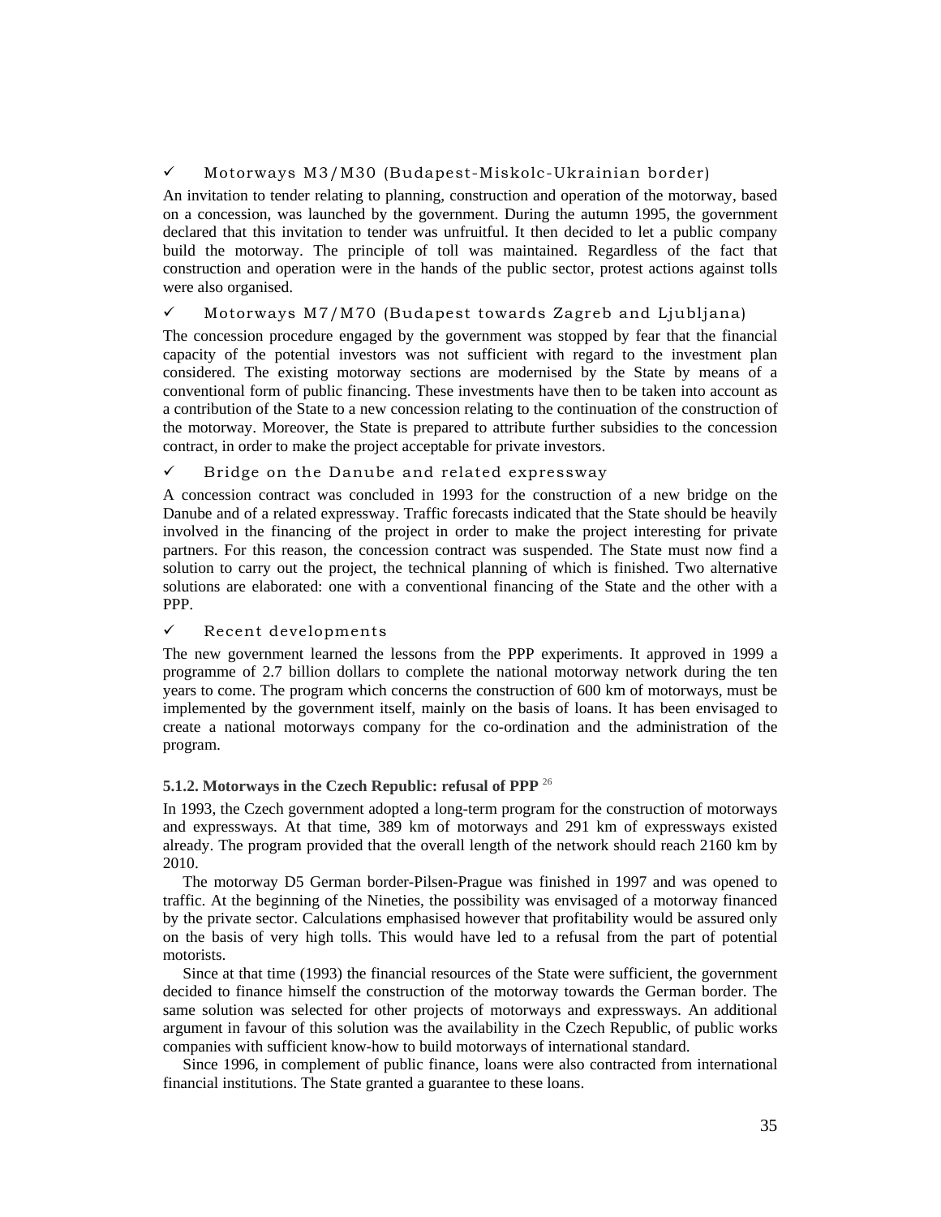✓ Motorways M3/M30 (Budapest-Miskolc-Ukrainian border)

An invitation to tender relating to planning, construction and operation of the motorway, based on a concession, was launched by the government. During the autumn 1995, the government declared that this invitation to tender was unfruitful. It then decided to let a public company build the motorway. The principle of toll was maintained. Regardless of the fact that construction and operation were in the hands of the public sector, protest actions against tolls were also organised.

✓ Motorways M7/M70 (Budapest towards Zagreb and Ljubljana)

The concession procedure engaged by the government was stopped by fear that the financial capacity of the potential investors was not sufficient with regard to the investment plan considered. The existing motorway sections are modernised by the State by means of a conventional form of public financing. These investments have then to be taken into account as a contribution of the State to a new concession relating to the continuation of the construction of the motorway. Moreover, the State is prepared to attribute further subsidies to the concession contract, in order to make the project acceptable for private investors.

✓ Bridge on the Danube and related expressway

A concession contract was concluded in 1993 for the construction of a new bridge on the Danube and of a related expressway. Traffic forecasts indicated that the State should be heavily involved in the financing of the project in order to make the project interesting for private partners. For this reason, the concession contract was suspended. The State must now find a solution to carry out the project, the technical planning of which is finished. Two alternative solutions are elaborated: one with a conventional financing of the State and the other with a PPP.

✓ Recent developments

The new government learned the lessons from the PPP experiments. It approved in 1999 a programme of 2.7 billion dollars to complete the national motorway network during the ten years to come. The program which concerns the construction of 600 km of motorways, must be implemented by the government itself, mainly on the basis of loans. It has been envisaged to create a national motorways company for the co-ordination and the administration of the program.

#### 5.1.2. Motorways in the Czech Republic: refusal of PPP [26]

In 1993, the Czech government adopted a long-term program for the construction of motorways and expressways. At that time, 389 km of motorways and 291 km of expressways existed already. The program provided that the overall length of the network should reach 2160 km by 2010.

The motorway D5 German border-Pilsen-Prague was finished in 1997 and was opened to traffic. At the beginning of the Nineties, the possibility was envisaged of a motorway financed by the private sector. Calculations emphasised however that profitability would be assured only on the basis of very high tolls. This would have led to a refusal from the part of potential motorists.

Since at that time (1993) the financial resources of the State were sufficient, the government decided to finance himself the construction of the motorway towards the German border. The same solution was selected for other projects of motorways and expressways. An additional argument in favour of this solution was the availability in the Czech Republic, of public works companies with sufficient know-how to build motorways of international standard.

Since 1996, in complement of public finance, loans were also contracted from international financial institutions. The State granted a guarantee to these loans.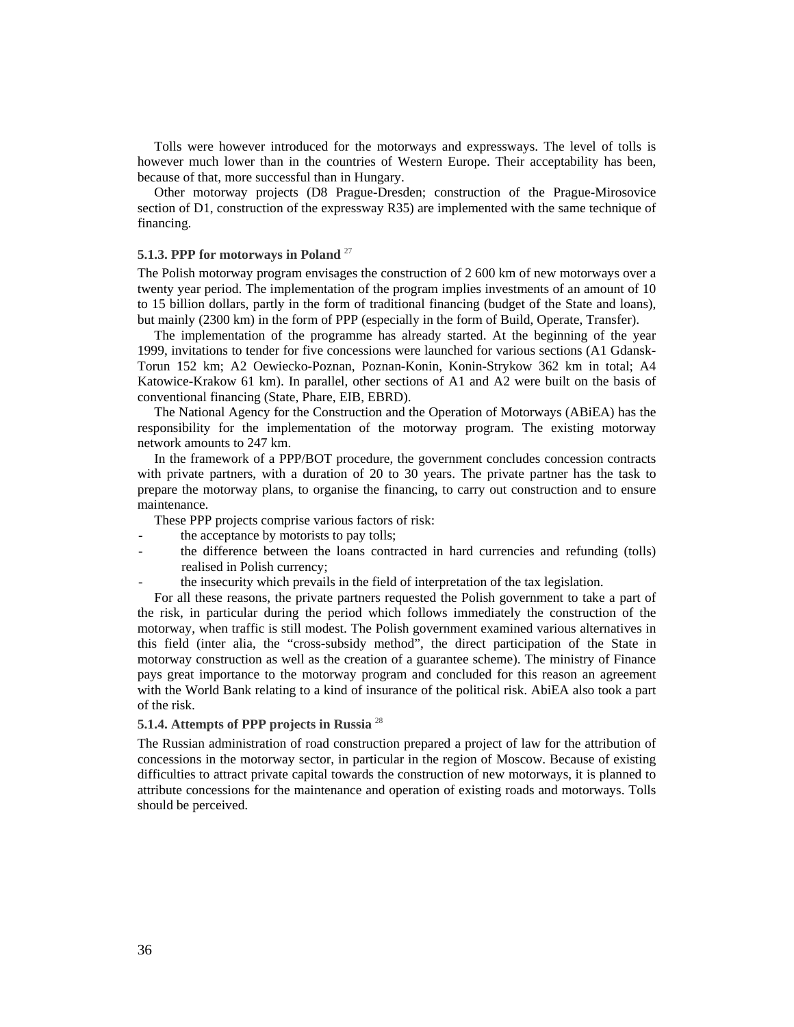Tolls were however introduced for the motorways and expressways. The level of tolls is however much lower than in the countries of Western Europe. Their acceptability has been, because of that, more successful than in Hungary.

Other motorway projects (D8 Prague-Dresden; construction of the Prague-Mirosovice section of D1, construction of the expressway R35) are implemented with the same technique of financing.

### 5.1.3. PPP for motorways in Poland [27]

The Polish motorway program envisages the construction of 2 600 km of new motorways over a twenty year period. The implementation of the program implies investments of an amount of 10 to 15 billion dollars, partly in the form of traditional financing (budget of the State and loans), but mainly (2300 km) in the form of PPP (especially in the form of Build, Operate, Transfer).

The implementation of the programme has already started. At the beginning of the year 1999, invitations to tender for five concessions were launched for various sections (A1 Gdansk-Torun 152 km; A2 Oewiecko-Poznan, Poznan-Konin, Konin-Strykow 362 km in total; A4 Katowice-Krakow 61 km). In parallel, other sections of A1 and A2 were built on the basis of conventional financing (State, Phare, EIB, EBRD).

The National Agency for the Construction and the Operation of Motorways (ABiEA) has the responsibility for the implementation of the motorway program. The existing motorway network amounts to 247 km.

In the framework of a PPP/BOT procedure, the government concludes concession contracts with private partners, with a duration of 20 to 30 years. The private partner has the task to prepare the motorway plans, to organise the financing, to carry out construction and to ensure maintenance.

These PPP projects comprise various factors of risk:

- the acceptance by motorists to pay tolls;
- the difference between the loans contracted in hard currencies and refunding (tolls) realised in Polish currency;
- the insecurity which prevails in the field of interpretation of the tax legislation.

For all these reasons, the private partners requested the Polish government to take a part of the risk, in particular during the period which follows immediately the construction of the motorway, when traffic is still modest. The Polish government examined various alternatives in this field (inter alia, the “cross-subsidy method”, the direct participation of the State in motorway construction as well as the creation of a guarantee scheme). The ministry of Finance pays great importance to the motorway program and concluded for this reason an agreement with the World Bank relating to a kind of insurance of the political risk. AbiEA also took a part of the risk.

### 5.1.4. Attempts of PPP projects in Russia [28]

The Russian administration of road construction prepared a project of law for the attribution of concessions in the motorway sector, in particular in the region of Moscow. Because of existing difficulties to attract private capital towards the construction of new motorways, it is planned to attribute concessions for the maintenance and operation of existing roads and motorways. Tolls should be perceived.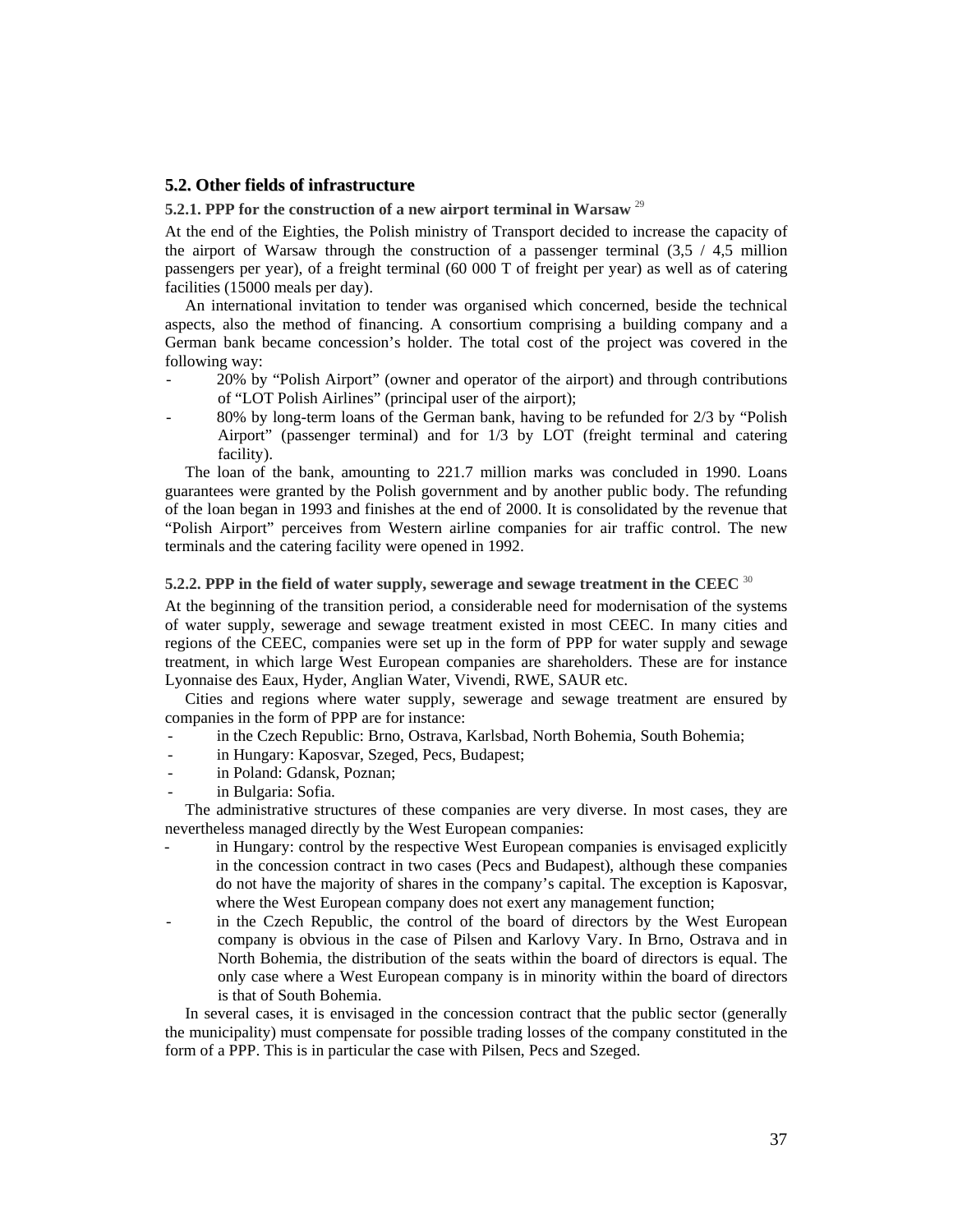## 5.2. Other fields of infrastructure

### 5.2.1. PPP for the construction of a new airport terminal in Warsaw [29]

At the end of the Eighties, the Polish ministry of Transport decided to increase the capacity of the airport of Warsaw through the construction of a passenger terminal (3,5 / 4,5 million passengers per year), of a freight terminal (60 000 T of freight per year) as well as of catering facilities (15000 meals per day).

An international invitation to tender was organised which concerned, beside the technical aspects, also the method of financing. A consortium comprising a building company and a German bank became concession's holder. The total cost of the project was covered in the following way:

- 20% by "Polish Airport" (owner and operator of the airport) and through contributions of "LOT Polish Airlines" (principal user of the airport);
- 80% by long-term loans of the German bank, having to be refunded for 2/3 by "Polish Airport" (passenger terminal) and for 1/3 by LOT (freight terminal and catering facility).

The loan of the bank, amounting to 221.7 million marks was concluded in 1990. Loans guarantees were granted by the Polish government and by another public body. The refunding of the loan began in 1993 and finishes at the end of 2000. It is consolidated by the revenue that "Polish Airport" perceives from Western airline companies for air traffic control. The new terminals and the catering facility were opened in 1992.

### 5.2.2. PPP in the field of water supply, sewerage and sewage treatment in the CEEC [30]

At the beginning of the transition period, a considerable need for modernisation of the systems of water supply, sewerage and sewage treatment existed in most CEEC. In many cities and regions of the CEEC, companies were set up in the form of PPP for water supply and sewage treatment, in which large West European companies are shareholders. These are for instance Lyonnaise des Eaux, Hyder, Anglian Water, Vivendi, RWE, SAUR etc.

Cities and regions where water supply, sewerage and sewage treatment are ensured by companies in the form of PPP are for instance:

- in the Czech Republic: Brno, Ostrava, Karlsbad, North Bohemia, South Bohemia;
- in Hungary: Kaposvar, Szeged, Pecs, Budapest;
- in Poland: Gdansk, Poznan;
- in Bulgaria: Sofia.

The administrative structures of these companies are very diverse. In most cases, they are nevertheless managed directly by the West European companies:

- in Hungary: control by the respective West European companies is envisaged explicitly in the concession contract in two cases (Pecs and Budapest), although these companies do not have the majority of shares in the company's capital. The exception is Kaposvar, where the West European company does not exert any management function;
- in the Czech Republic, the control of the board of directors by the West European company is obvious in the case of Pilsen and Karlovy Vary. In Brno, Ostrava and in North Bohemia, the distribution of the seats within the board of directors is equal. The only case where a West European company is in minority within the board of directors is that of South Bohemia.

In several cases, it is envisaged in the concession contract that the public sector (generally the municipality) must compensate for possible trading losses of the company constituted in the form of a PPP. This is in particular the case with Pilsen, Pecs and Szeged.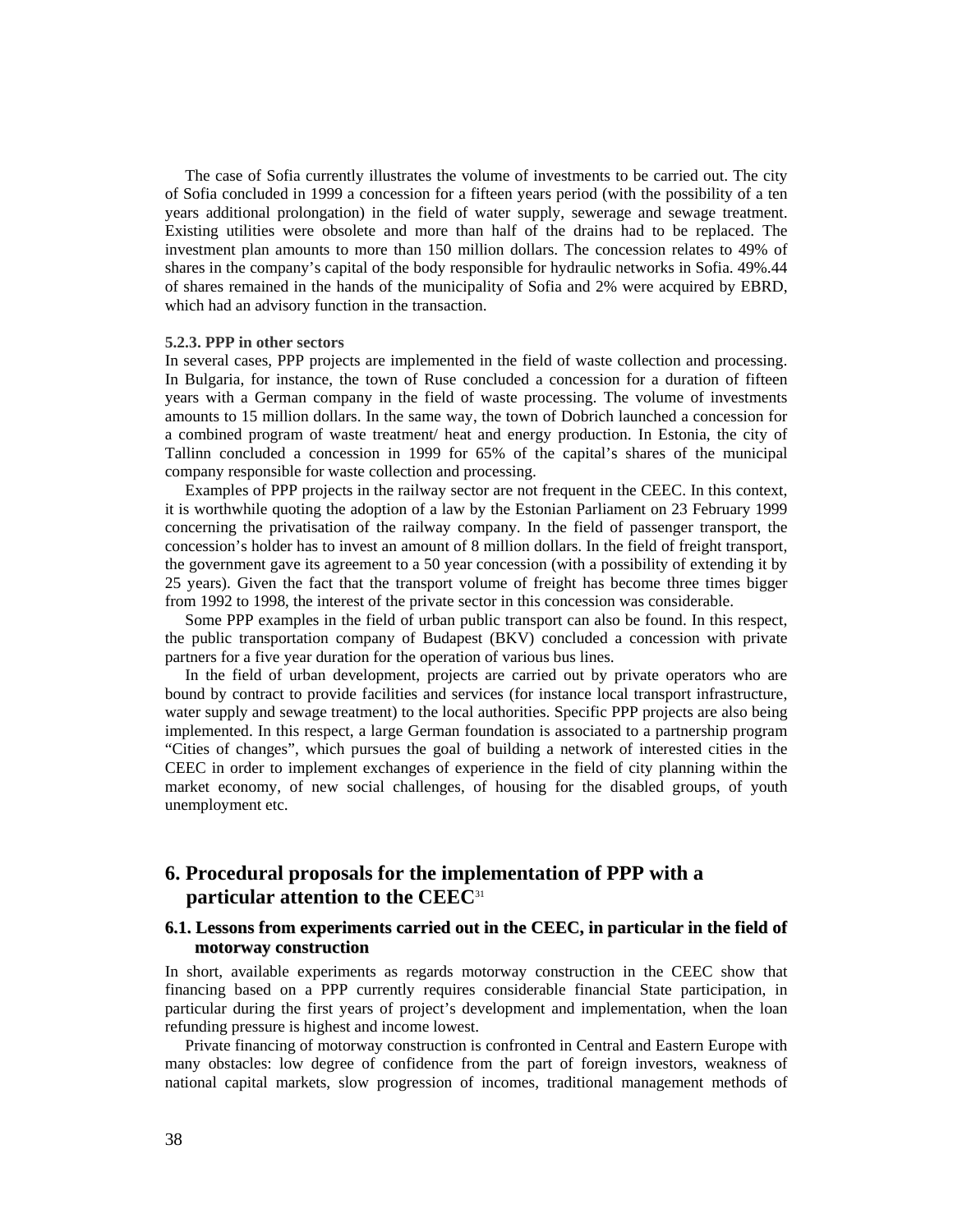The case of Sofia currently illustrates the volume of investments to be carried out. The city of Sofia concluded in 1999 a concession for a fifteen years period (with the possibility of a ten years additional prolongation) in the field of water supply, sewerage and sewage treatment. Existing utilities were obsolete and more than half of the drains had to be replaced. The investment plan amounts to more than 150 million dollars. The concession relates to 49% of shares in the company's capital of the body responsible for hydraulic networks in Sofia. 49%.44 of shares remained in the hands of the municipality of Sofia and 2% were acquired by EBRD, which had an advisory function in the transaction.

#### 5.2.3. PPP in other sectors

In several cases, PPP projects are implemented in the field of waste collection and processing. In Bulgaria, for instance, the town of Ruse concluded a concession for a duration of fifteen years with a German company in the field of waste processing. The volume of investments amounts to 15 million dollars. In the same way, the town of Dobrich launched a concession for a combined program of waste treatment/ heat and energy production. In Estonia, the city of Tallinn concluded a concession in 1999 for 65% of the capital's shares of the municipal company responsible for waste collection and processing.

Examples of PPP projects in the railway sector are not frequent in the CEEC. In this context, it is worthwhile quoting the adoption of a law by the Estonian Parliament on 23 February 1999 concerning the privatisation of the railway company. In the field of passenger transport, the concession's holder has to invest an amount of 8 million dollars. In the field of freight transport, the government gave its agreement to a 50 year concession (with a possibility of extending it by 25 years). Given the fact that the transport volume of freight has become three times bigger from 1992 to 1998, the interest of the private sector in this concession was considerable.

Some PPP examples in the field of urban public transport can also be found. In this respect, the public transportation company of Budapest (BKV) concluded a concession with private partners for a five year duration for the operation of various bus lines.

In the field of urban development, projects are carried out by private operators who are bound by contract to provide facilities and services (for instance local transport infrastructure, water supply and sewage treatment) to the local authorities. Specific PPP projects are also being implemented. In this respect, a large German foundation is associated to a partnership program "Cities of changes", which pursues the goal of building a network of interested cities in the CEEC in order to implement exchanges of experience in the field of city planning within the market economy, of new social challenges, of housing for the disabled groups, of youth unemployment etc.

## 6. Procedural proposals for the implementation of PPP with a particular attention to the CEEC[31]

### 6.1. Lessons from experiments carried out in the CEEC, in particular in the field of motorway construction

In short, available experiments as regards motorway construction in the CEEC show that financing based on a PPP currently requires considerable financial State participation, in particular during the first years of project's development and implementation, when the loan refunding pressure is highest and income lowest.

Private financing of motorway construction is confronted in Central and Eastern Europe with many obstacles: low degree of confidence from the part of foreign investors, weakness of national capital markets, slow progression of incomes, traditional management methods of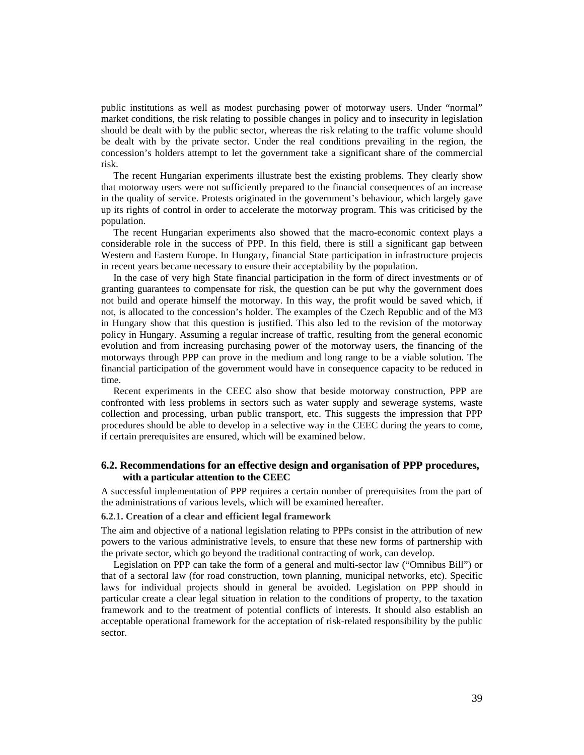public institutions as well as modest purchasing power of motorway users. Under "normal" market conditions, the risk relating to possible changes in policy and to insecurity in legislation should be dealt with by the public sector, whereas the risk relating to the traffic volume should be dealt with by the private sector. Under the real conditions prevailing in the region, the concession's holders attempt to let the government take a significant share of the commercial risk.

The recent Hungarian experiments illustrate best the existing problems. They clearly show that motorway users were not sufficiently prepared to the financial consequences of an increase in the quality of service. Protests originated in the government's behaviour, which largely gave up its rights of control in order to accelerate the motorway program. This was criticised by the population.

The recent Hungarian experiments also showed that the macro-economic context plays a considerable role in the success of PPP. In this field, there is still a significant gap between Western and Eastern Europe. In Hungary, financial State participation in infrastructure projects in recent years became necessary to ensure their acceptability by the population.

In the case of very high State financial participation in the form of direct investments or of granting guarantees to compensate for risk, the question can be put why the government does not build and operate himself the motorway. In this way, the profit would be saved which, if not, is allocated to the concession's holder. The examples of the Czech Republic and of the M3 in Hungary show that this question is justified. This also led to the revision of the motorway policy in Hungary. Assuming a regular increase of traffic, resulting from the general economic evolution and from increasing purchasing power of the motorway users, the financing of the motorways through PPP can prove in the medium and long range to be a viable solution. The financial participation of the government would have in consequence capacity to be reduced in time.

Recent experiments in the CEEC also show that beside motorway construction, PPP are confronted with less problems in sectors such as water supply and sewerage systems, waste collection and processing, urban public transport, etc. This suggests the impression that PPP procedures should be able to develop in a selective way in the CEEC during the years to come, if certain prerequisites are ensured, which will be examined below.

## 6.2. Recommendations for an effective design and organisation of PPP procedures, with a particular attention to the CEEC

A successful implementation of PPP requires a certain number of prerequisites from the part of the administrations of various levels, which will be examined hereafter.

### 6.2.1. Creation of a clear and efficient legal framework

The aim and objective of a national legislation relating to PPPs consist in the attribution of new powers to the various administrative levels, to ensure that these new forms of partnership with the private sector, which go beyond the traditional contracting of work, can develop.

Legislation on PPP can take the form of a general and multi-sector law ("Omnibus Bill") or that of a sectoral law (for road construction, town planning, municipal networks, etc). Specific laws for individual projects should in general be avoided. Legislation on PPP should in particular create a clear legal situation in relation to the conditions of property, to the taxation framework and to the treatment of potential conflicts of interests. It should also establish an acceptable operational framework for the acceptation of risk-related responsibility by the public sector.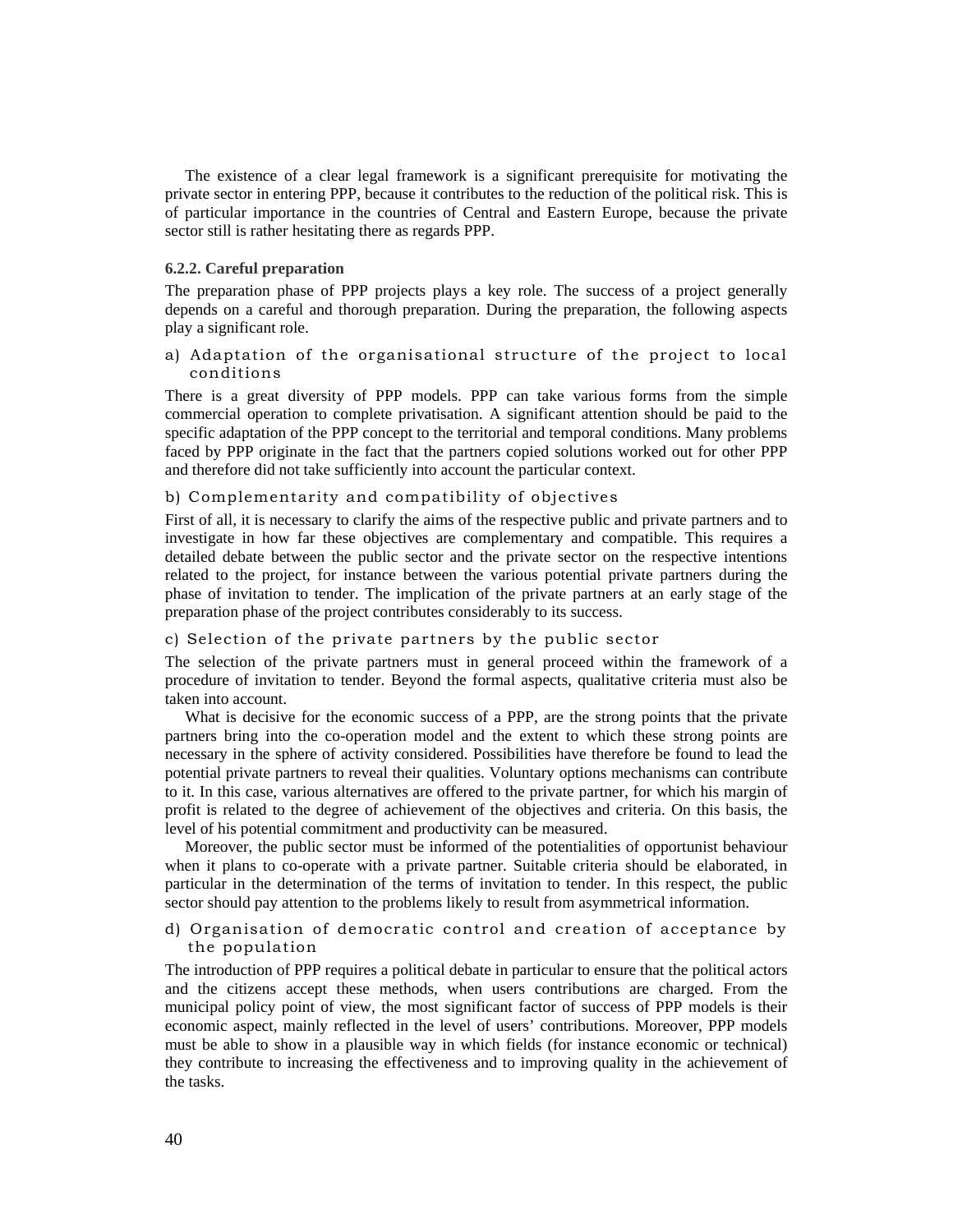The existence of a clear legal framework is a significant prerequisite for motivating the private sector in entering PPP, because it contributes to the reduction of the political risk. This is of particular importance in the countries of Central and Eastern Europe, because the private sector still is rather hesitating there as regards PPP.

#### 6.2.2. Careful preparation

The preparation phase of PPP projects plays a key role. The success of a project generally depends on a careful and thorough preparation. During the preparation, the following aspects play a significant role.

##### a) Adaptation of the organisational structure of the project to local conditions

There is a great diversity of PPP models. PPP can take various forms from the simple commercial operation to complete privatisation. A significant attention should be paid to the specific adaptation of the PPP concept to the territorial and temporal conditions. Many problems faced by PPP originate in the fact that the partners copied solutions worked out for other PPP and therefore did not take sufficiently into account the particular context.

##### b) Complementarity and compatibility of objectives

First of all, it is necessary to clarify the aims of the respective public and private partners and to investigate in how far these objectives are complementary and compatible. This requires a detailed debate between the public sector and the private sector on the respective intentions related to the project, for instance between the various potential private partners during the phase of invitation to tender. The implication of the private partners at an early stage of the preparation phase of the project contributes considerably to its success.

##### c) Selection of the private partners by the public sector

The selection of the private partners must in general proceed within the framework of a procedure of invitation to tender. Beyond the formal aspects, qualitative criteria must also be taken into account.

What is decisive for the economic success of a PPP, are the strong points that the private partners bring into the co-operation model and the extent to which these strong points are necessary in the sphere of activity considered. Possibilities have therefore be found to lead the potential private partners to reveal their qualities. Voluntary options mechanisms can contribute to it. In this case, various alternatives are offered to the private partner, for which his margin of profit is related to the degree of achievement of the objectives and criteria. On this basis, the level of his potential commitment and productivity can be measured.

Moreover, the public sector must be informed of the potentialities of opportunist behaviour when it plans to co-operate with a private partner. Suitable criteria should be elaborated, in particular in the determination of the terms of invitation to tender. In this respect, the public sector should pay attention to the problems likely to result from asymmetrical information.

##### d) Organisation of democratic control and creation of acceptance by the population

The introduction of PPP requires a political debate in particular to ensure that the political actors and the citizens accept these methods, when users contributions are charged. From the municipal policy point of view, the most significant factor of success of PPP models is their economic aspect, mainly reflected in the level of users' contributions. Moreover, PPP models must be able to show in a plausible way in which fields (for instance economic or technical) they contribute to increasing the effectiveness and to improving quality in the achievement of the tasks.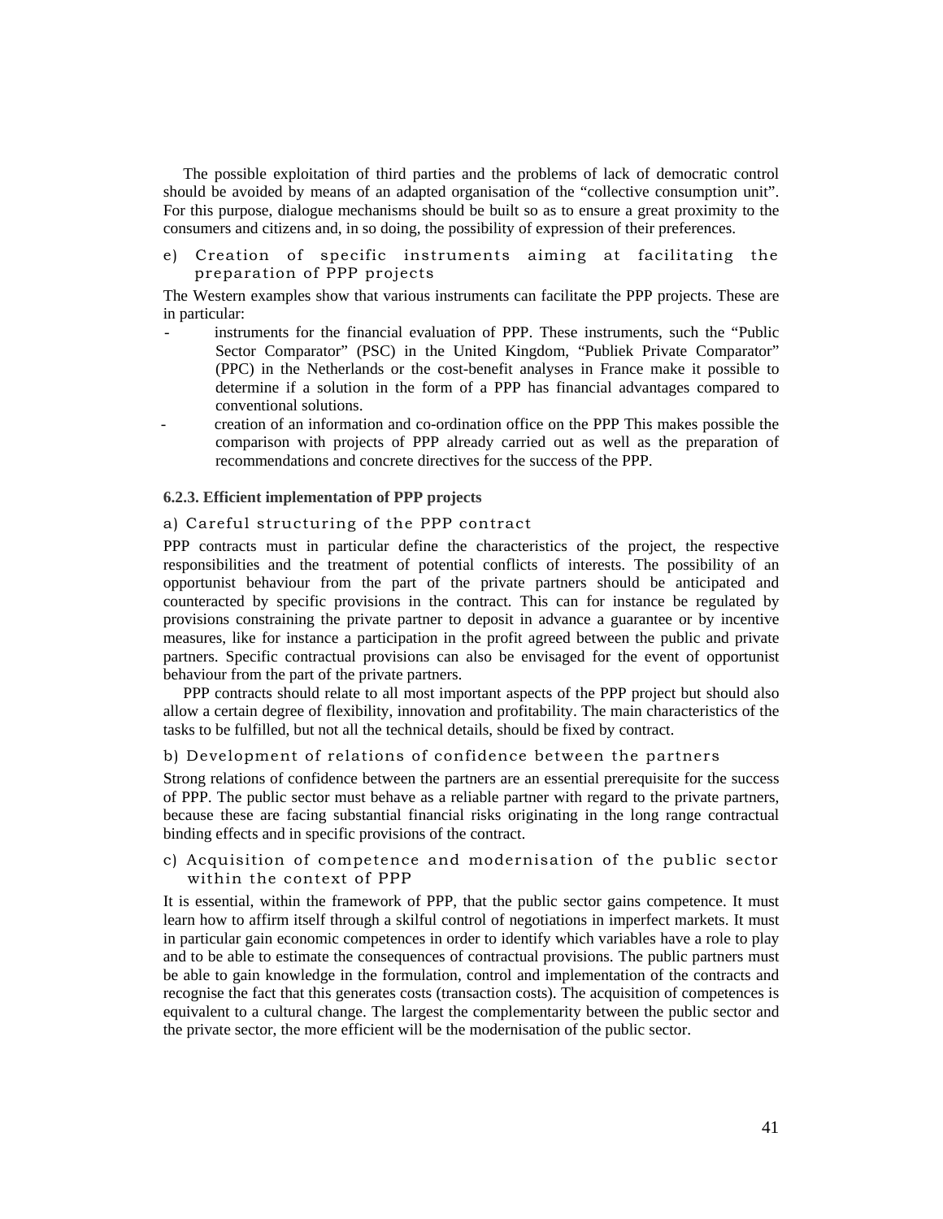The possible exploitation of third parties and the problems of lack of democratic control should be avoided by means of an adapted organisation of the "collective consumption unit". For this purpose, dialogue mechanisms should be built so as to ensure a great proximity to the consumers and citizens and, in so doing, the possibility of expression of their preferences.

e) Creation of specific instruments aiming at facilitating the preparation of PPP projects

The Western examples show that various instruments can facilitate the PPP projects. These are in particular:

- instruments for the financial evaluation of PPP. These instruments, such the "Public Sector Comparator" (PSC) in the United Kingdom, "Publiek Private Comparator" (PPC) in the Netherlands or the cost-benefit analyses in France make it possible to determine if a solution in the form of a PPP has financial advantages compared to conventional solutions.
- creation of an information and co-ordination office on the PPP This makes possible the comparison with projects of PPP already carried out as well as the preparation of recommendations and concrete directives for the success of the PPP.

**6.2.3. Efficient implementation of PPP projects**

a) Careful structuring of the PPP contract

PPP contracts must in particular define the characteristics of the project, the respective responsibilities and the treatment of potential conflicts of interests. The possibility of an opportunist behaviour from the part of the private partners should be anticipated and counteracted by specific provisions in the contract. This can for instance be regulated by provisions constraining the private partner to deposit in advance a guarantee or by incentive measures, like for instance a participation in the profit agreed between the public and private partners. Specific contractual provisions can also be envisaged for the event of opportunist behaviour from the part of the private partners.

PPP contracts should relate to all most important aspects of the PPP project but should also allow a certain degree of flexibility, innovation and profitability. The main characteristics of the tasks to be fulfilled, but not all the technical details, should be fixed by contract.

b) Development of relations of confidence between the partners

Strong relations of confidence between the partners are an essential prerequisite for the success of PPP. The public sector must behave as a reliable partner with regard to the private partners, because these are facing substantial financial risks originating in the long range contractual binding effects and in specific provisions of the contract.

c) Acquisition of competence and modernisation of the public sector within the context of PPP

It is essential, within the framework of PPP, that the public sector gains competence. It must learn how to affirm itself through a skilful control of negotiations in imperfect markets. It must in particular gain economic competences in order to identify which variables have a role to play and to be able to estimate the consequences of contractual provisions. The public partners must be able to gain knowledge in the formulation, control and implementation of the contracts and recognise the fact that this generates costs (transaction costs). The acquisition of competences is equivalent to a cultural change. The largest the complementarity between the public sector and the private sector, the more efficient will be the modernisation of the public sector.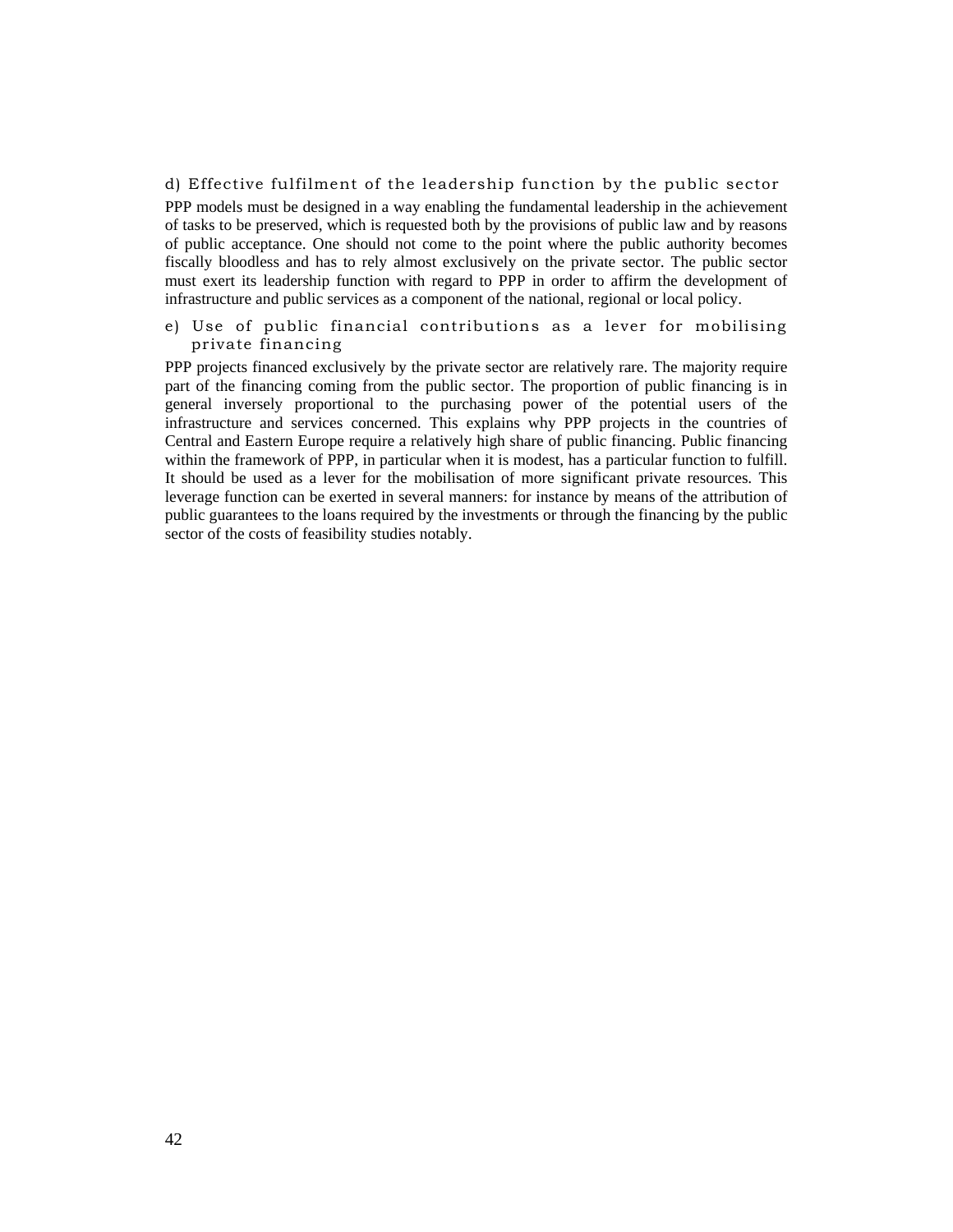#### d) Effective fulfilment of the leadership function by the public sector

PPP models must be designed in a way enabling the fundamental leadership in the achievement of tasks to be preserved, which is requested both by the provisions of public law and by reasons of public acceptance. One should not come to the point where the public authority becomes fiscally bloodless and has to rely almost exclusively on the private sector. The public sector must exert its leadership function with regard to PPP in order to affirm the development of infrastructure and public services as a component of the national, regional or local policy.

#### e) Use of public financial contributions as a lever for mobilising private financing

PPP projects financed exclusively by the private sector are relatively rare. The majority require part of the financing coming from the public sector. The proportion of public financing is in general inversely proportional to the purchasing power of the potential users of the infrastructure and services concerned. This explains why PPP projects in the countries of Central and Eastern Europe require a relatively high share of public financing. Public financing within the framework of PPP, in particular when it is modest, has a particular function to fulfill. It should be used as a lever for the mobilisation of more significant private resources. This leverage function can be exerted in several manners: for instance by means of the attribution of public guarantees to the loans required by the investments or through the financing by the public sector of the costs of feasibility studies notably.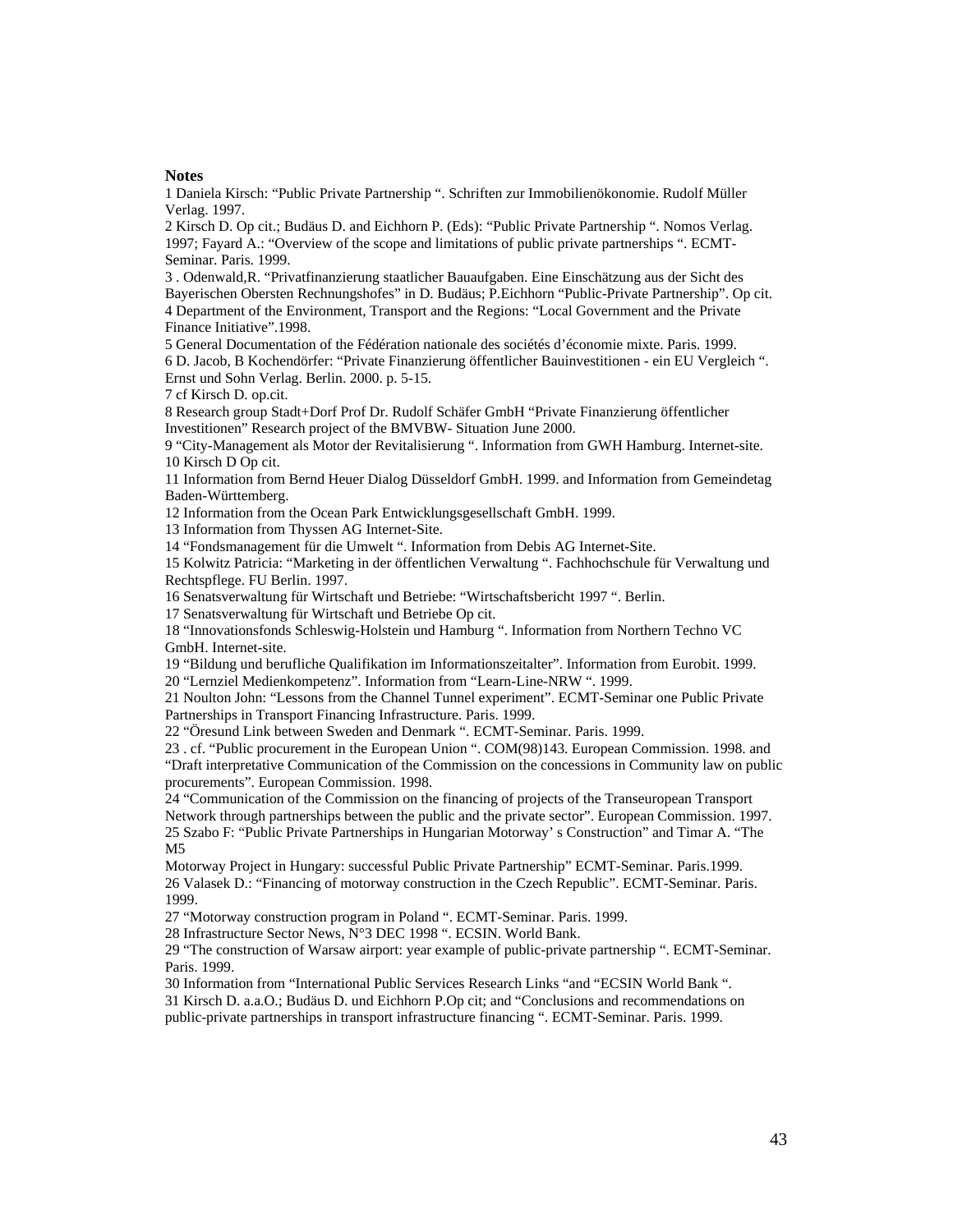**Notes**

1 Daniela Kirsch: “Public Private Partnership “. Schriften zur Immobilienökonomie. Rudolf Müller Verlag. 1997.

2 Kirsch D. Op cit.; Budäus D. and Eichhorn P. (Eds): “Public Private Partnership “. Nomos Verlag. 1997; Fayard A.: “Overview of the scope and limitations of public private partnerships “. ECMT-Seminar. Paris. 1999.

3 . Odenwald,R. “Privatfinanzierung staatlicher Bauaufgaben. Eine Einschätzung aus der Sicht des Bayerischen Obersten Rechnungshofes” in D. Budäus; P.Eichhorn “Public-Private Partnership”. Op cit.

4 Department of the Environment, Transport and the Regions: “Local Government and the Private Finance Initiative”.1998.

5 General Documentation of the Fédération nationale des sociétés d’économie mixte. Paris. 1999.

6 D. Jacob, B Kochendörfer: “Private Finanzierung öffentlicher Bauinvestitionen - ein EU Vergleich “. Ernst und Sohn Verlag. Berlin. 2000. p. 5-15.

7 cf Kirsch D. op.cit.

8 Research group Stadt+Dorf Prof Dr. Rudolf Schäfer GmbH “Private Finanzierung öffentlicher Investitionen” Research project of the BMVBW- Situation June 2000.

9 “City-Management als Motor der Revitalisierung “. Information from GWH Hamburg. Internet-site.

10 Kirsch D Op cit.

11 Information from Bernd Heuer Dialog Düsseldorf GmbH. 1999. and Information from Gemeindetag Baden-Württemberg.

12 Information from the Ocean Park Entwicklungsgesellschaft GmbH. 1999.

13 Information from Thyssen AG Internet-Site.

14 “Fondsmanagement für die Umwelt “. Information from Debis AG Internet-Site.

15 Kolwitz Patricia: “Marketing in der öffentlichen Verwaltung “. Fachhochschule für Verwaltung und Rechtspflege. FU Berlin. 1997.

16 Senatsverwaltung für Wirtschaft und Betriebe: “Wirtschaftsbericht 1997 “. Berlin.

17 Senatsverwaltung für Wirtschaft und Betriebe Op cit.

18 “Innovationsfonds Schleswig-Holstein und Hamburg “. Information from Northern Techno VC GmbH. Internet-site.

19 “Bildung und berufliche Qualifikation im Informationszeitalter”. Information from Eurobit. 1999.

20 “Lernziel Medienkompetenz”. Information from “Learn-Line-NRW “. 1999.

21 Noulton John: “Lessons from the Channel Tunnel experiment”. ECMT-Seminar one Public Private Partnerships in Transport Financing Infrastructure. Paris. 1999.

22 “Öresund Link between Sweden and Denmark “. ECMT-Seminar. Paris. 1999.

23 . cf. “Public procurement in the European Union “. COM(98)143. European Commission. 1998. and “Draft interpretative Communication of the Commission on the concessions in Community law on public procurements”. European Commission. 1998.

24 “Communication of the Commission on the financing of projects of the Transeuropean Transport Network through partnerships between the public and the private sector”. European Commission. 1997.

25 Szabo F: “Public Private Partnerships in Hungarian Motorway’ s Construction” and Timar A. “The M5 Motorway Project in Hungary: successful Public Private Partnership” ECMT-Seminar. Paris.1999.

26 Valasek D.: “Financing of motorway construction in the Czech Republic”. ECMT-Seminar. Paris. 1999.

27 “Motorway construction program in Poland “. ECMT-Seminar. Paris. 1999.

28 Infrastructure Sector News, N°3 DEC 1998 “. ECSIN. World Bank.

29 “The construction of Warsaw airport: year example of public-private partnership “. ECMT-Seminar. Paris. 1999.

30 Information from “International Public Services Research Links “and “ECSIN World Bank “.

31 Kirsch D. a.a.O.; Budäus D. und Eichhorn P.Op cit; and “Conclusions and recommendations on public-private partnerships in transport infrastructure financing “. ECMT-Seminar. Paris. 1999.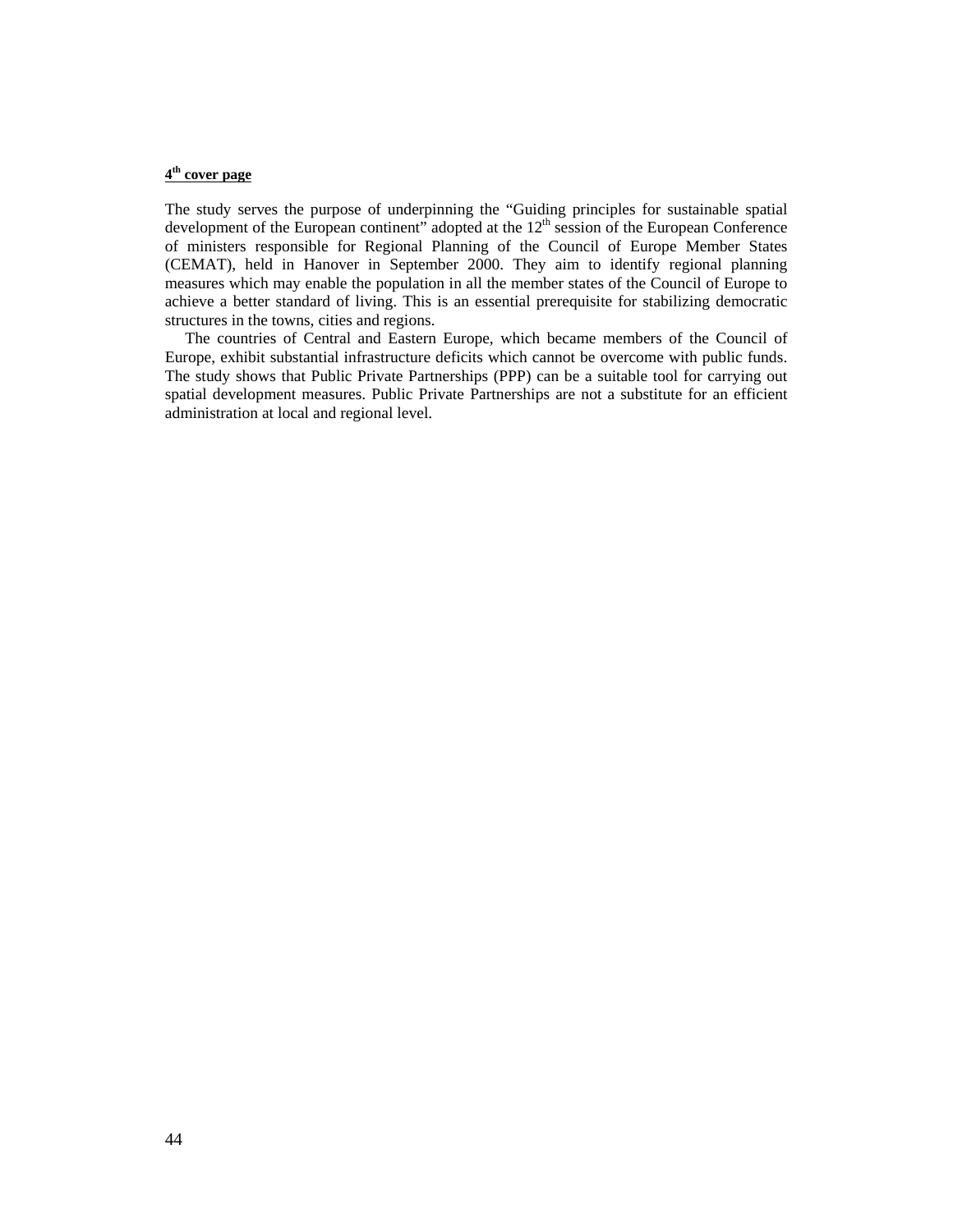**4th cover page**

The study serves the purpose of underpinning the "Guiding principles for sustainable spatial development of the European continent" adopted at the 12th session of the European Conference of ministers responsible for Regional Planning of the Council of Europe Member States (CEMAT), held in Hanover in September 2000. They aim to identify regional planning measures which may enable the population in all the member states of the Council of Europe to achieve a better standard of living. This is an essential prerequisite for stabilizing democratic structures in the towns, cities and regions.

The countries of Central and Eastern Europe, which became members of the Council of Europe, exhibit substantial infrastructure deficits which cannot be overcome with public funds. The study shows that Public Private Partnerships (PPP) can be a suitable tool for carrying out spatial development measures. Public Private Partnerships are not a substitute for an efficient administration at local and regional level.